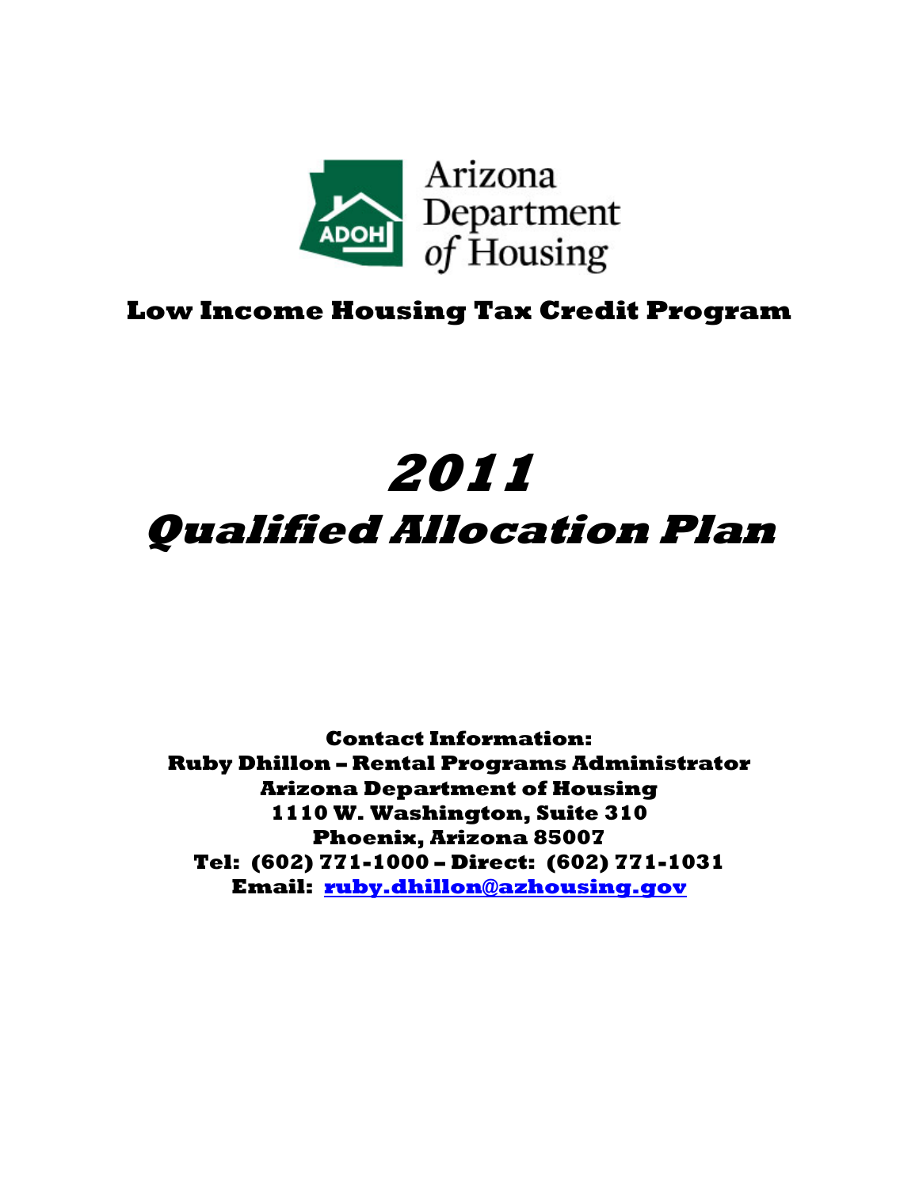Arizona Department of Housing

ADOH

**Low Income Housing Tax Credit Program**

# *2011*
# *Qualified Allocation Plan*

**Contact Information:**
**Ruby Dhillon – Rental Programs Administrator**
**Arizona Department of Housing**
**1110 W. Washington, Suite 310**
**Phoenix, Arizona 85007**
**Tel: (602) 771-1000 – Direct: (602) 771-1031**
**Email: ruby.dhillon@azhousing.gov**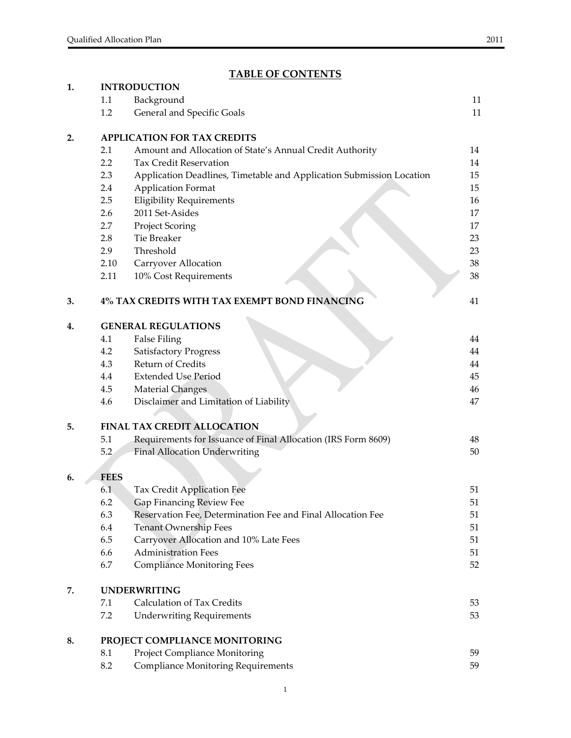## TABLE OF CONTENTS

| | | | |
|---|---|---|---|
| **1.** | **INTRODUCTION** | | |
| | 1.1 | Background | 11 |
| | 1.2 | General and Specific Goals | 11 |
| **2.** | **APPLICATION FOR TAX CREDITS** | | |
| | 2.1 | Amount and Allocation of State's Annual Credit Authority | 14 |
| | 2.2 | Tax Credit Reservation | 14 |
| | 2.3 | Application Deadlines, Timetable and Application Submission Location | 15 |
| | 2.4 | Application Format | 15 |
| | 2.5 | Eligibility Requirements | 16 |
| | 2.6 | 2011 Set-Asides | 17 |
| | 2.7 | Project Scoring | 17 |
| | 2.8 | Tie Breaker | 23 |
| | 2.9 | Threshold | 23 |
| | 2.10 | Carryover Allocation | 38 |
| | 2.11 | 10% Cost Requirements | 38 |
| **3.** | **4% TAX CREDITS WITH TAX EXEMPT BOND FINANCING** | | 41 |
| **4.** | **GENERAL REGULATIONS** | | |
| | 4.1 | False Filing | 44 |
| | 4.2 | Satisfactory Progress | 44 |
| | 4.3 | Return of Credits | 44 |
| | 4.4 | Extended Use Period | 45 |
| | 4.5 | Material Changes | 46 |
| | 4.6 | Disclaimer and Limitation of Liability | 47 |
| **5.** | **FINAL TAX CREDIT ALLOCATION** | | |
| | 5.1 | Requirements for Issuance of Final Allocation (IRS Form 8609) | 48 |
| | 5.2 | Final Allocation Underwriting | 50 |
| **6.** | **FEES** | | |
| | 6.1 | Tax Credit Application Fee | 51 |
| | 6.2 | Gap Financing Review Fee | 51 |
| | 6.3 | Reservation Fee, Determination Fee and Final Allocation Fee | 51 |
| | 6.4 | Tenant Ownership Fees | 51 |
| | 6.5 | Carryover Allocation and 10% Late Fees | 51 |
| | 6.6 | Administration Fees | 51 |
| | 6.7 | Compliance Monitoring Fees | 52 |
| **7.** | **UNDERWRITING** | | |
| | 7.1 | Calculation of Tax Credits | 53 |
| | 7.2 | Underwriting Requirements | 53 |
| **8.** | **PROJECT COMPLIANCE MONITORING** | | |
| | 8.1 | Project Compliance Monitoring | 59 |
| | 8.2 | Compliance Monitoring Requirements | 59 |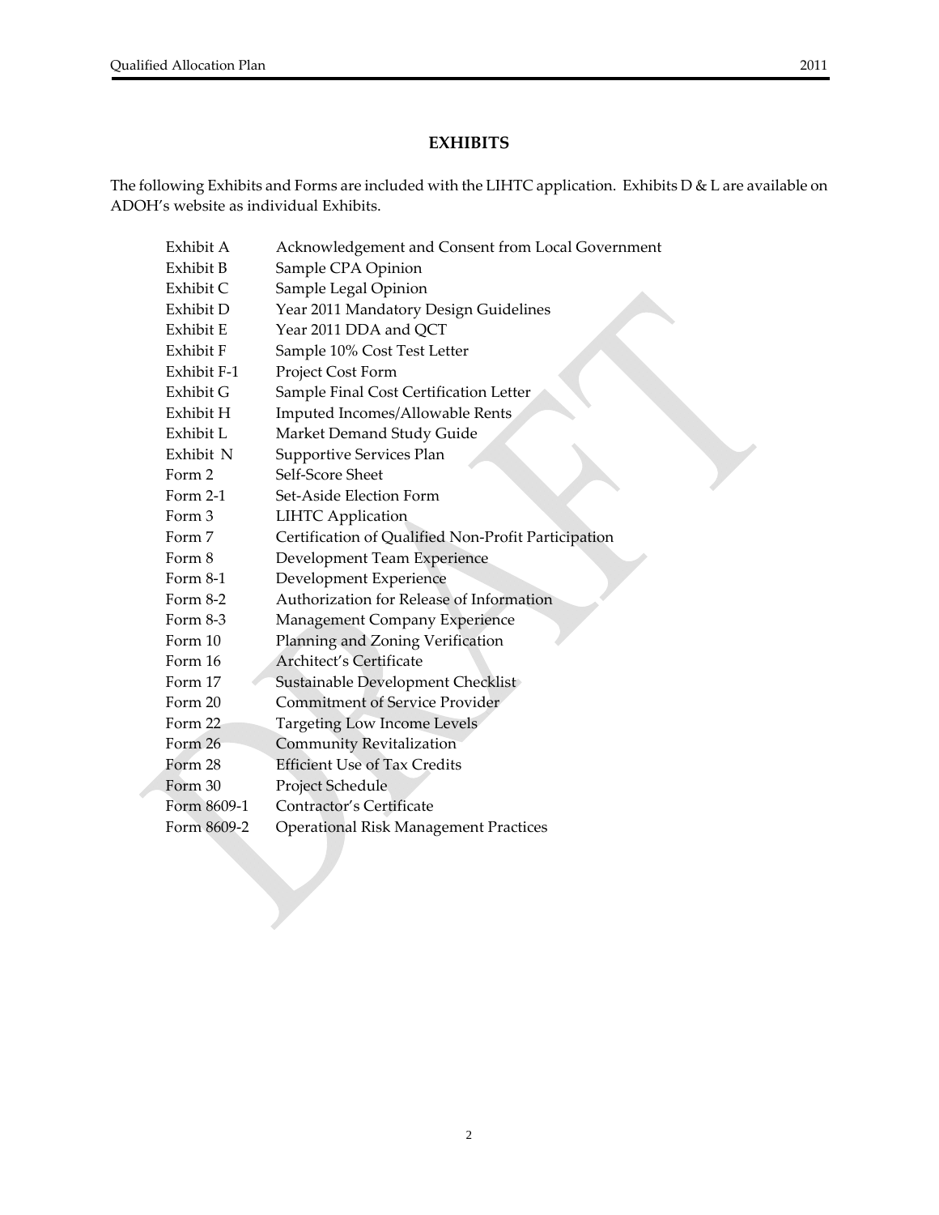## EXHIBITS

The following Exhibits and Forms are included with the LIHTC application. Exhibits D & L are available on ADOH's website as individual Exhibits.

| | |
|---|---|
| Exhibit A | Acknowledgement and Consent from Local Government |
| Exhibit B | Sample CPA Opinion |
| Exhibit C | Sample Legal Opinion |
| Exhibit D | Year 2011 Mandatory Design Guidelines |
| Exhibit E | Year 2011 DDA and QCT |
| Exhibit F | Sample 10% Cost Test Letter |
| Exhibit F-1 | Project Cost Form |
| Exhibit G | Sample Final Cost Certification Letter |
| Exhibit H | Imputed Incomes/Allowable Rents |
| Exhibit L | Market Demand Study Guide |
| Exhibit N | Supportive Services Plan |
| Form 2 | Self-Score Sheet |
| Form 2-1 | Set-Aside Election Form |
| Form 3 | LIHTC Application |
| Form 7 | Certification of Qualified Non-Profit Participation |
| Form 8 | Development Team Experience |
| Form 8-1 | Development Experience |
| Form 8-2 | Authorization for Release of Information |
| Form 8-3 | Management Company Experience |
| Form 10 | Planning and Zoning Verification |
| Form 16 | Architect's Certificate |
| Form 17 | Sustainable Development Checklist |
| Form 20 | Commitment of Service Provider |
| Form 22 | Targeting Low Income Levels |
| Form 26 | Community Revitalization |
| Form 28 | Efficient Use of Tax Credits |
| Form 30 | Project Schedule |
| Form 8609-1 | Contractor's Certificate |
| Form 8609-2 | Operational Risk Management Practices |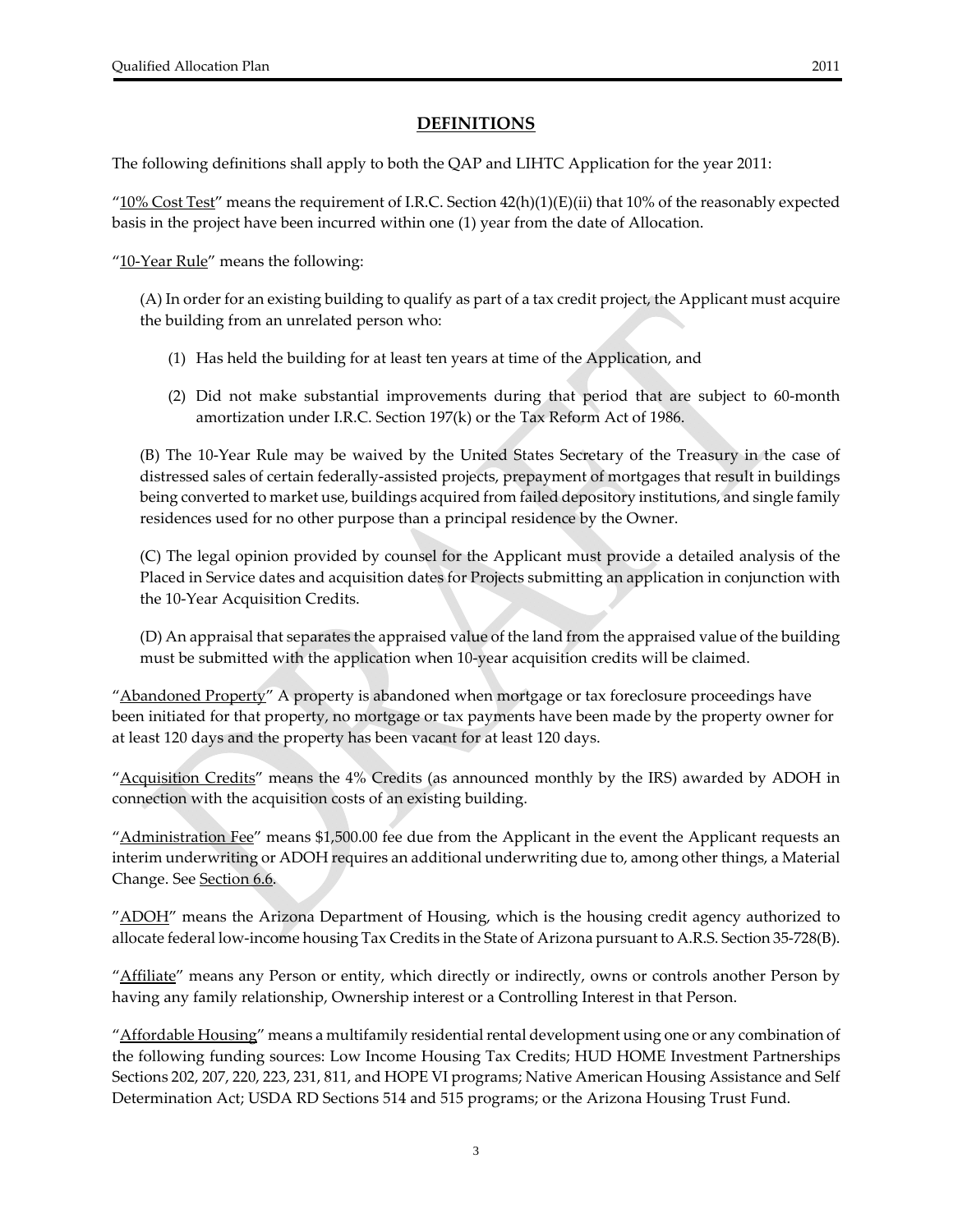## DEFINITIONS

The following definitions shall apply to both the QAP and LIHTC Application for the year 2011:

"10% Cost Test" means the requirement of I.R.C. Section 42(h)(1)(E)(ii) that 10% of the reasonably expected basis in the project have been incurred within one (1) year from the date of Allocation.

"10-Year Rule" means the following:

(A) In order for an existing building to qualify as part of a tax credit project, the Applicant must acquire the building from an unrelated person who:

(1) Has held the building for at least ten years at time of the Application, and

(2) Did not make substantial improvements during that period that are subject to 60-month amortization under I.R.C. Section 197(k) or the Tax Reform Act of 1986.

(B) The 10-Year Rule may be waived by the United States Secretary of the Treasury in the case of distressed sales of certain federally-assisted projects, prepayment of mortgages that result in buildings being converted to market use, buildings acquired from failed depository institutions, and single family residences used for no other purpose than a principal residence by the Owner.

(C) The legal opinion provided by counsel for the Applicant must provide a detailed analysis of the Placed in Service dates and acquisition dates for Projects submitting an application in conjunction with the 10-Year Acquisition Credits.

(D) An appraisal that separates the appraised value of the land from the appraised value of the building must be submitted with the application when 10-year acquisition credits will be claimed.

"Abandoned Property" A property is abandoned when mortgage or tax foreclosure proceedings have been initiated for that property, no mortgage or tax payments have been made by the property owner for at least 120 days and the property has been vacant for at least 120 days.

"Acquisition Credits" means the 4% Credits (as announced monthly by the IRS) awarded by ADOH in connection with the acquisition costs of an existing building.

"Administration Fee" means $1,500.00 fee due from the Applicant in the event the Applicant requests an interim underwriting or ADOH requires an additional underwriting due to, among other things, a Material Change. See Section 6.6.

"ADOH" means the Arizona Department of Housing, which is the housing credit agency authorized to allocate federal low-income housing Tax Credits in the State of Arizona pursuant to A.R.S. Section 35-728(B).

"Affiliate" means any Person or entity, which directly or indirectly, owns or controls another Person by having any family relationship, Ownership interest or a Controlling Interest in that Person.

"Affordable Housing" means a multifamily residential rental development using one or any combination of the following funding sources: Low Income Housing Tax Credits; HUD HOME Investment Partnerships Sections 202, 207, 220, 223, 231, 811, and HOPE VI programs; Native American Housing Assistance and Self Determination Act; USDA RD Sections 514 and 515 programs; or the Arizona Housing Trust Fund.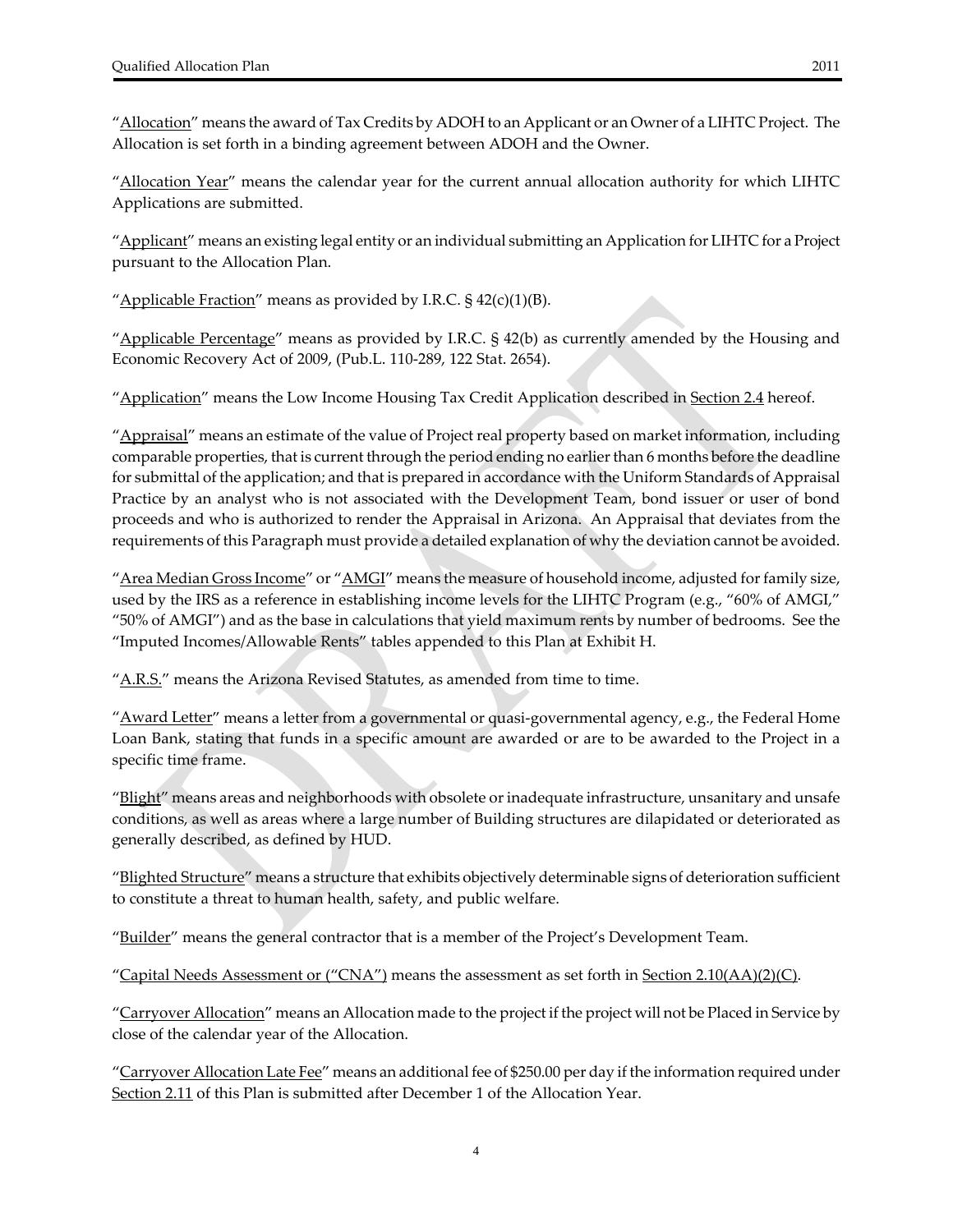"Allocation" means the award of Tax Credits by ADOH to an Applicant or an Owner of a LIHTC Project. The Allocation is set forth in a binding agreement between ADOH and the Owner.

"Allocation Year" means the calendar year for the current annual allocation authority for which LIHTC Applications are submitted.

"Applicant" means an existing legal entity or an individual submitting an Application for LIHTC for a Project pursuant to the Allocation Plan.

"Applicable Fraction" means as provided by I.R.C. § 42(c)(1)(B).

"Applicable Percentage" means as provided by I.R.C. § 42(b) as currently amended by the Housing and Economic Recovery Act of 2009, (Pub.L. 110-289, 122 Stat. 2654).

"Application" means the Low Income Housing Tax Credit Application described in Section 2.4 hereof.

"Appraisal" means an estimate of the value of Project real property based on market information, including comparable properties, that is current through the period ending no earlier than 6 months before the deadline for submittal of the application; and that is prepared in accordance with the Uniform Standards of Appraisal Practice by an analyst who is not associated with the Development Team, bond issuer or user of bond proceeds and who is authorized to render the Appraisal in Arizona. An Appraisal that deviates from the requirements of this Paragraph must provide a detailed explanation of why the deviation cannot be avoided.

"Area Median Gross Income" or "AMGI" means the measure of household income, adjusted for family size, used by the IRS as a reference in establishing income levels for the LIHTC Program (e.g., "60% of AMGI," "50% of AMGI") and as the base in calculations that yield maximum rents by number of bedrooms. See the "Imputed Incomes/Allowable Rents" tables appended to this Plan at Exhibit H.

"A.R.S." means the Arizona Revised Statutes, as amended from time to time.

"Award Letter" means a letter from a governmental or quasi-governmental agency, e.g., the Federal Home Loan Bank, stating that funds in a specific amount are awarded or are to be awarded to the Project in a specific time frame.

"Blight" means areas and neighborhoods with obsolete or inadequate infrastructure, unsanitary and unsafe conditions, as well as areas where a large number of Building structures are dilapidated or deteriorated as generally described, as defined by HUD.

"Blighted Structure" means a structure that exhibits objectively determinable signs of deterioration sufficient to constitute a threat to human health, safety, and public welfare.

"Builder" means the general contractor that is a member of the Project's Development Team.

"Capital Needs Assessment or ("CNA") means the assessment as set forth in Section 2.10(AA)(2)(C).

"Carryover Allocation" means an Allocation made to the project if the project will not be Placed in Service by close of the calendar year of the Allocation.

"Carryover Allocation Late Fee" means an additional fee of $250.00 per day if the information required under Section 2.11 of this Plan is submitted after December 1 of the Allocation Year.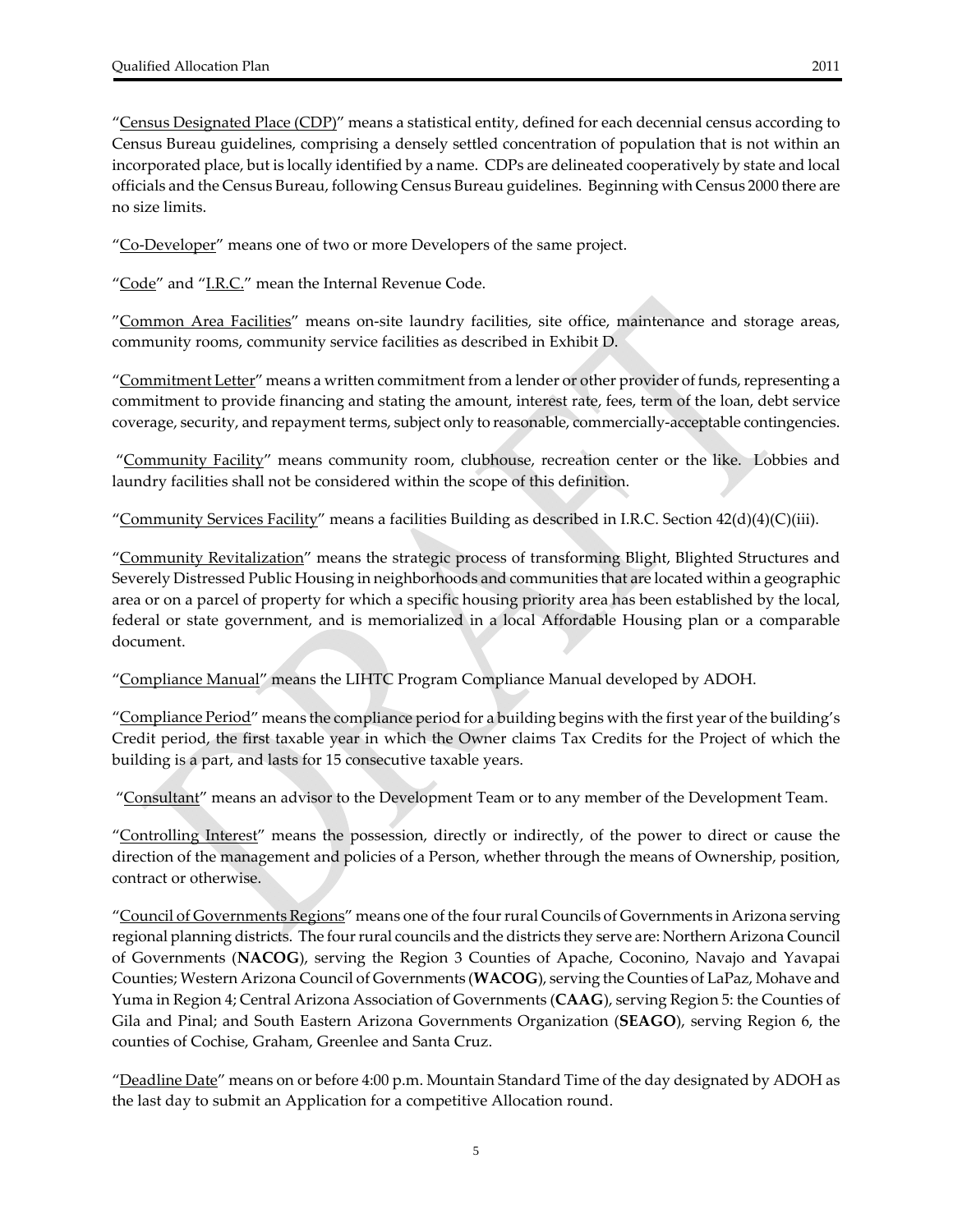"Census Designated Place (CDP)" means a statistical entity, defined for each decennial census according to Census Bureau guidelines, comprising a densely settled concentration of population that is not within an incorporated place, but is locally identified by a name. CDPs are delineated cooperatively by state and local officials and the Census Bureau, following Census Bureau guidelines. Beginning with Census 2000 there are no size limits.

"Co-Developer" means one of two or more Developers of the same project.

"Code" and "I.R.C." mean the Internal Revenue Code.

"Common Area Facilities" means on-site laundry facilities, site office, maintenance and storage areas, community rooms, community service facilities as described in Exhibit D.

"Commitment Letter" means a written commitment from a lender or other provider of funds, representing a commitment to provide financing and stating the amount, interest rate, fees, term of the loan, debt service coverage, security, and repayment terms, subject only to reasonable, commercially-acceptable contingencies.

"Community Facility" means community room, clubhouse, recreation center or the like. Lobbies and laundry facilities shall not be considered within the scope of this definition.

"Community Services Facility" means a facilities Building as described in I.R.C. Section 42(d)(4)(C)(iii).

"Community Revitalization" means the strategic process of transforming Blight, Blighted Structures and Severely Distressed Public Housing in neighborhoods and communities that are located within a geographic area or on a parcel of property for which a specific housing priority area has been established by the local, federal or state government, and is memorialized in a local Affordable Housing plan or a comparable document.

"Compliance Manual" means the LIHTC Program Compliance Manual developed by ADOH.

"Compliance Period" means the compliance period for a building begins with the first year of the building's Credit period, the first taxable year in which the Owner claims Tax Credits for the Project of which the building is a part, and lasts for 15 consecutive taxable years.

"Consultant" means an advisor to the Development Team or to any member of the Development Team.

"Controlling Interest" means the possession, directly or indirectly, of the power to direct or cause the direction of the management and policies of a Person, whether through the means of Ownership, position, contract or otherwise.

"Council of Governments Regions" means one of the four rural Councils of Governments in Arizona serving regional planning districts. The four rural councils and the districts they serve are: Northern Arizona Council of Governments (**NACOG**), serving the Region 3 Counties of Apache, Coconino, Navajo and Yavapai Counties; Western Arizona Council of Governments (**WACOG**), serving the Counties of LaPaz, Mohave and Yuma in Region 4; Central Arizona Association of Governments (**CAAG**), serving Region 5: the Counties of Gila and Pinal; and South Eastern Arizona Governments Organization (**SEAGO**), serving Region 6, the counties of Cochise, Graham, Greenlee and Santa Cruz.

"Deadline Date" means on or before 4:00 p.m. Mountain Standard Time of the day designated by ADOH as the last day to submit an Application for a competitive Allocation round.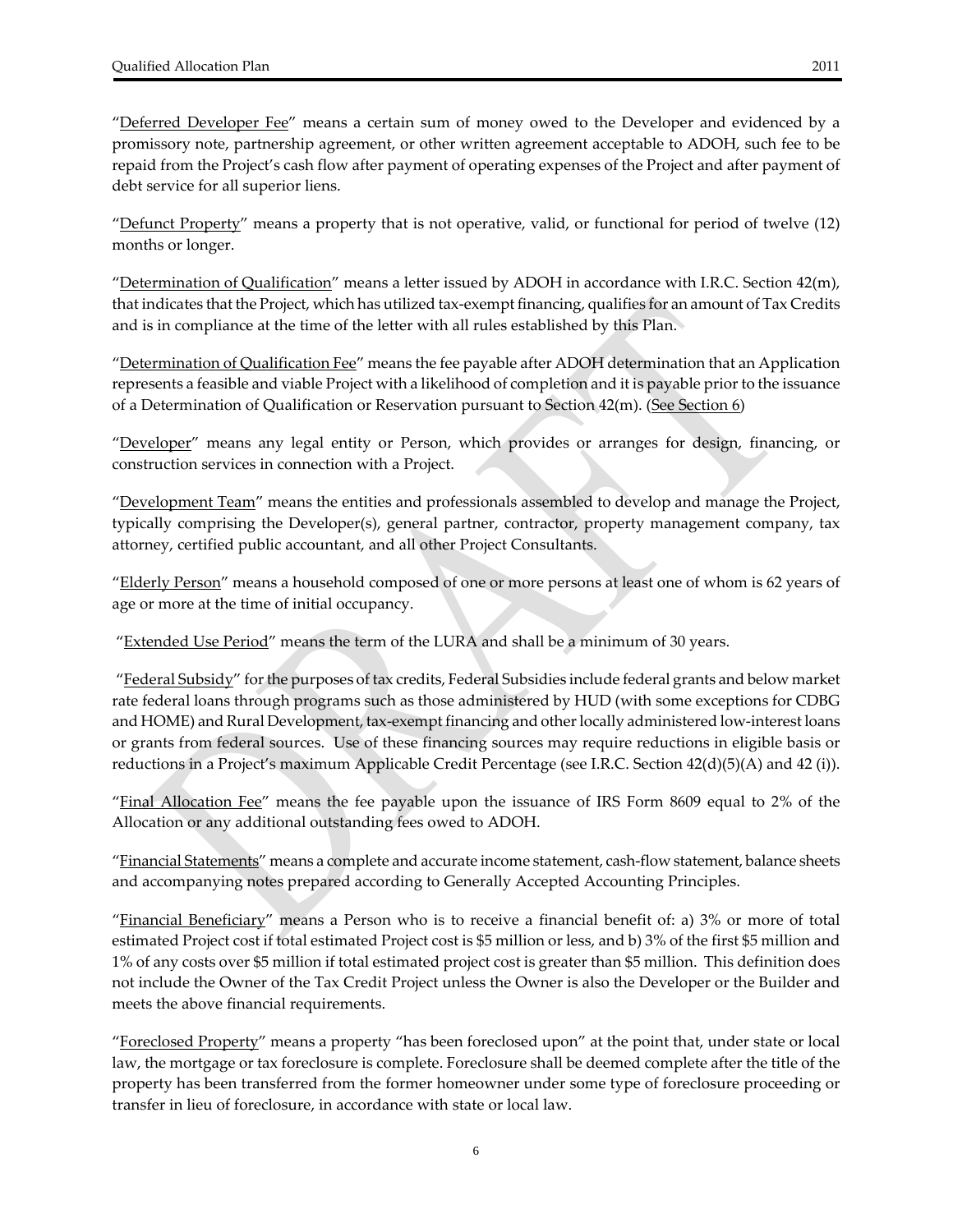"Deferred Developer Fee" means a certain sum of money owed to the Developer and evidenced by a promissory note, partnership agreement, or other written agreement acceptable to ADOH, such fee to be repaid from the Project's cash flow after payment of operating expenses of the Project and after payment of debt service for all superior liens.

"Defunct Property" means a property that is not operative, valid, or functional for period of twelve (12) months or longer.

"Determination of Qualification" means a letter issued by ADOH in accordance with I.R.C. Section 42(m), that indicates that the Project, which has utilized tax-exempt financing, qualifies for an amount of Tax Credits and is in compliance at the time of the letter with all rules established by this Plan.

"Determination of Qualification Fee" means the fee payable after ADOH determination that an Application represents a feasible and viable Project with a likelihood of completion and it is payable prior to the issuance of a Determination of Qualification or Reservation pursuant to Section 42(m). (See Section 6)

"Developer" means any legal entity or Person, which provides or arranges for design, financing, or construction services in connection with a Project.

"Development Team" means the entities and professionals assembled to develop and manage the Project, typically comprising the Developer(s), general partner, contractor, property management company, tax attorney, certified public accountant, and all other Project Consultants.

"Elderly Person" means a household composed of one or more persons at least one of whom is 62 years of age or more at the time of initial occupancy.

"Extended Use Period" means the term of the LURA and shall be a minimum of 30 years.

"Federal Subsidy" for the purposes of tax credits, Federal Subsidies include federal grants and below market rate federal loans through programs such as those administered by HUD (with some exceptions for CDBG and HOME) and Rural Development, tax-exempt financing and other locally administered low-interest loans or grants from federal sources. Use of these financing sources may require reductions in eligible basis or reductions in a Project's maximum Applicable Credit Percentage (see I.R.C. Section 42(d)(5)(A) and 42 (i)).

"Final Allocation Fee" means the fee payable upon the issuance of IRS Form 8609 equal to 2% of the Allocation or any additional outstanding fees owed to ADOH.

"Financial Statements" means a complete and accurate income statement, cash-flow statement, balance sheets and accompanying notes prepared according to Generally Accepted Accounting Principles.

"Financial Beneficiary" means a Person who is to receive a financial benefit of: a) 3% or more of total estimated Project cost if total estimated Project cost is $5 million or less, and b) 3% of the first $5 million and 1% of any costs over $5 million if total estimated project cost is greater than $5 million. This definition does not include the Owner of the Tax Credit Project unless the Owner is also the Developer or the Builder and meets the above financial requirements.

"Foreclosed Property" means a property "has been foreclosed upon" at the point that, under state or local law, the mortgage or tax foreclosure is complete. Foreclosure shall be deemed complete after the title of the property has been transferred from the former homeowner under some type of foreclosure proceeding or transfer in lieu of foreclosure, in accordance with state or local law.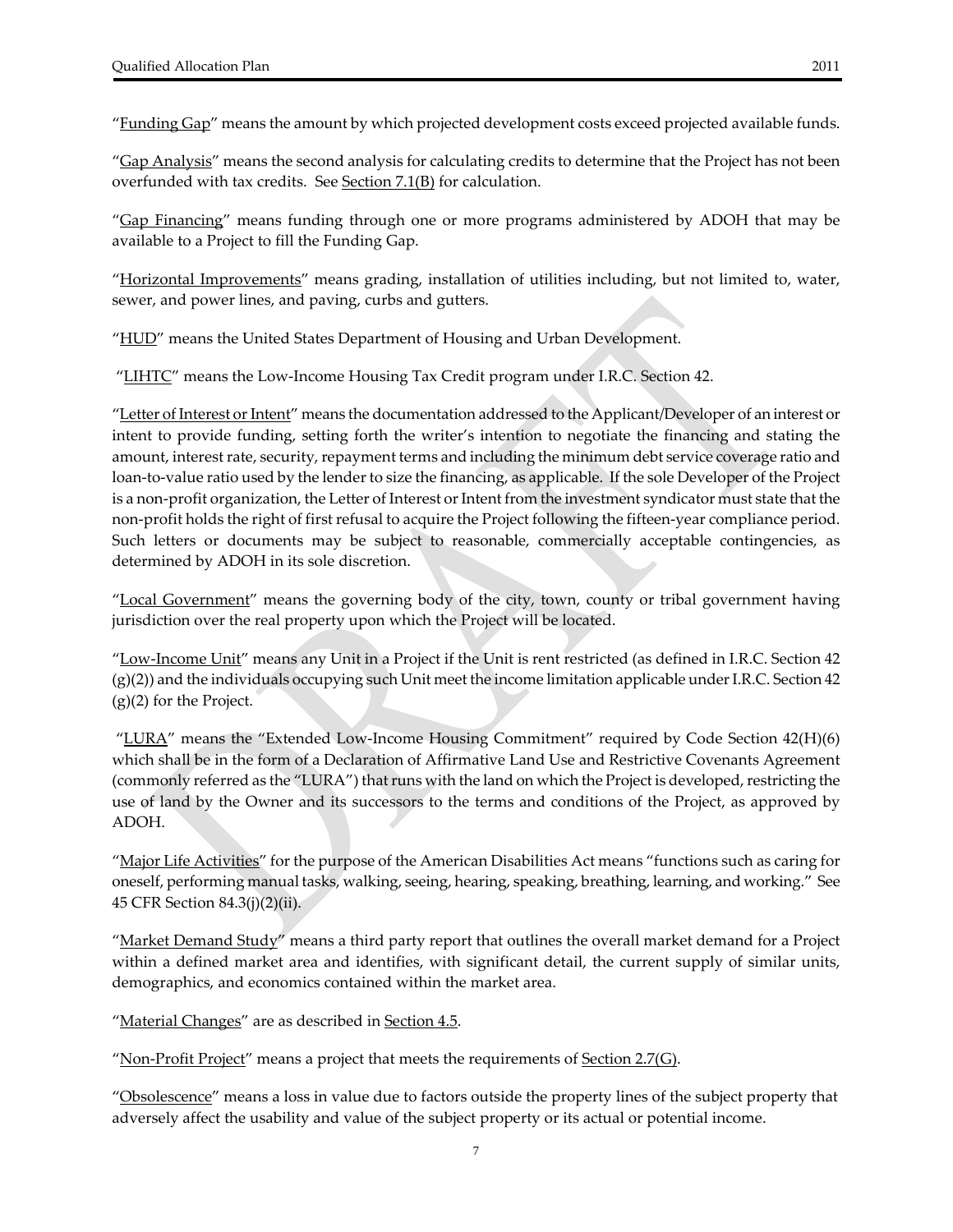"Funding Gap" means the amount by which projected development costs exceed projected available funds.

"Gap Analysis" means the second analysis for calculating credits to determine that the Project has not been overfunded with tax credits. See Section 7.1(B) for calculation.

"Gap Financing" means funding through one or more programs administered by ADOH that may be available to a Project to fill the Funding Gap.

"Horizontal Improvements" means grading, installation of utilities including, but not limited to, water, sewer, and power lines, and paving, curbs and gutters.

"HUD" means the United States Department of Housing and Urban Development.

"LIHTC" means the Low-Income Housing Tax Credit program under I.R.C. Section 42.

"Letter of Interest or Intent" means the documentation addressed to the Applicant/Developer of an interest or intent to provide funding, setting forth the writer's intention to negotiate the financing and stating the amount, interest rate, security, repayment terms and including the minimum debt service coverage ratio and loan-to-value ratio used by the lender to size the financing, as applicable. If the sole Developer of the Project is a non-profit organization, the Letter of Interest or Intent from the investment syndicator must state that the non-profit holds the right of first refusal to acquire the Project following the fifteen-year compliance period. Such letters or documents may be subject to reasonable, commercially acceptable contingencies, as determined by ADOH in its sole discretion.

"Local Government" means the governing body of the city, town, county or tribal government having jurisdiction over the real property upon which the Project will be located.

"Low-Income Unit" means any Unit in a Project if the Unit is rent restricted (as defined in I.R.C. Section 42 (g)(2)) and the individuals occupying such Unit meet the income limitation applicable under I.R.C. Section 42 (g)(2) for the Project.

"LURA" means the "Extended Low-Income Housing Commitment" required by Code Section 42(H)(6) which shall be in the form of a Declaration of Affirmative Land Use and Restrictive Covenants Agreement (commonly referred as the "LURA") that runs with the land on which the Project is developed, restricting the use of land by the Owner and its successors to the terms and conditions of the Project, as approved by ADOH.

"Major Life Activities" for the purpose of the American Disabilities Act means "functions such as caring for oneself, performing manual tasks, walking, seeing, hearing, speaking, breathing, learning, and working." See 45 CFR Section 84.3(j)(2)(ii).

"Market Demand Study" means a third party report that outlines the overall market demand for a Project within a defined market area and identifies, with significant detail, the current supply of similar units, demographics, and economics contained within the market area.

"Material Changes" are as described in Section 4.5.

"Non-Profit Project" means a project that meets the requirements of Section 2.7(G).

"Obsolescence" means a loss in value due to factors outside the property lines of the subject property that adversely affect the usability and value of the subject property or its actual or potential income.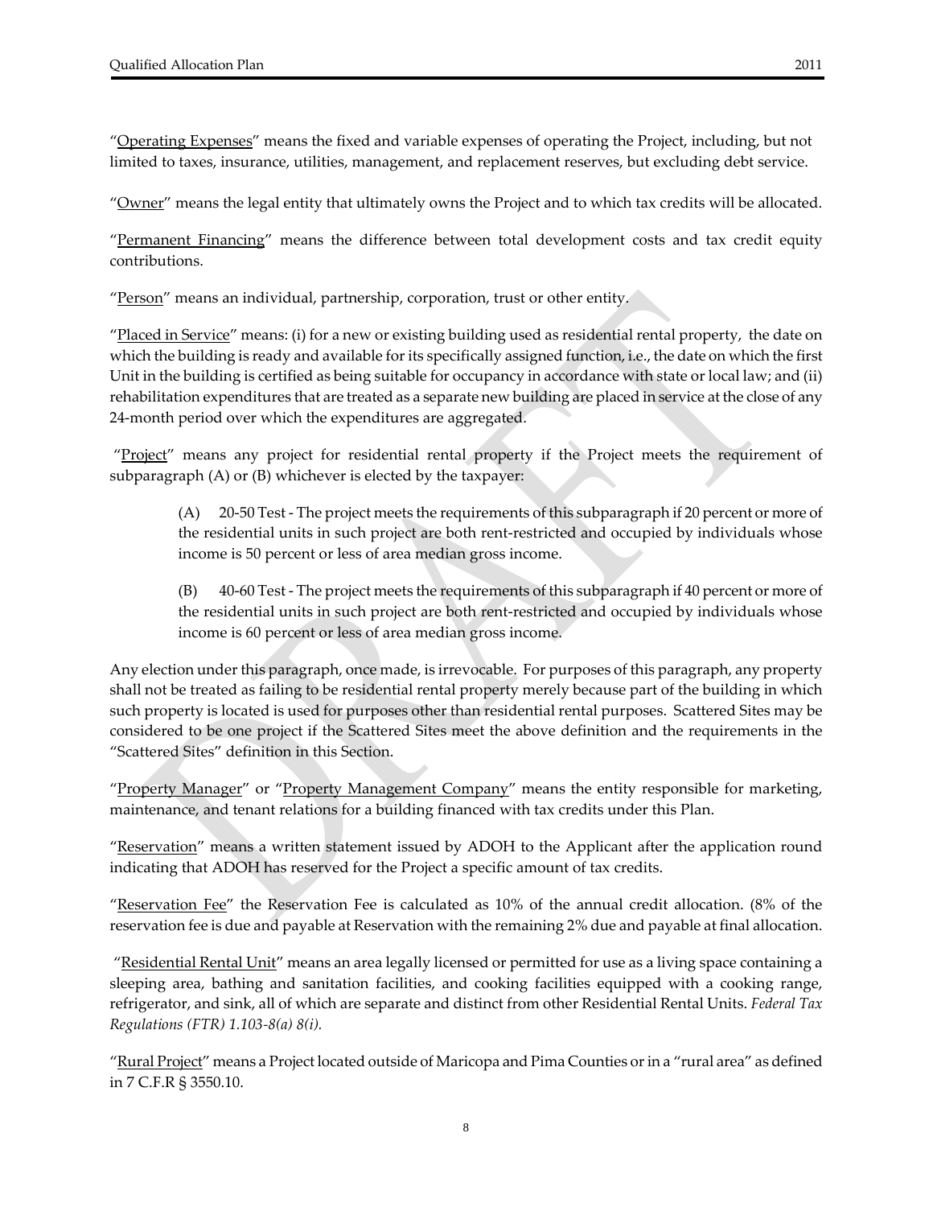"Operating Expenses" means the fixed and variable expenses of operating the Project, including, but not limited to taxes, insurance, utilities, management, and replacement reserves, but excluding debt service.

"Owner" means the legal entity that ultimately owns the Project and to which tax credits will be allocated.

"Permanent Financing" means the difference between total development costs and tax credit equity contributions.

"Person" means an individual, partnership, corporation, trust or other entity.

"Placed in Service" means: (i) for a new or existing building used as residential rental property, the date on which the building is ready and available for its specifically assigned function, i.e., the date on which the first Unit in the building is certified as being suitable for occupancy in accordance with state or local law; and (ii) rehabilitation expenditures that are treated as a separate new building are placed in service at the close of any 24-month period over which the expenditures are aggregated.

"Project" means any project for residential rental property if the Project meets the requirement of subparagraph (A) or (B) whichever is elected by the taxpayer:

> (A) 20-50 Test - The project meets the requirements of this subparagraph if 20 percent or more of the residential units in such project are both rent-restricted and occupied by individuals whose income is 50 percent or less of area median gross income.
>
> (B) 40-60 Test - The project meets the requirements of this subparagraph if 40 percent or more of the residential units in such project are both rent-restricted and occupied by individuals whose income is 60 percent or less of area median gross income.

Any election under this paragraph, once made, is irrevocable. For purposes of this paragraph, any property shall not be treated as failing to be residential rental property merely because part of the building in which such property is located is used for purposes other than residential rental purposes. Scattered Sites may be considered to be one project if the Scattered Sites meet the above definition and the requirements in the "Scattered Sites" definition in this Section.

"Property Manager" or "Property Management Company" means the entity responsible for marketing, maintenance, and tenant relations for a building financed with tax credits under this Plan.

"Reservation" means a written statement issued by ADOH to the Applicant after the application round indicating that ADOH has reserved for the Project a specific amount of tax credits.

"Reservation Fee" the Reservation Fee is calculated as 10% of the annual credit allocation. (8% of the reservation fee is due and payable at Reservation with the remaining 2% due and payable at final allocation.

"Residential Rental Unit" means an area legally licensed or permitted for use as a living space containing a sleeping area, bathing and sanitation facilities, and cooking facilities equipped with a cooking range, refrigerator, and sink, all of which are separate and distinct from other Residential Rental Units. *Federal Tax Regulations (FTR) 1.103-8(a) 8(i).*

"Rural Project" means a Project located outside of Maricopa and Pima Counties or in a "rural area" as defined in 7 C.F.R § 3550.10.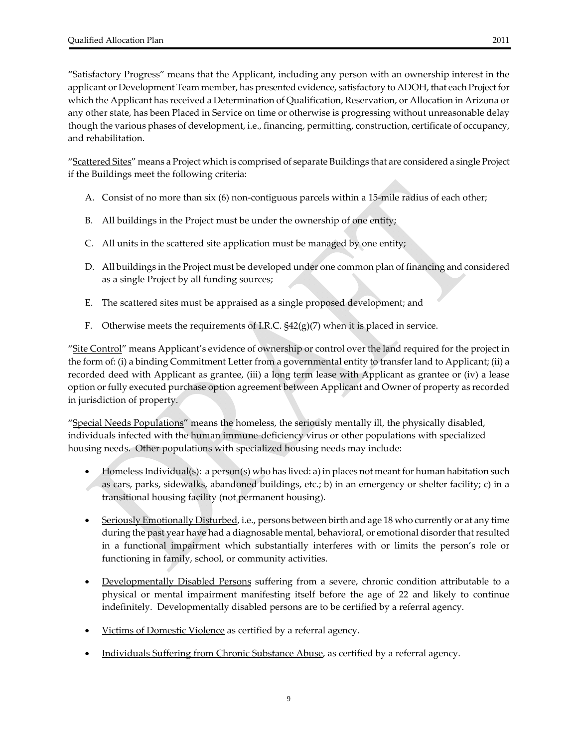"Satisfactory Progress" means that the Applicant, including any person with an ownership interest in the applicant or Development Team member, has presented evidence, satisfactory to ADOH, that each Project for which the Applicant has received a Determination of Qualification, Reservation, or Allocation in Arizona or any other state, has been Placed in Service on time or otherwise is progressing without unreasonable delay though the various phases of development, i.e., financing, permitting, construction, certificate of occupancy, and rehabilitation.

"Scattered Sites" means a Project which is comprised of separate Buildings that are considered a single Project if the Buildings meet the following criteria:

A. Consist of no more than six (6) non-contiguous parcels within a 15-mile radius of each other;

B. All buildings in the Project must be under the ownership of one entity;

C. All units in the scattered site application must be managed by one entity;

D. All buildings in the Project must be developed under one common plan of financing and considered as a single Project by all funding sources;

E. The scattered sites must be appraised as a single proposed development; and

F. Otherwise meets the requirements of I.R.C. §42(g)(7) when it is placed in service.

"Site Control" means Applicant's evidence of ownership or control over the land required for the project in the form of: (i) a binding Commitment Letter from a governmental entity to transfer land to Applicant; (ii) a recorded deed with Applicant as grantee, (iii) a long term lease with Applicant as grantee or (iv) a lease option or fully executed purchase option agreement between Applicant and Owner of property as recorded in jurisdiction of property.

"Special Needs Populations" means the homeless, the seriously mentally ill, the physically disabled, individuals infected with the human immune-deficiency virus or other populations with specialized housing needs. Other populations with specialized housing needs may include:

- Homeless Individual(s): a person(s) who has lived: a) in places not meant for human habitation such as cars, parks, sidewalks, abandoned buildings, etc.; b) in an emergency or shelter facility; c) in a transitional housing facility (not permanent housing).

- Seriously Emotionally Disturbed, i.e., persons between birth and age 18 who currently or at any time during the past year have had a diagnosable mental, behavioral, or emotional disorder that resulted in a functional impairment which substantially interferes with or limits the person's role or functioning in family, school, or community activities.

- Developmentally Disabled Persons suffering from a severe, chronic condition attributable to a physical or mental impairment manifesting itself before the age of 22 and likely to continue indefinitely. Developmentally disabled persons are to be certified by a referral agency.

- Victims of Domestic Violence as certified by a referral agency.

- Individuals Suffering from Chronic Substance Abuse, as certified by a referral agency.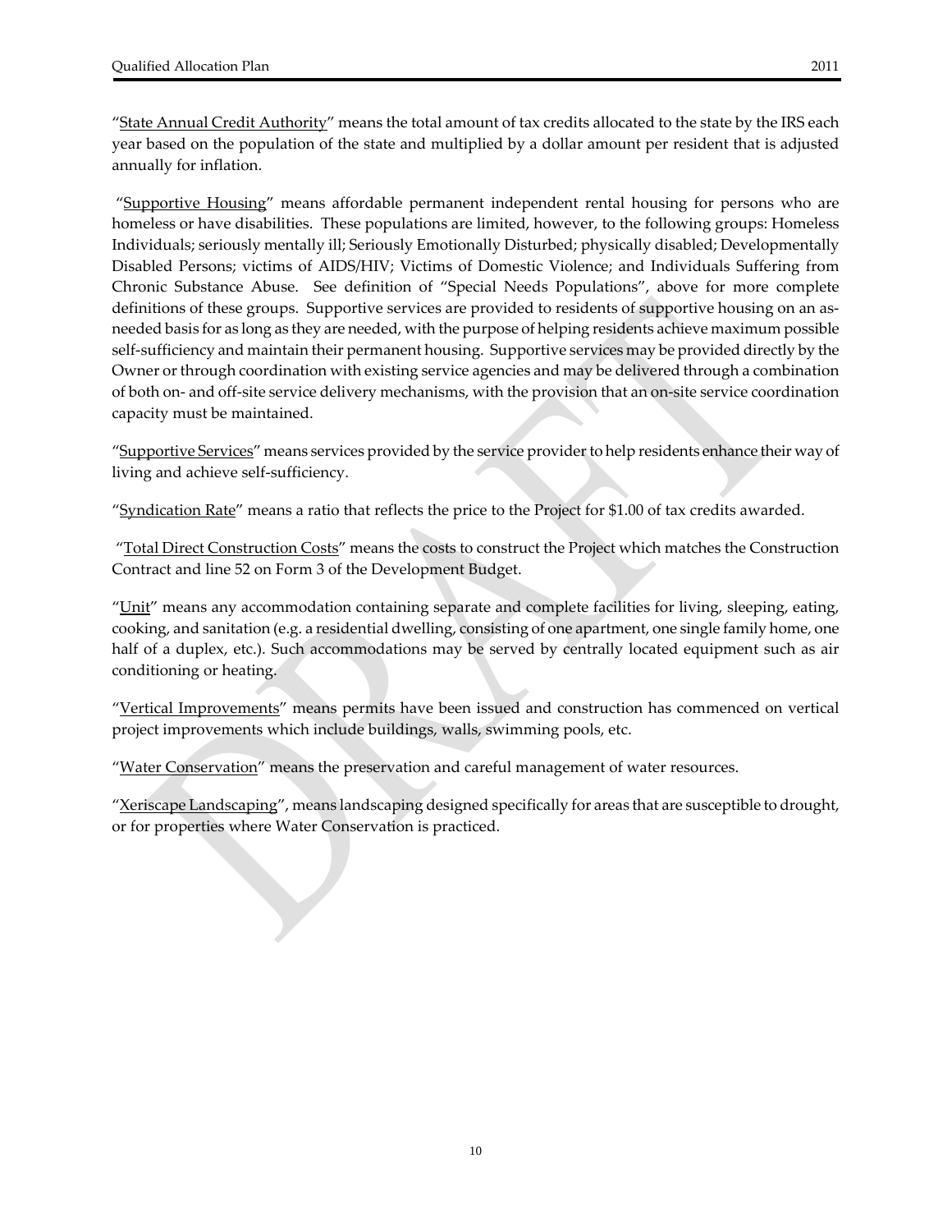"State Annual Credit Authority" means the total amount of tax credits allocated to the state by the IRS each year based on the population of the state and multiplied by a dollar amount per resident that is adjusted annually for inflation.

"Supportive Housing" means affordable permanent independent rental housing for persons who are homeless or have disabilities. These populations are limited, however, to the following groups: Homeless Individuals; seriously mentally ill; Seriously Emotionally Disturbed; physically disabled; Developmentally Disabled Persons; victims of AIDS/HIV; Victims of Domestic Violence; and Individuals Suffering from Chronic Substance Abuse. See definition of "Special Needs Populations", above for more complete definitions of these groups. Supportive services are provided to residents of supportive housing on an as-needed basis for as long as they are needed, with the purpose of helping residents achieve maximum possible self-sufficiency and maintain their permanent housing. Supportive services may be provided directly by the Owner or through coordination with existing service agencies and may be delivered through a combination of both on- and off-site service delivery mechanisms, with the provision that an on-site service coordination capacity must be maintained.

"Supportive Services" means services provided by the service provider to help residents enhance their way of living and achieve self-sufficiency.

"Syndication Rate" means a ratio that reflects the price to the Project for $1.00 of tax credits awarded.

"Total Direct Construction Costs" means the costs to construct the Project which matches the Construction Contract and line 52 on Form 3 of the Development Budget.

"Unit" means any accommodation containing separate and complete facilities for living, sleeping, eating, cooking, and sanitation (e.g. a residential dwelling, consisting of one apartment, one single family home, one half of a duplex, etc.). Such accommodations may be served by centrally located equipment such as air conditioning or heating.

"Vertical Improvements" means permits have been issued and construction has commenced on vertical project improvements which include buildings, walls, swimming pools, etc.

"Water Conservation" means the preservation and careful management of water resources.

"Xeriscape Landscaping", means landscaping designed specifically for areas that are susceptible to drought, or for properties where Water Conservation is practiced.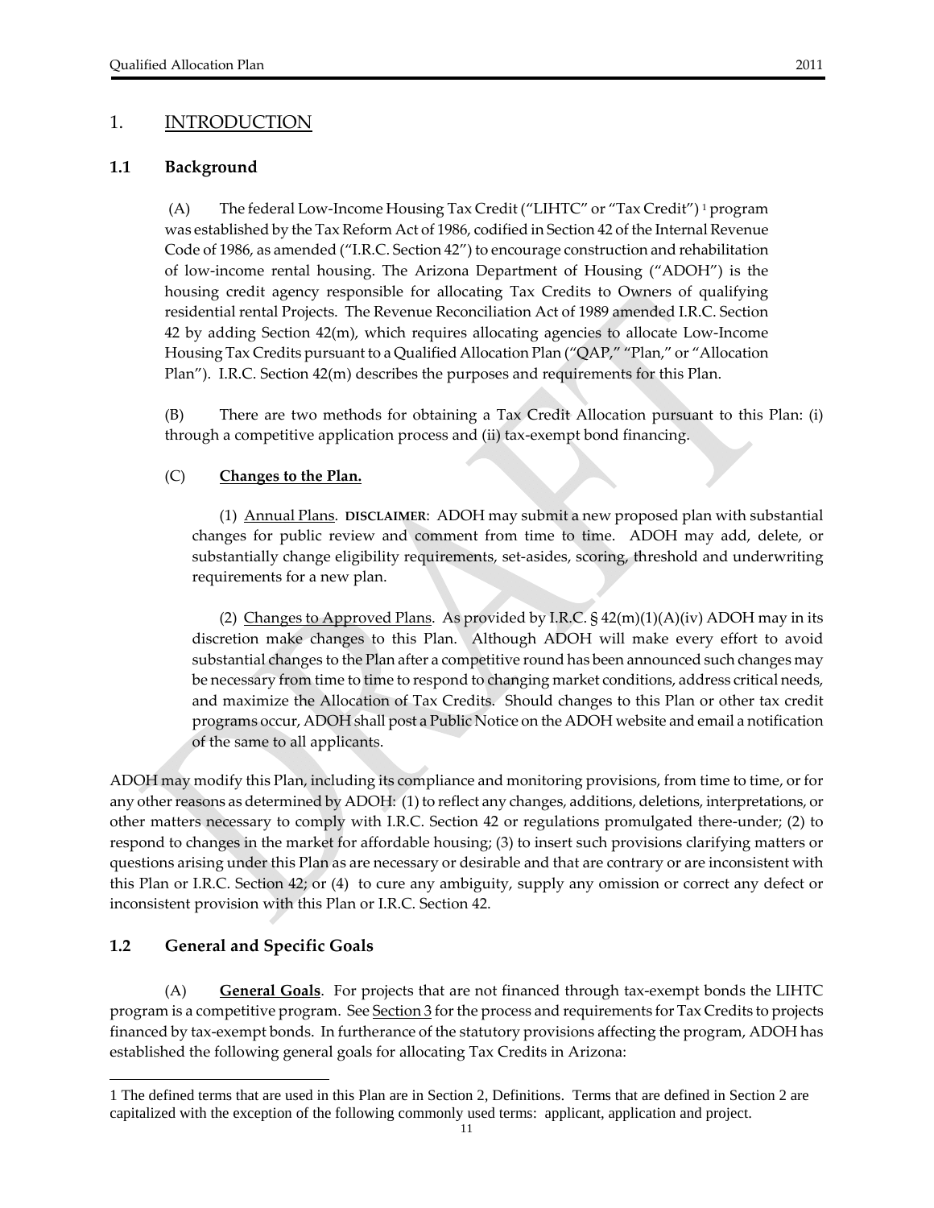# 1. INTRODUCTION

## 1.1 Background

(A) The federal Low-Income Housing Tax Credit ("LIHTC" or "Tax Credit") [1] program was established by the Tax Reform Act of 1986, codified in Section 42 of the Internal Revenue Code of 1986, as amended ("I.R.C. Section 42") to encourage construction and rehabilitation of low-income rental housing. The Arizona Department of Housing ("ADOH") is the housing credit agency responsible for allocating Tax Credits to Owners of qualifying residential rental Projects. The Revenue Reconciliation Act of 1989 amended I.R.C. Section 42 by adding Section 42(m), which requires allocating agencies to allocate Low-Income Housing Tax Credits pursuant to a Qualified Allocation Plan ("QAP," "Plan," or "Allocation Plan"). I.R.C. Section 42(m) describes the purposes and requirements for this Plan.

(B) There are two methods for obtaining a Tax Credit Allocation pursuant to this Plan: (i) through a competitive application process and (ii) tax-exempt bond financing.

(C) **Changes to the Plan.**

(1) Annual Plans. **DISCLAIMER**: ADOH may submit a new proposed plan with substantial changes for public review and comment from time to time. ADOH may add, delete, or substantially change eligibility requirements, set-asides, scoring, threshold and underwriting requirements for a new plan.

(2) Changes to Approved Plans. As provided by I.R.C. § 42(m)(1)(A)(iv) ADOH may in its discretion make changes to this Plan. Although ADOH will make every effort to avoid substantial changes to the Plan after a competitive round has been announced such changes may be necessary from time to time to respond to changing market conditions, address critical needs, and maximize the Allocation of Tax Credits. Should changes to this Plan or other tax credit programs occur, ADOH shall post a Public Notice on the ADOH website and email a notification of the same to all applicants.

ADOH may modify this Plan, including its compliance and monitoring provisions, from time to time, or for any other reasons as determined by ADOH: (1) to reflect any changes, additions, deletions, interpretations, or other matters necessary to comply with I.R.C. Section 42 or regulations promulgated there-under; (2) to respond to changes in the market for affordable housing; (3) to insert such provisions clarifying matters or questions arising under this Plan as are necessary or desirable and that are contrary or are inconsistent with this Plan or I.R.C. Section 42; or (4) to cure any ambiguity, supply any omission or correct any defect or inconsistent provision with this Plan or I.R.C. Section 42.

## 1.2 General and Specific Goals

(A) **General Goals**. For projects that are not financed through tax-exempt bonds the LIHTC program is a competitive program. See Section 3 for the process and requirements for Tax Credits to projects financed by tax-exempt bonds. In furtherance of the statutory provisions affecting the program, ADOH has established the following general goals for allocating Tax Credits in Arizona:

---

[1] The defined terms that are used in this Plan are in Section 2, Definitions. Terms that are defined in Section 2 are capitalized with the exception of the following commonly used terms: applicant, application and project.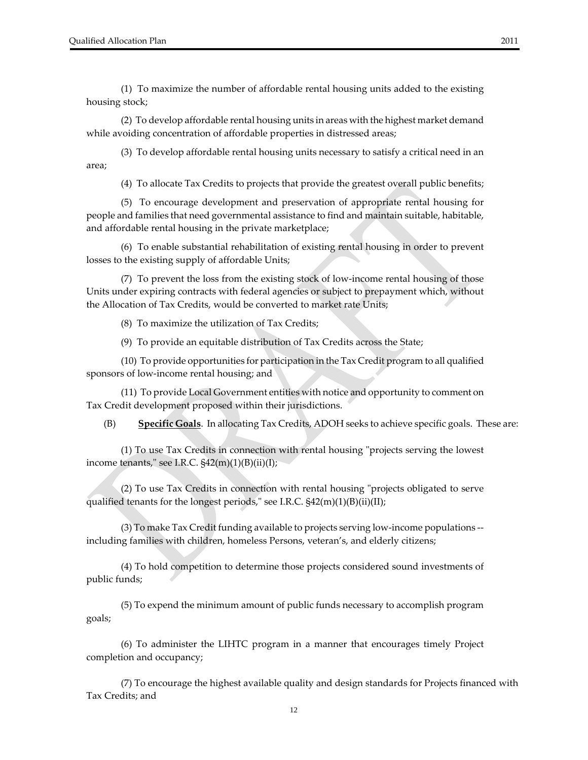(1) To maximize the number of affordable rental housing units added to the existing housing stock;

(2) To develop affordable rental housing units in areas with the highest market demand while avoiding concentration of affordable properties in distressed areas;

(3) To develop affordable rental housing units necessary to satisfy a critical need in an area;

(4) To allocate Tax Credits to projects that provide the greatest overall public benefits;

(5) To encourage development and preservation of appropriate rental housing for people and families that need governmental assistance to find and maintain suitable, habitable, and affordable rental housing in the private marketplace;

(6) To enable substantial rehabilitation of existing rental housing in order to prevent losses to the existing supply of affordable Units;

(7) To prevent the loss from the existing stock of low-income rental housing of those Units under expiring contracts with federal agencies or subject to prepayment which, without the Allocation of Tax Credits, would be converted to market rate Units;

(8) To maximize the utilization of Tax Credits;

(9) To provide an equitable distribution of Tax Credits across the State;

(10) To provide opportunities for participation in the Tax Credit program to all qualified sponsors of low-income rental housing; and

(11) To provide Local Government entities with notice and opportunity to comment on Tax Credit development proposed within their jurisdictions.

(B) **Specific Goals**. In allocating Tax Credits, ADOH seeks to achieve specific goals. These are:

(1) To use Tax Credits in connection with rental housing "projects serving the lowest income tenants," see I.R.C. §42(m)(1)(B)(ii)(I);

(2) To use Tax Credits in connection with rental housing "projects obligated to serve qualified tenants for the longest periods," see I.R.C. §42(m)(1)(B)(ii)(II);

(3) To make Tax Credit funding available to projects serving low-income populations -- including families with children, homeless Persons, veteran's, and elderly citizens;

(4) To hold competition to determine those projects considered sound investments of public funds;

(5) To expend the minimum amount of public funds necessary to accomplish program goals;

(6) To administer the LIHTC program in a manner that encourages timely Project completion and occupancy;

(7) To encourage the highest available quality and design standards for Projects financed with Tax Credits; and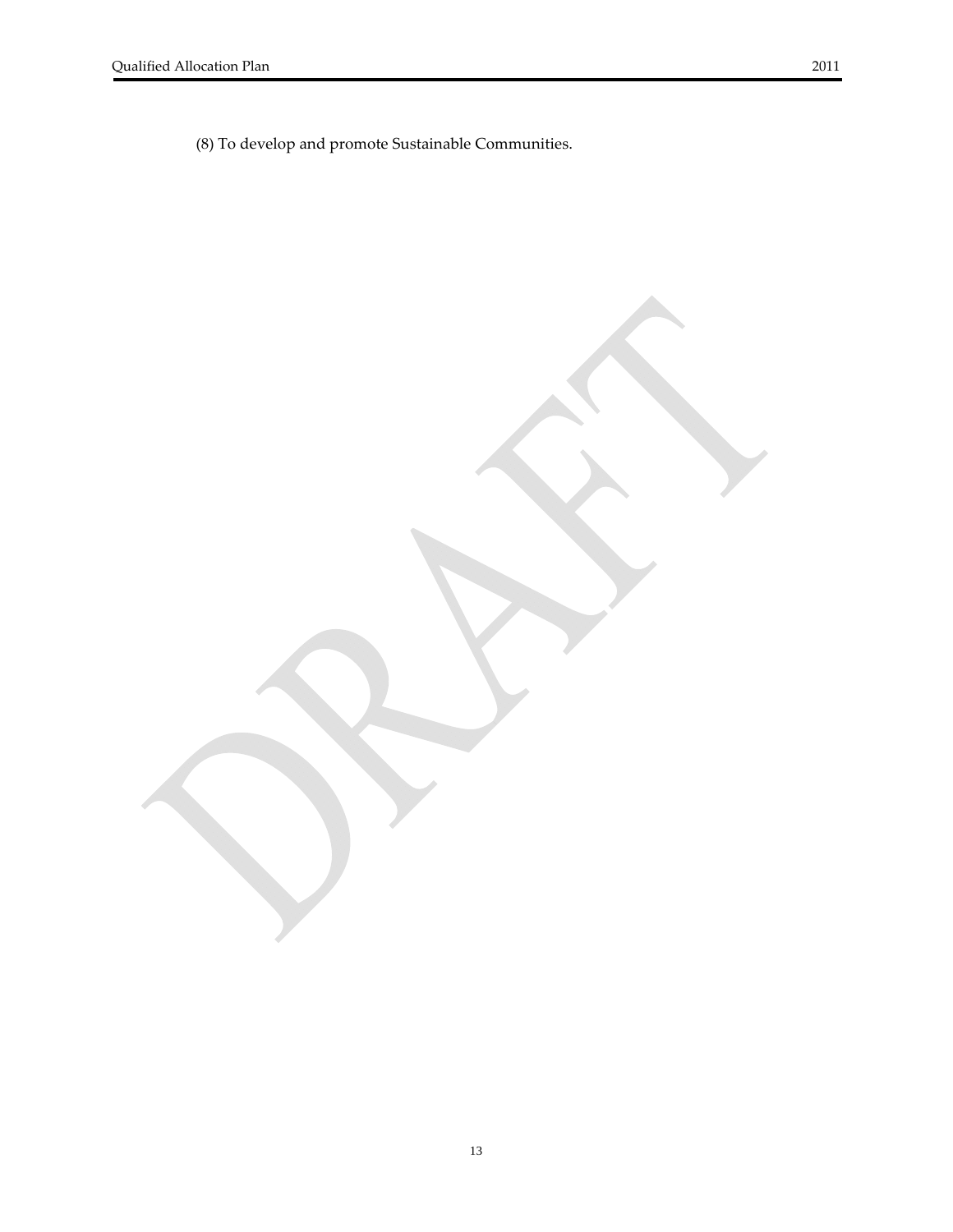(8) To develop and promote Sustainable Communities.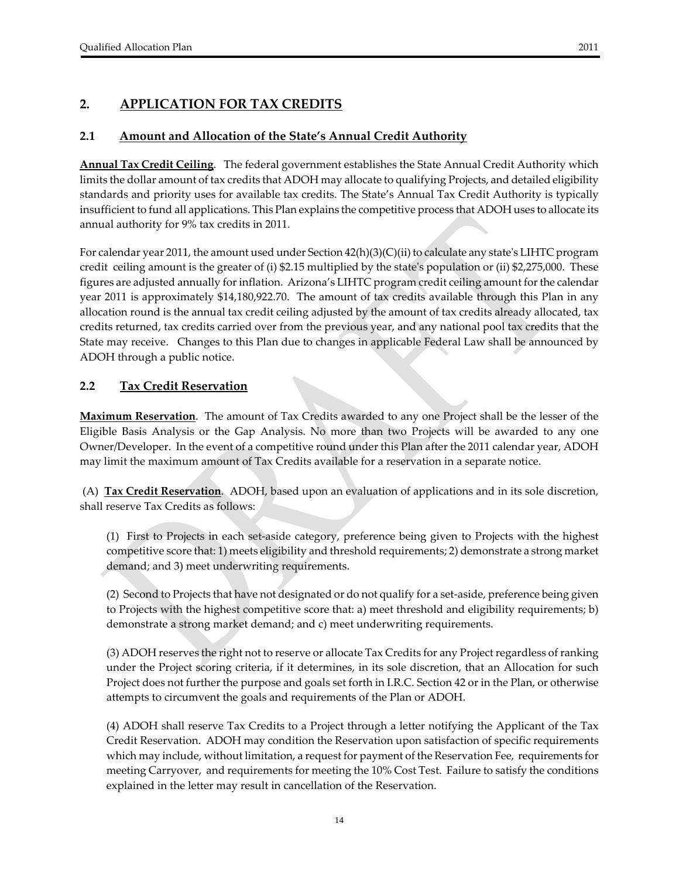## 2. APPLICATION FOR TAX CREDITS

### 2.1 Amount and Allocation of the State's Annual Credit Authority

**Annual Tax Credit Ceiling**. The federal government establishes the State Annual Credit Authority which limits the dollar amount of tax credits that ADOH may allocate to qualifying Projects, and detailed eligibility standards and priority uses for available tax credits. The State's Annual Tax Credit Authority is typically insufficient to fund all applications. This Plan explains the competitive process that ADOH uses to allocate its annual authority for 9% tax credits in 2011.

For calendar year 2011, the amount used under Section 42(h)(3)(C)(ii) to calculate any state's LIHTC program credit ceiling amount is the greater of (i) $2.15 multiplied by the state's population or (ii) $2,275,000. These figures are adjusted annually for inflation. Arizona's LIHTC program credit ceiling amount for the calendar year 2011 is approximately $14,180,922.70. The amount of tax credits available through this Plan in any allocation round is the annual tax credit ceiling adjusted by the amount of tax credits already allocated, tax credits returned, tax credits carried over from the previous year, and any national pool tax credits that the State may receive. Changes to this Plan due to changes in applicable Federal Law shall be announced by ADOH through a public notice.

### 2.2 Tax Credit Reservation

**Maximum Reservation**. The amount of Tax Credits awarded to any one Project shall be the lesser of the Eligible Basis Analysis or the Gap Analysis. No more than two Projects will be awarded to any one Owner/Developer. In the event of a competitive round under this Plan after the 2011 calendar year, ADOH may limit the maximum amount of Tax Credits available for a reservation in a separate notice.

(A) **Tax Credit Reservation**. ADOH, based upon an evaluation of applications and in its sole discretion, shall reserve Tax Credits as follows:

(1) First to Projects in each set-aside category, preference being given to Projects with the highest competitive score that: 1) meets eligibility and threshold requirements; 2) demonstrate a strong market demand; and 3) meet underwriting requirements.

(2) Second to Projects that have not designated or do not qualify for a set-aside, preference being given to Projects with the highest competitive score that: a) meet threshold and eligibility requirements; b) demonstrate a strong market demand; and c) meet underwriting requirements.

(3) ADOH reserves the right not to reserve or allocate Tax Credits for any Project regardless of ranking under the Project scoring criteria, if it determines, in its sole discretion, that an Allocation for such Project does not further the purpose and goals set forth in I.R.C. Section 42 or in the Plan, or otherwise attempts to circumvent the goals and requirements of the Plan or ADOH.

(4) ADOH shall reserve Tax Credits to a Project through a letter notifying the Applicant of the Tax Credit Reservation. ADOH may condition the Reservation upon satisfaction of specific requirements which may include, without limitation, a request for payment of the Reservation Fee, requirements for meeting Carryover, and requirements for meeting the 10% Cost Test. Failure to satisfy the conditions explained in the letter may result in cancellation of the Reservation.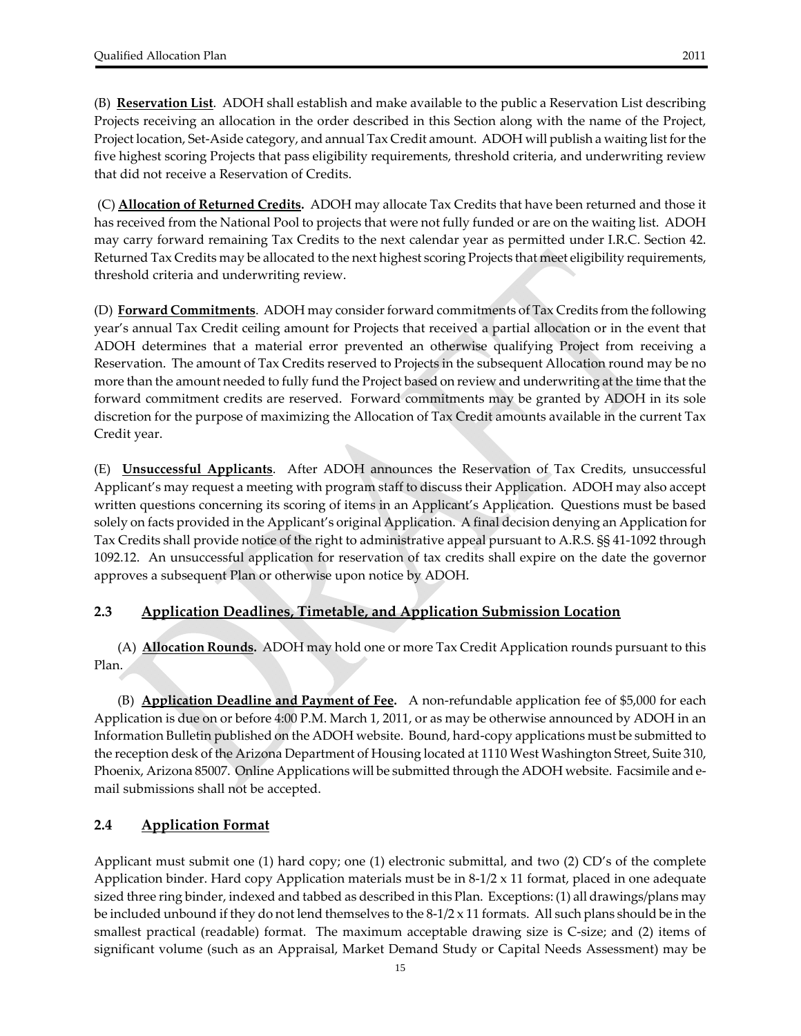(B) **Reservation List**. ADOH shall establish and make available to the public a Reservation List describing Projects receiving an allocation in the order described in this Section along with the name of the Project, Project location, Set-Aside category, and annual Tax Credit amount. ADOH will publish a waiting list for the five highest scoring Projects that pass eligibility requirements, threshold criteria, and underwriting review that did not receive a Reservation of Credits.

(C) **Allocation of Returned Credits.** ADOH may allocate Tax Credits that have been returned and those it has received from the National Pool to projects that were not fully funded or are on the waiting list. ADOH may carry forward remaining Tax Credits to the next calendar year as permitted under I.R.C. Section 42. Returned Tax Credits may be allocated to the next highest scoring Projects that meet eligibility requirements, threshold criteria and underwriting review.

(D) **Forward Commitments**. ADOH may consider forward commitments of Tax Credits from the following year's annual Tax Credit ceiling amount for Projects that received a partial allocation or in the event that ADOH determines that a material error prevented an otherwise qualifying Project from receiving a Reservation. The amount of Tax Credits reserved to Projects in the subsequent Allocation round may be no more than the amount needed to fully fund the Project based on review and underwriting at the time that the forward commitment credits are reserved. Forward commitments may be granted by ADOH in its sole discretion for the purpose of maximizing the Allocation of Tax Credit amounts available in the current Tax Credit year.

(E) **Unsuccessful Applicants**. After ADOH announces the Reservation of Tax Credits, unsuccessful Applicant's may request a meeting with program staff to discuss their Application. ADOH may also accept written questions concerning its scoring of items in an Applicant's Application. Questions must be based solely on facts provided in the Applicant's original Application. A final decision denying an Application for Tax Credits shall provide notice of the right to administrative appeal pursuant to A.R.S. §§ 41-1092 through 1092.12. An unsuccessful application for reservation of tax credits shall expire on the date the governor approves a subsequent Plan or otherwise upon notice by ADOH.

## 2.3 Application Deadlines, Timetable, and Application Submission Location

(A) **Allocation Rounds.** ADOH may hold one or more Tax Credit Application rounds pursuant to this Plan.

(B) **Application Deadline and Payment of Fee.** A non-refundable application fee of $5,000 for each Application is due on or before 4:00 P.M. March 1, 2011, or as may be otherwise announced by ADOH in an Information Bulletin published on the ADOH website. Bound, hard-copy applications must be submitted to the reception desk of the Arizona Department of Housing located at 1110 West Washington Street, Suite 310, Phoenix, Arizona 85007. Online Applications will be submitted through the ADOH website. Facsimile and e-mail submissions shall not be accepted.

## 2.4 Application Format

Applicant must submit one (1) hard copy; one (1) electronic submittal, and two (2) CD's of the complete Application binder. Hard copy Application materials must be in 8-1/2 x 11 format, placed in one adequate sized three ring binder, indexed and tabbed as described in this Plan. Exceptions: (1) all drawings/plans may be included unbound if they do not lend themselves to the 8-1/2 x 11 formats. All such plans should be in the smallest practical (readable) format. The maximum acceptable drawing size is C-size; and (2) items of significant volume (such as an Appraisal, Market Demand Study or Capital Needs Assessment) may be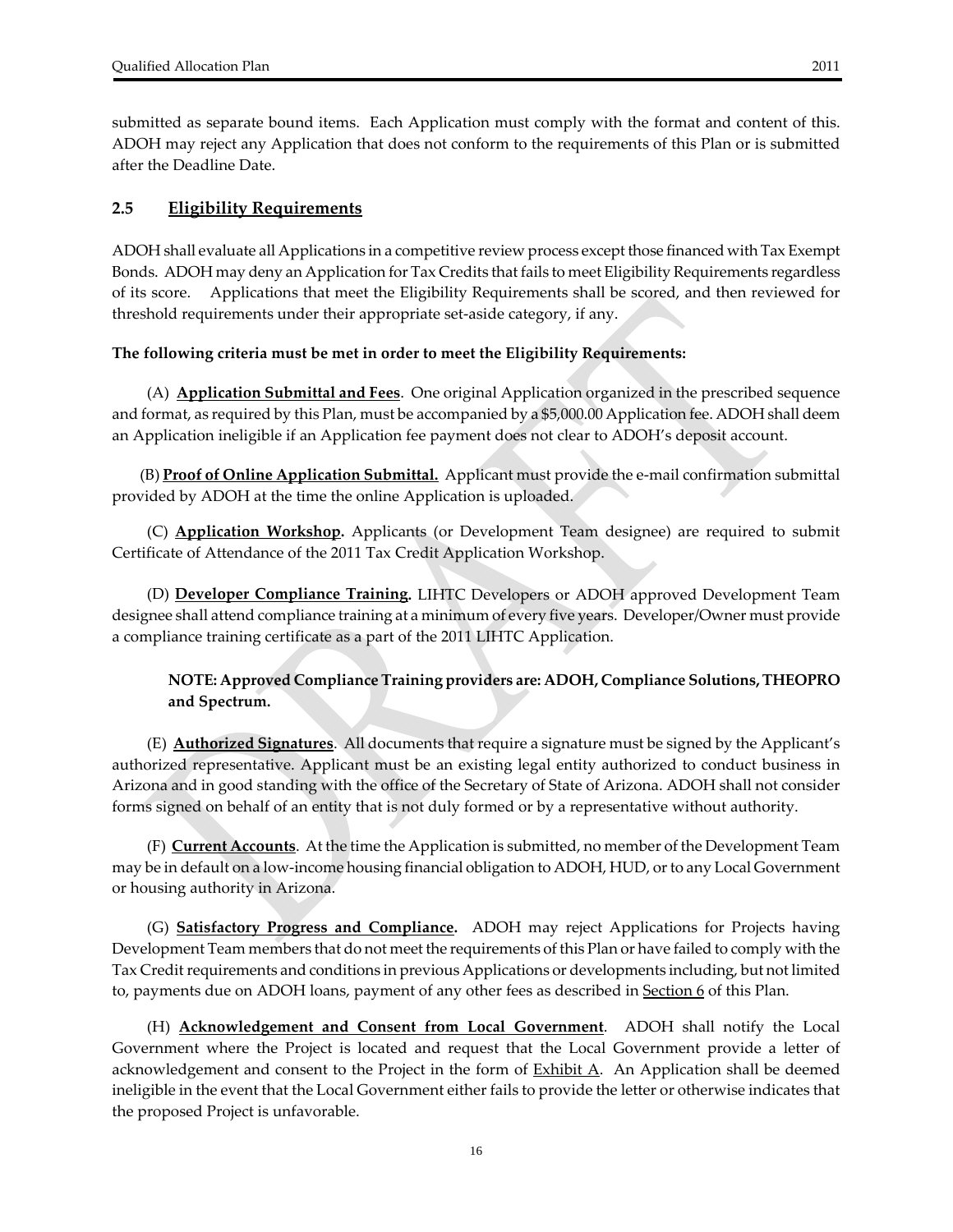submitted as separate bound items. Each Application must comply with the format and content of this. ADOH may reject any Application that does not conform to the requirements of this Plan or is submitted after the Deadline Date.

## 2.5 Eligibility Requirements

ADOH shall evaluate all Applications in a competitive review process except those financed with Tax Exempt Bonds. ADOH may deny an Application for Tax Credits that fails to meet Eligibility Requirements regardless of its score. Applications that meet the Eligibility Requirements shall be scored, and then reviewed for threshold requirements under their appropriate set-aside category, if any.

**The following criteria must be met in order to meet the Eligibility Requirements:**

(A) **Application Submittal and Fees**. One original Application organized in the prescribed sequence and format, as required by this Plan, must be accompanied by a $5,000.00 Application fee. ADOH shall deem an Application ineligible if an Application fee payment does not clear to ADOH's deposit account.

(B) **Proof of Online Application Submittal.** Applicant must provide the e-mail confirmation submittal provided by ADOH at the time the online Application is uploaded.

(C) **Application Workshop.** Applicants (or Development Team designee) are required to submit Certificate of Attendance of the 2011 Tax Credit Application Workshop.

(D) **Developer Compliance Training.** LIHTC Developers or ADOH approved Development Team designee shall attend compliance training at a minimum of every five years. Developer/Owner must provide a compliance training certificate as a part of the 2011 LIHTC Application.

> **NOTE: Approved Compliance Training providers are: ADOH, Compliance Solutions, THEOPRO and Spectrum.**

(E) **Authorized Signatures**. All documents that require a signature must be signed by the Applicant's authorized representative. Applicant must be an existing legal entity authorized to conduct business in Arizona and in good standing with the office of the Secretary of State of Arizona. ADOH shall not consider forms signed on behalf of an entity that is not duly formed or by a representative without authority.

(F) **Current Accounts**. At the time the Application is submitted, no member of the Development Team may be in default on a low-income housing financial obligation to ADOH, HUD, or to any Local Government or housing authority in Arizona.

(G) **Satisfactory Progress and Compliance.** ADOH may reject Applications for Projects having Development Team members that do not meet the requirements of this Plan or have failed to comply with the Tax Credit requirements and conditions in previous Applications or developments including, but not limited to, payments due on ADOH loans, payment of any other fees as described in Section 6 of this Plan.

(H) **Acknowledgement and Consent from Local Government**. ADOH shall notify the Local Government where the Project is located and request that the Local Government provide a letter of acknowledgement and consent to the Project in the form of Exhibit A. An Application shall be deemed ineligible in the event that the Local Government either fails to provide the letter or otherwise indicates that the proposed Project is unfavorable.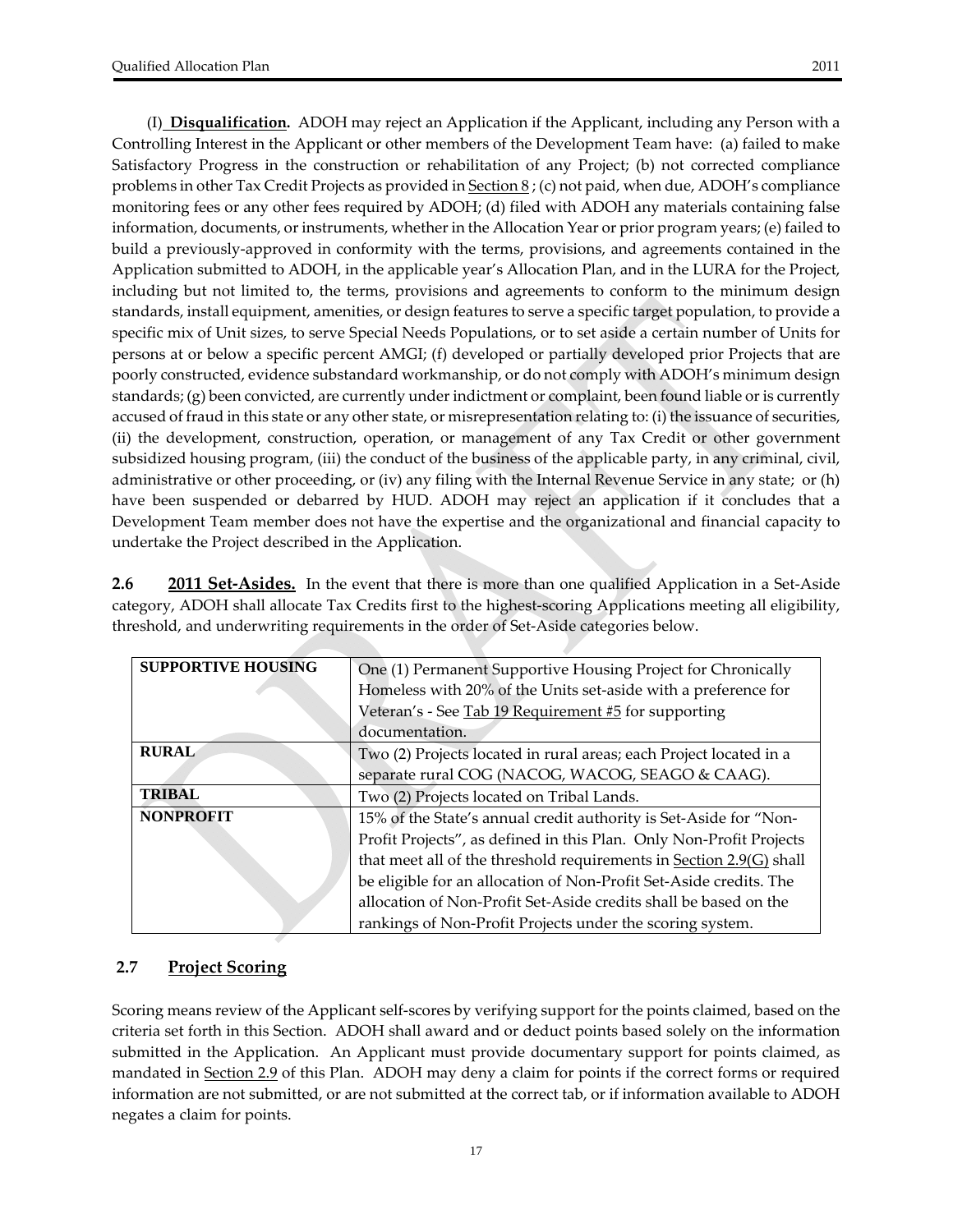(I) **Disqualification.** ADOH may reject an Application if the Applicant, including any Person with a Controlling Interest in the Applicant or other members of the Development Team have: (a) failed to make Satisfactory Progress in the construction or rehabilitation of any Project; (b) not corrected compliance problems in other Tax Credit Projects as provided in Section 8 ; (c) not paid, when due, ADOH's compliance monitoring fees or any other fees required by ADOH; (d) filed with ADOH any materials containing false information, documents, or instruments, whether in the Allocation Year or prior program years; (e) failed to build a previously-approved in conformity with the terms, provisions, and agreements contained in the Application submitted to ADOH, in the applicable year's Allocation Plan, and in the LURA for the Project, including but not limited to, the terms, provisions and agreements to conform to the minimum design standards, install equipment, amenities, or design features to serve a specific target population, to provide a specific mix of Unit sizes, to serve Special Needs Populations, or to set aside a certain number of Units for persons at or below a specific percent AMGI; (f) developed or partially developed prior Projects that are poorly constructed, evidence substandard workmanship, or do not comply with ADOH's minimum design standards; (g) been convicted, are currently under indictment or complaint, been found liable or is currently accused of fraud in this state or any other state, or misrepresentation relating to: (i) the issuance of securities, (ii) the development, construction, operation, or management of any Tax Credit or other government subsidized housing program, (iii) the conduct of the business of the applicable party, in any criminal, civil, administrative or other proceeding, or (iv) any filing with the Internal Revenue Service in any state; or (h) have been suspended or debarred by HUD. ADOH may reject an application if it concludes that a Development Team member does not have the expertise and the organizational and financial capacity to undertake the Project described in the Application.

**2.6 2011 Set-Asides.** In the event that there is more than one qualified Application in a Set-Aside category, ADOH shall allocate Tax Credits first to the highest-scoring Applications meeting all eligibility, threshold, and underwriting requirements in the order of Set-Aside categories below.

| | |
|---|---|
| **SUPPORTIVE HOUSING** | One (1) Permanent Supportive Housing Project for Chronically Homeless with 20% of the Units set-aside with a preference for Veteran's - See Tab 19 Requirement #5 for supporting documentation. |
| **RURAL** | Two (2) Projects located in rural areas; each Project located in a separate rural COG (NACOG, WACOG, SEAGO & CAAG). |
| **TRIBAL** | Two (2) Projects located on Tribal Lands. |
| **NONPROFIT** | 15% of the State's annual credit authority is Set-Aside for "Non-Profit Projects", as defined in this Plan. Only Non-Profit Projects that meet all of the threshold requirements in Section 2.9(G) shall be eligible for an allocation of Non-Profit Set-Aside credits. The allocation of Non-Profit Set-Aside credits shall be based on the rankings of Non-Profit Projects under the scoring system. |

## 2.7 Project Scoring

Scoring means review of the Applicant self-scores by verifying support for the points claimed, based on the criteria set forth in this Section. ADOH shall award and or deduct points based solely on the information submitted in the Application. An Applicant must provide documentary support for points claimed, as mandated in Section 2.9 of this Plan. ADOH may deny a claim for points if the correct forms or required information are not submitted, or are not submitted at the correct tab, or if information available to ADOH negates a claim for points.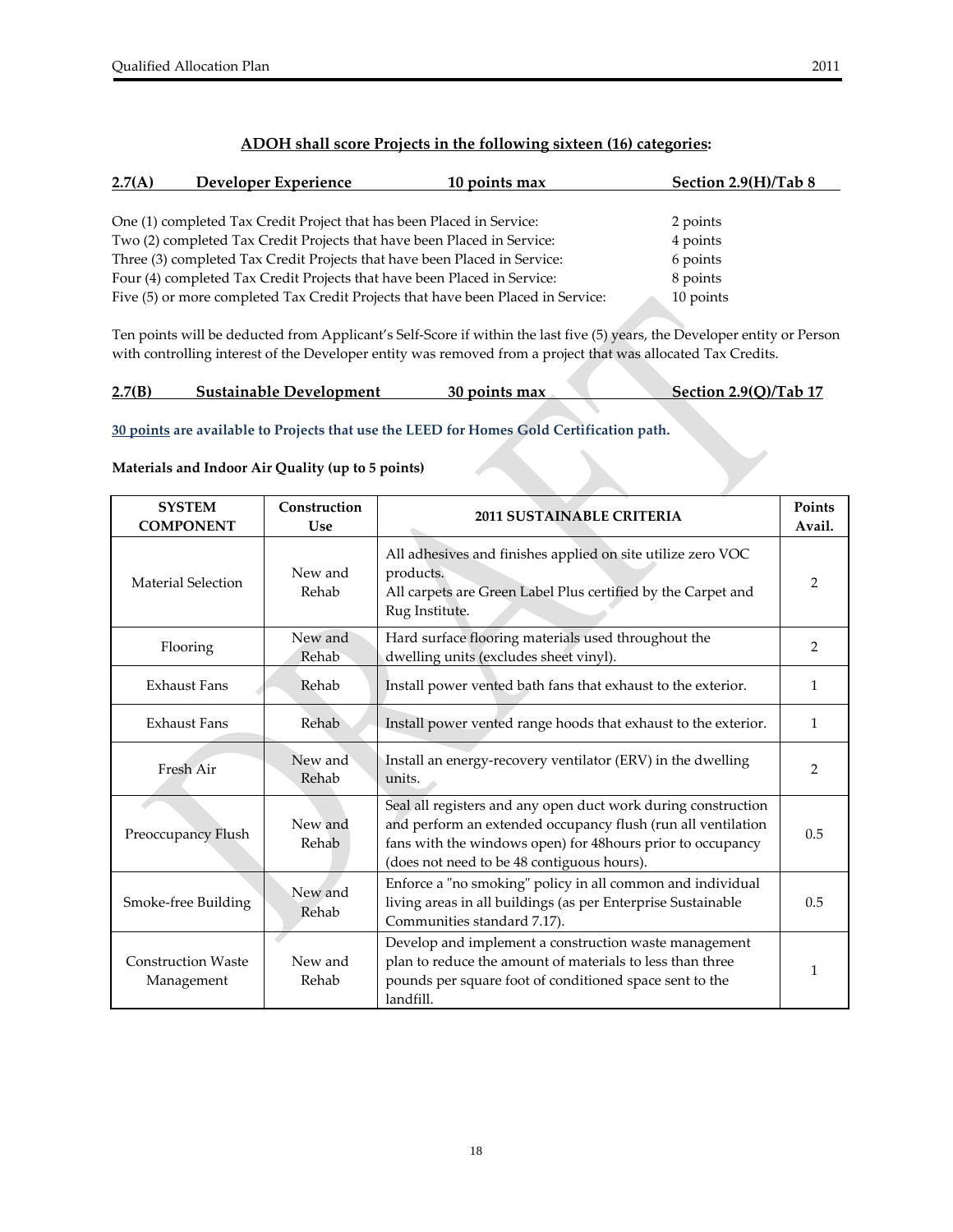**ADOH shall score Projects in the following sixteen (16) categories:**

| **2.7(A)** | **Developer Experience** | **10 points max** | **Section 2.9(H)/Tab 8** |
|---|---|---|---|

| | |
|---|---|
| One (1) completed Tax Credit Project that has been Placed in Service: | 2 points |
| Two (2) completed Tax Credit Projects that have been Placed in Service: | 4 points |
| Three (3) completed Tax Credit Projects that have been Placed in Service: | 6 points |
| Four (4) completed Tax Credit Projects that have been Placed in Service: | 8 points |
| Five (5) or more completed Tax Credit Projects that have been Placed in Service: | 10 points |

Ten points will be deducted from Applicant's Self-Score if within the last five (5) years, the Developer entity or Person with controlling interest of the Developer entity was removed from a project that was allocated Tax Credits.

| **2.7(B)** | **Sustainable Development** | **30 points max** | **Section 2.9(Q)/Tab 17** |
|---|---|---|---|

**30 points are available to Projects that use the LEED for Homes Gold Certification path.**

**Materials and Indoor Air Quality (up to 5 points)**

| SYSTEM COMPONENT | Construction Use | 2011 SUSTAINABLE CRITERIA | Points Avail. |
|---|---|---|---|
| Material Selection | New and Rehab | All adhesives and finishes applied on site utilize zero VOC products. All carpets are Green Label Plus certified by the Carpet and Rug Institute. | 2 |
| Flooring | New and Rehab | Hard surface flooring materials used throughout the dwelling units (excludes sheet vinyl). | 2 |
| Exhaust Fans | Rehab | Install power vented bath fans that exhaust to the exterior. | 1 |
| Exhaust Fans | Rehab | Install power vented range hoods that exhaust to the exterior. | 1 |
| Fresh Air | New and Rehab | Install an energy-recovery ventilator (ERV) in the dwelling units. | 2 |
| Preoccupancy Flush | New and Rehab | Seal all registers and any open duct work during construction and perform an extended occupancy flush (run all ventilation fans with the windows open) for 48hours prior to occupancy (does not need to be 48 contiguous hours). | 0.5 |
| Smoke-free Building | New and Rehab | Enforce a "no smoking" policy in all common and individual living areas in all buildings (as per Enterprise Sustainable Communities standard 7.17). | 0.5 |
| Construction Waste Management | New and Rehab | Develop and implement a construction waste management plan to reduce the amount of materials to less than three pounds per square foot of conditioned space sent to the landfill. | 1 |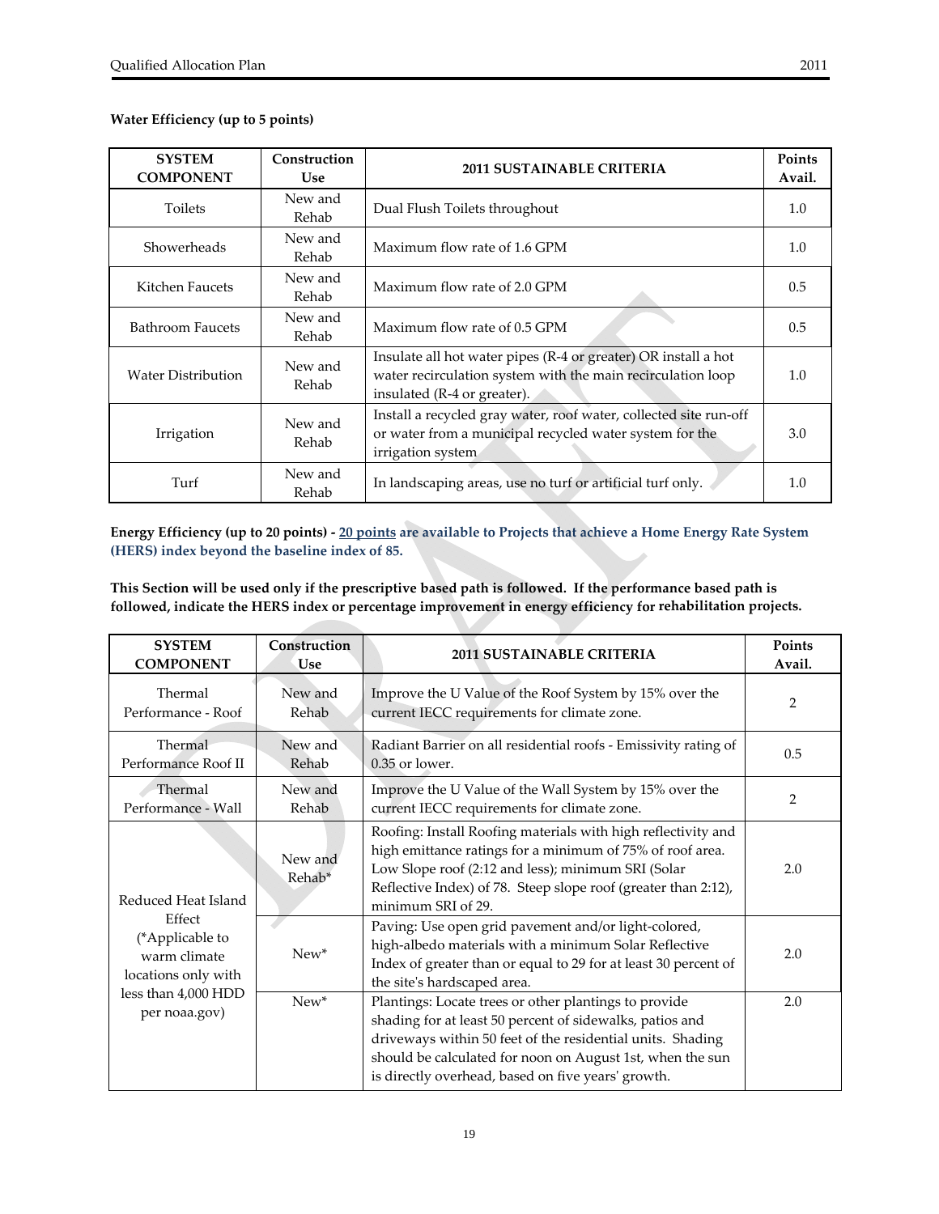**Water Efficiency (up to 5 points)**

| SYSTEM COMPONENT | Construction Use | 2011 SUSTAINABLE CRITERIA | Points Avail. |
|---|---|---|---|
| Toilets | New and Rehab | Dual Flush Toilets throughout | 1.0 |
| Showerheads | New and Rehab | Maximum flow rate of 1.6 GPM | 1.0 |
| Kitchen Faucets | New and Rehab | Maximum flow rate of 2.0 GPM | 0.5 |
| Bathroom Faucets | New and Rehab | Maximum flow rate of 0.5 GPM | 0.5 |
| Water Distribution | New and Rehab | Insulate all hot water pipes (R-4 or greater) OR install a hot water recirculation system with the main recirculation loop insulated (R-4 or greater). | 1.0 |
| Irrigation | New and Rehab | Install a recycled gray water, roof water, collected site run-off or water from a municipal recycled water system for the irrigation system | 3.0 |
| Turf | New and Rehab | In landscaping areas, use no turf or artificial turf only. | 1.0 |

**Energy Efficiency (up to 20 points) - 20 points are available to Projects that achieve a Home Energy Rate System (HERS) index beyond the baseline index of 85.**

**This Section will be used only if the prescriptive based path is followed. If the performance based path is followed, indicate the HERS index or percentage improvement in energy efficiency for rehabilitation projects.**

| SYSTEM COMPONENT | Construction Use | 2011 SUSTAINABLE CRITERIA | Points Avail. |
|---|---|---|---|
| Thermal Performance - Roof | New and Rehab | Improve the U Value of the Roof System by 15% over the current IECC requirements for climate zone. | 2 |
| Thermal Performance Roof II | New and Rehab | Radiant Barrier on all residential roofs - Emissivity rating of 0.35 or lower. | 0.5 |
| Thermal Performance - Wall | New and Rehab | Improve the U Value of the Wall System by 15% over the current IECC requirements for climate zone. | 2 |
| Reduced Heat Island Effect (*Applicable to warm climate locations only with less than 4,000 HDD per noaa.gov) | New and Rehab* | Roofing: Install Roofing materials with high reflectivity and high emittance ratings for a minimum of 75% of roof area. Low Slope roof (2:12 and less); minimum SRI (Solar Reflective Index) of 78. Steep slope roof (greater than 2:12), minimum SRI of 29. | 2.0 |
| | New* | Paving: Use open grid pavement and/or light-colored, high-albedo materials with a minimum Solar Reflective Index of greater than or equal to 29 for at least 30 percent of the site's hardscaped area. | 2.0 |
| | New* | Plantings: Locate trees or other plantings to provide shading for at least 50 percent of sidewalks, patios and driveways within 50 feet of the residential units. Shading should be calculated for noon on August 1st, when the sun is directly overhead, based on five years' growth. | 2.0 |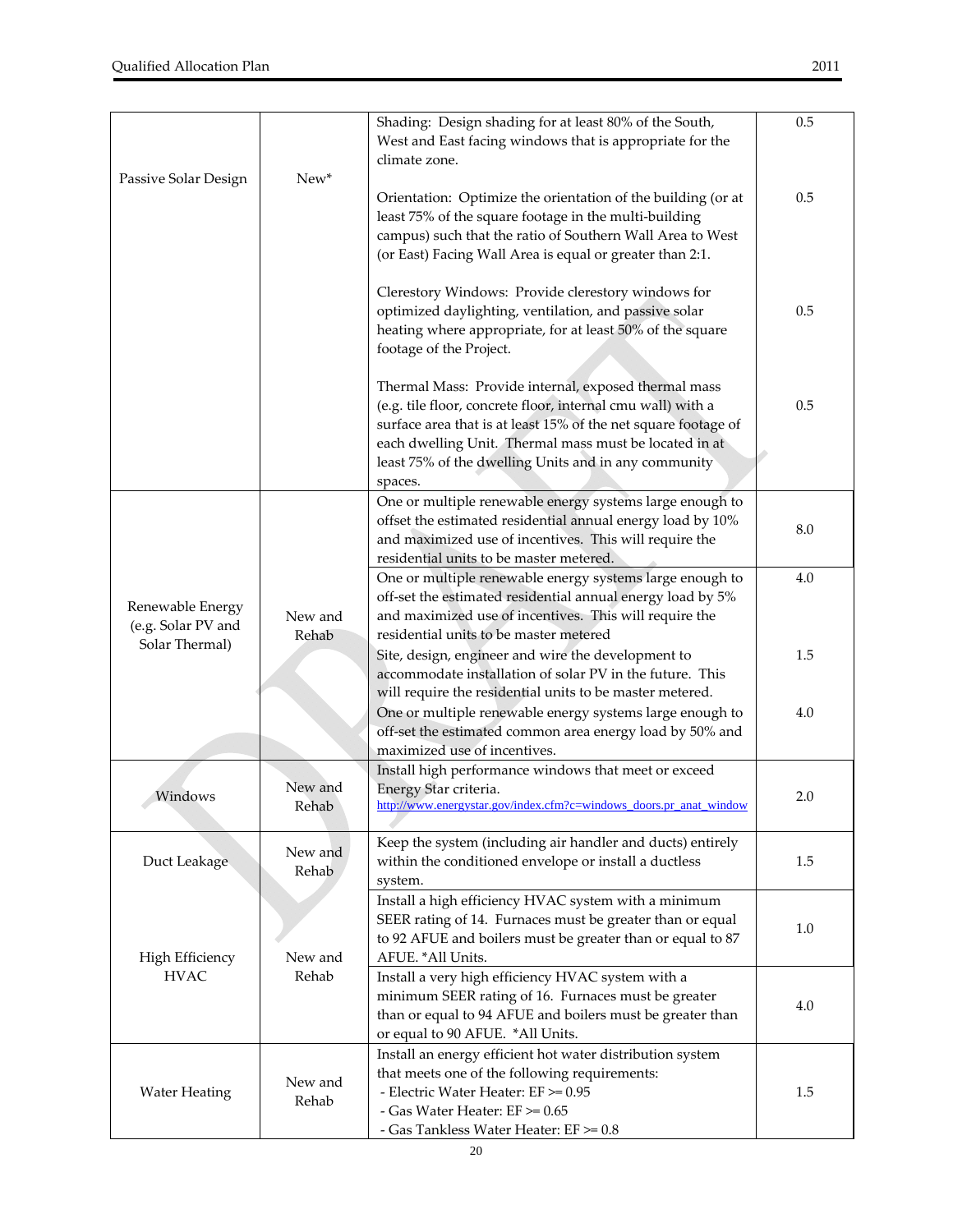| | | | |
|---|---|---|---|
| Passive Solar Design | New* | Shading: Design shading for at least 80% of the South, West and East facing windows that is appropriate for the climate zone. | 0.5 |
| | | Orientation: Optimize the orientation of the building (or at least 75% of the square footage in the multi-building campus) such that the ratio of Southern Wall Area to West (or East) Facing Wall Area is equal or greater than 2:1. | 0.5 |
| | | Clerestory Windows: Provide clerestory windows for optimized daylighting, ventilation, and passive solar heating where appropriate, for at least 50% of the square footage of the Project. | 0.5 |
| | | Thermal Mass: Provide internal, exposed thermal mass (e.g. tile floor, concrete floor, internal cmu wall) with a surface area that is at least 15% of the net square footage of each dwelling Unit. Thermal mass must be located in at least 75% of the dwelling Units and in any community spaces. | 0.5 |
| Renewable Energy (e.g. Solar PV and Solar Thermal) | New and Rehab | One or multiple renewable energy systems large enough to offset the estimated residential annual energy load by 10% and maximized use of incentives. This will require the residential units to be master metered. | 8.0 |
| | | One or multiple renewable energy systems large enough to off-set the estimated residential annual energy load by 5% and maximized use of incentives. This will require the residential units to be master metered | 4.0 |
| | | Site, design, engineer and wire the development to accommodate installation of solar PV in the future. This will require the residential units to be master metered. | 1.5 |
| | | One or multiple renewable energy systems large enough to off-set the estimated common area energy load by 50% and maximized use of incentives. | 4.0 |
| Windows | New and Rehab | Install high performance windows that meet or exceed Energy Star criteria. http://www.energystar.gov/index.cfm?c=windows_doors.pr_anat_window | 2.0 |
| Duct Leakage | New and Rehab | Keep the system (including air handler and ducts) entirely within the conditioned envelope or install a ductless system. | 1.5 |
| High Efficiency HVAC | New and Rehab | Install a high efficiency HVAC system with a minimum SEER rating of 14. Furnaces must be greater than or equal to 92 AFUE and boilers must be greater than or equal to 87 AFUE. *All Units. | 1.0 |
| | | Install a very high efficiency HVAC system with a minimum SEER rating of 16. Furnaces must be greater than or equal to 94 AFUE and boilers must be greater than or equal to 90 AFUE. *All Units. | 4.0 |
| Water Heating | New and Rehab | Install an energy efficient hot water distribution system that meets one of the following requirements:<br>- Electric Water Heater: EF >= 0.95<br>- Gas Water Heater: EF >= 0.65<br>- Gas Tankless Water Heater: EF >= 0.8 | 1.5 |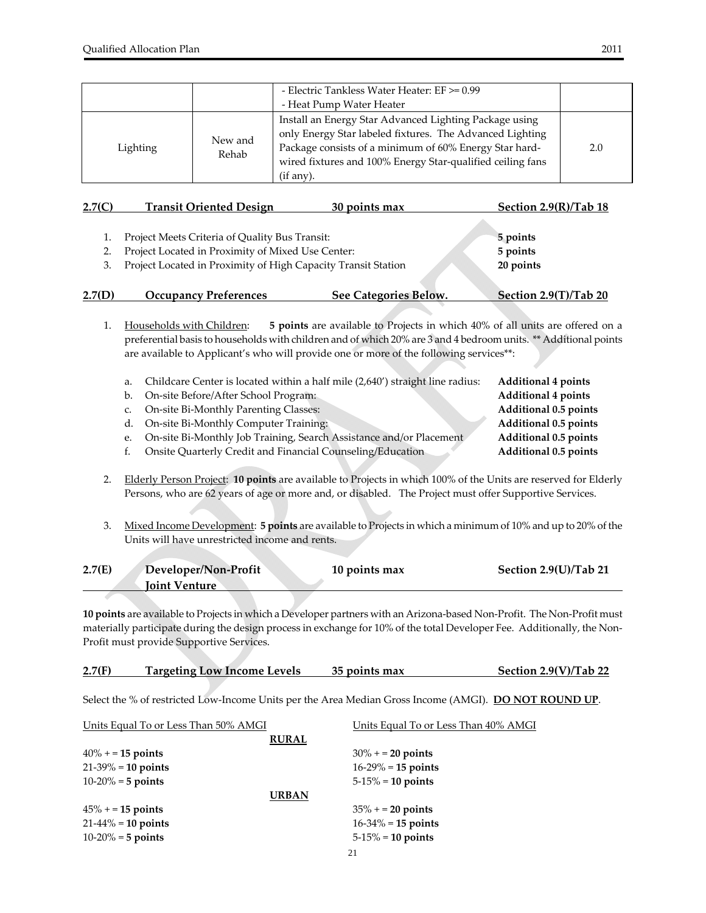| | | - Electric Tankless Water Heater: EF >= 0.99<br>- Heat Pump Water Heater | |
|---|---|---|---|
| Lighting | New and Rehab | Install an Energy Star Advanced Lighting Package using only Energy Star labeled fixtures. The Advanced Lighting Package consists of a minimum of 60% Energy Star hard-wired fixtures and 100% Energy Star-qualified ceiling fans (if any). | 2.0 |

## 2.7(C) Transit Oriented Design — 30 points max — Section 2.9(R)/Tab 18

1. Project Meets Criteria of Quality Bus Transit: **5 points**
2. Project Located in Proximity of Mixed Use Center: **5 points**
3. Project Located in Proximity of High Capacity Transit Station **20 points**

## 2.7(D) Occupancy Preferences — See Categories Below. — Section 2.9(T)/Tab 20

1. Households with Children: **5 points** are available to Projects in which 40% of all units are offered on a preferential basis to households with children and of which 20% are 3 and 4 bedroom units. ** Additional points are available to Applicant's who will provide one or more of the following services**:

   a. Childcare Center is located within a half mile (2,640') straight line radius: **Additional 4 points**
   b. On-site Before/After School Program: **Additional 4 points**
   c. On-site Bi-Monthly Parenting Classes: **Additional 0.5 points**
   d. On-site Bi-Monthly Computer Training: **Additional 0.5 points**
   e. On-site Bi-Monthly Job Training, Search Assistance and/or Placement **Additional 0.5 points**
   f. Onsite Quarterly Credit and Financial Counseling/Education **Additional 0.5 points**

2. Elderly Person Project: **10 points** are available to Projects in which 100% of the Units are reserved for Elderly Persons, who are 62 years of age or more and, or disabled. The Project must offer Supportive Services.

3. Mixed Income Development: **5 points** are available to Projects in which a minimum of 10% and up to 20% of the Units will have unrestricted income and rents.

## 2.7(E) Developer/Non-Profit Joint Venture — 10 points max — Section 2.9(U)/Tab 21

**10 points** are available to Projects in which a Developer partners with an Arizona-based Non-Profit. The Non-Profit must materially participate during the design process in exchange for 10% of the total Developer Fee. Additionally, the Non-Profit must provide Supportive Services.

## 2.7(F) Targeting Low Income Levels — 35 points max — Section 2.9(V)/Tab 22

Select the % of restricted Low-Income Units per the Area Median Gross Income (AMGI). **DO NOT ROUND UP**.

| Units Equal To or Less Than 50% AMGI | Units Equal To or Less Than 40% AMGI |
|---|---|
| **RURAL** | |
| 40% + = **15 points** | 30% + = **20 points** |
| 21-39% = **10 points** | 16-29% = **15 points** |
| 10-20% = **5 points** | 5-15% = **10 points** |
| **URBAN** | |
| 45% + = **15 points** | 35% + = **20 points** |
| 21-44% = **10 points** | 16-34% = **15 points** |
| 10-20% = **5 points** | 5-15% = **10 points** |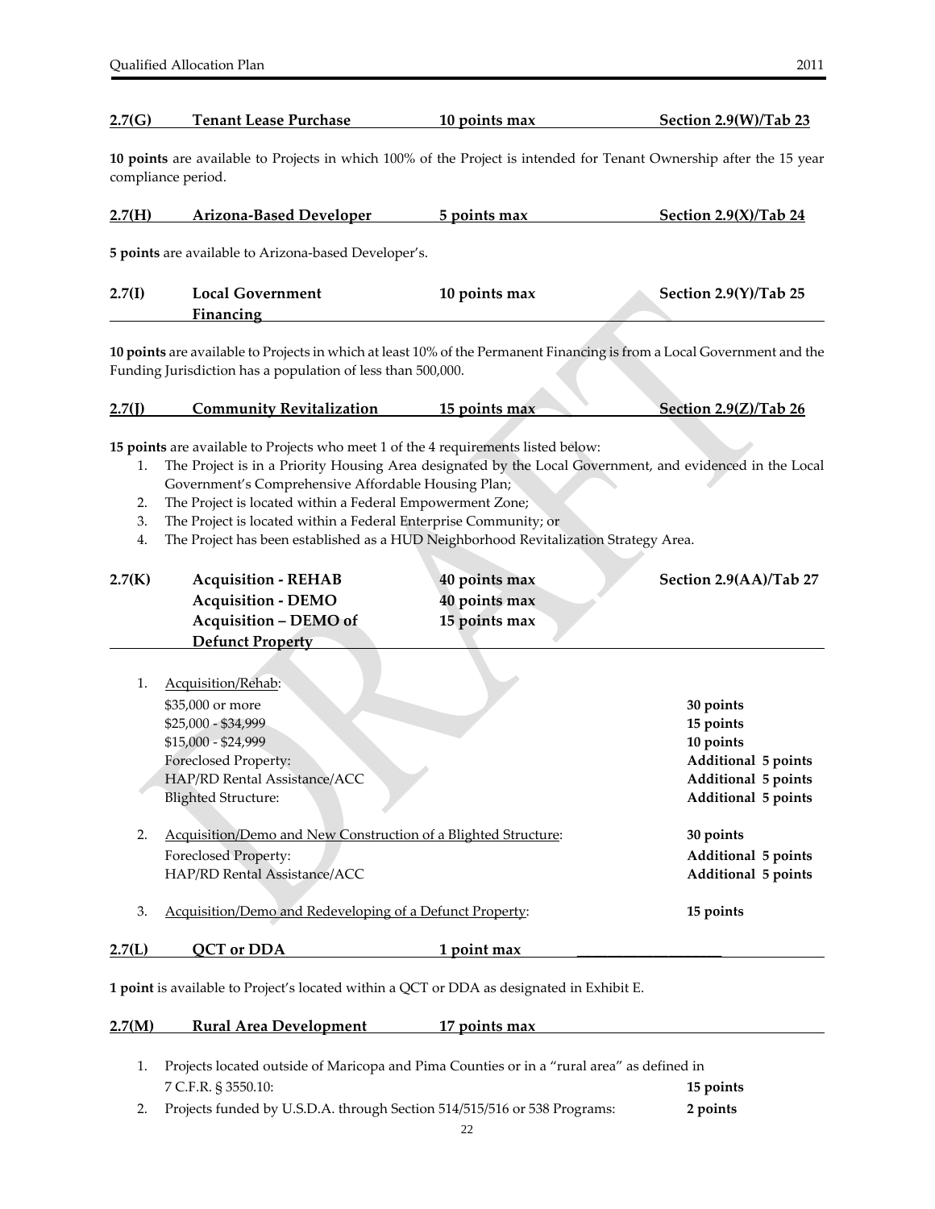**2.7(G) Tenant Lease Purchase 10 points max Section 2.9(W)/Tab 23**

**10 points** are available to Projects in which 100% of the Project is intended for Tenant Ownership after the 15 year compliance period.

**2.7(H) Arizona-Based Developer 5 points max Section 2.9(X)/Tab 24**

**5 points** are available to Arizona-based Developer's.

**2.7(I) Local Government Financing 10 points max Section 2.9(Y)/Tab 25**

**10 points** are available to Projects in which at least 10% of the Permanent Financing is from a Local Government and the Funding Jurisdiction has a population of less than 500,000.

**2.7(J) Community Revitalization 15 points max Section 2.9(Z)/Tab 26**

**15 points** are available to Projects who meet 1 of the 4 requirements listed below:

1. The Project is in a Priority Housing Area designated by the Local Government, and evidenced in the Local Government's Comprehensive Affordable Housing Plan;
2. The Project is located within a Federal Empowerment Zone;
3. The Project is located within a Federal Enterprise Community; or
4. The Project has been established as a HUD Neighborhood Revitalization Strategy Area.

**2.7(K) Acquisition - REHAB 40 points max Section 2.9(AA)/Tab 27**
**Acquisition - DEMO 40 points max**
**Acquisition – DEMO of Defunct Property 15 points max**

1. Acquisition/Rehab:

| | |
|---|---|
| $35,000 or more | **30 points** |
| $25,000 - $34,999 | **15 points** |
| $15,000 - $24,999 | **10 points** |
| Foreclosed Property: | **Additional 5 points** |
| HAP/RD Rental Assistance/ACC | **Additional 5 points** |
| Blighted Structure: | **Additional 5 points** |

2. Acquisition/Demo and New Construction of a Blighted Structure: **30 points**

| | |
|---|---|
| Foreclosed Property: | **Additional 5 points** |
| HAP/RD Rental Assistance/ACC | **Additional 5 points** |

3. Acquisition/Demo and Redeveloping of a Defunct Property: **15 points**

**2.7(L) QCT or DDA 1 point max \_\_\_\_\_\_\_\_\_\_\_\_\_\_\_\_\_\_\_\_**

**1 point** is available to Project's located within a QCT or DDA as designated in Exhibit E.

**2.7(M) Rural Area Development 17 points max**

1. Projects located outside of Maricopa and Pima Counties or in a "rural area" as defined in 7 C.F.R. § 3550.10: **15 points**
2. Projects funded by U.S.D.A. through Section 514/515/516 or 538 Programs: **2 points**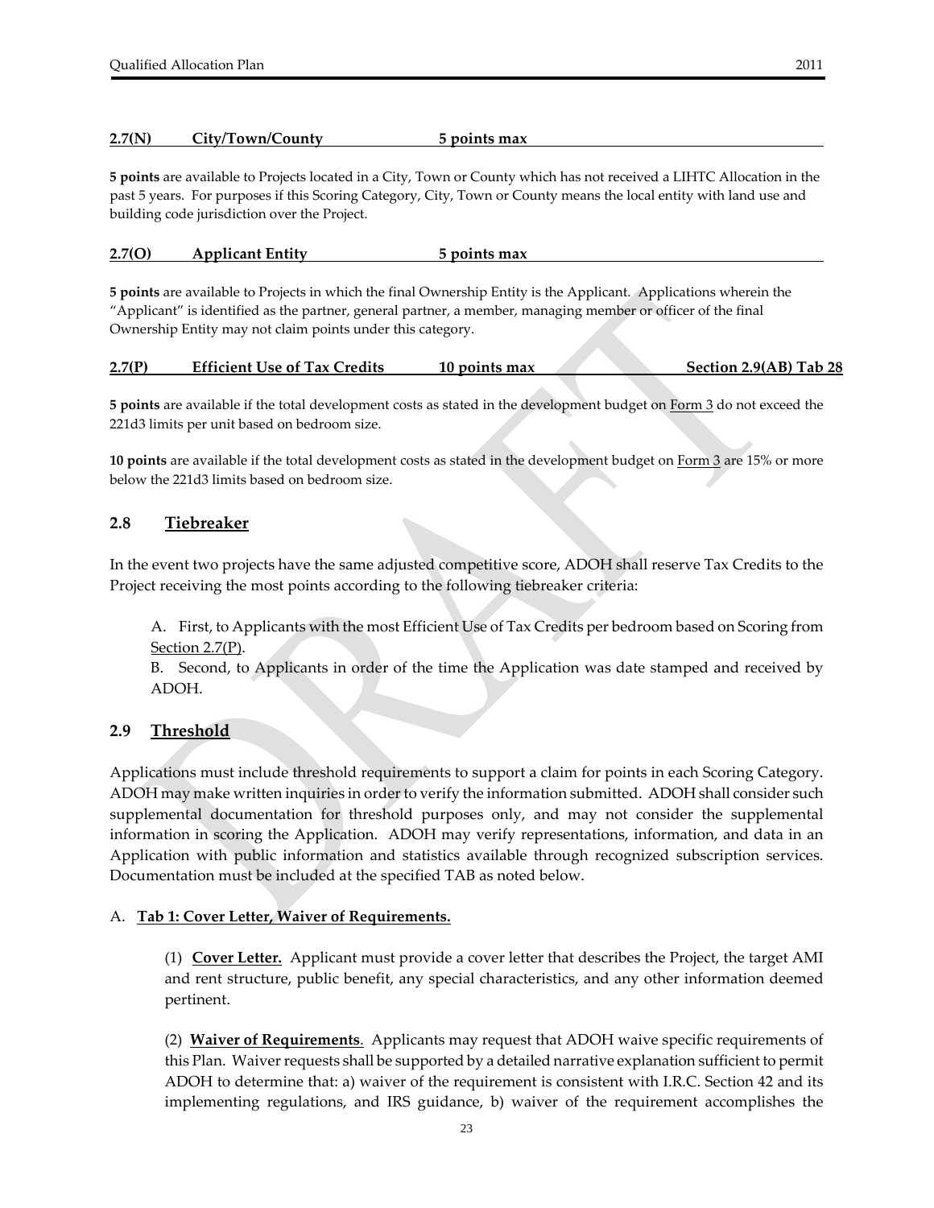**2.7(N) City/Town/County 5 points max**

**5 points** are available to Projects located in a City, Town or County which has not received a LIHTC Allocation in the past 5 years. For purposes if this Scoring Category, City, Town or County means the local entity with land use and building code jurisdiction over the Project.

**2.7(O) Applicant Entity 5 points max**

**5 points** are available to Projects in which the final Ownership Entity is the Applicant. Applications wherein the "Applicant" is identified as the partner, general partner, a member, managing member or officer of the final Ownership Entity may not claim points under this category.

**2.7(P) Efficient Use of Tax Credits 10 points max Section 2.9(AB) Tab 28**

**5 points** are available if the total development costs as stated in the development budget on Form 3 do not exceed the 221d3 limits per unit based on bedroom size.

**10 points** are available if the total development costs as stated in the development budget on Form 3 are 15% or more below the 221d3 limits based on bedroom size.

## 2.8 Tiebreaker

In the event two projects have the same adjusted competitive score, ADOH shall reserve Tax Credits to the Project receiving the most points according to the following tiebreaker criteria:

A. First, to Applicants with the most Efficient Use of Tax Credits per bedroom based on Scoring from Section 2.7(P).

B. Second, to Applicants in order of the time the Application was date stamped and received by ADOH.

## 2.9 Threshold

Applications must include threshold requirements to support a claim for points in each Scoring Category. ADOH may make written inquiries in order to verify the information submitted. ADOH shall consider such supplemental documentation for threshold purposes only, and may not consider the supplemental information in scoring the Application. ADOH may verify representations, information, and data in an Application with public information and statistics available through recognized subscription services. Documentation must be included at the specified TAB as noted below.

A. **Tab 1: Cover Letter, Waiver of Requirements.**

(1) **Cover Letter.** Applicant must provide a cover letter that describes the Project, the target AMI and rent structure, public benefit, any special characteristics, and any other information deemed pertinent.

(2) **Waiver of Requirements**. Applicants may request that ADOH waive specific requirements of this Plan. Waiver requests shall be supported by a detailed narrative explanation sufficient to permit ADOH to determine that: a) waiver of the requirement is consistent with I.R.C. Section 42 and its implementing regulations, and IRS guidance, b) waiver of the requirement accomplishes the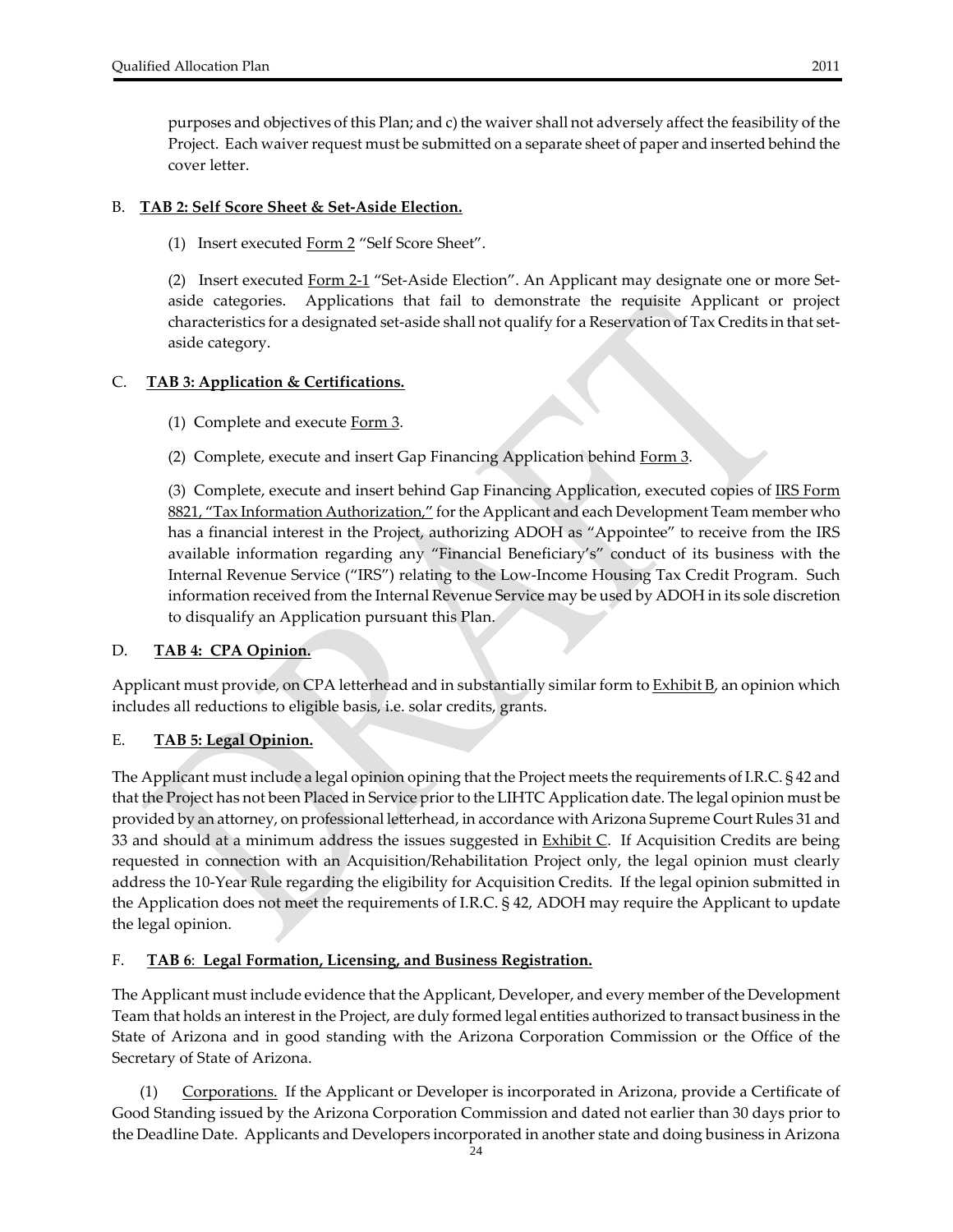purposes and objectives of this Plan; and c) the waiver shall not adversely affect the feasibility of the Project. Each waiver request must be submitted on a separate sheet of paper and inserted behind the cover letter.

B. **TAB 2: Self Score Sheet & Set-Aside Election.**

(1) Insert executed Form 2 "Self Score Sheet".

(2) Insert executed Form 2-1 "Set-Aside Election". An Applicant may designate one or more Set-aside categories. Applications that fail to demonstrate the requisite Applicant or project characteristics for a designated set-aside shall not qualify for a Reservation of Tax Credits in that set-aside category.

C. **TAB 3: Application & Certifications.**

(1) Complete and execute Form 3.

(2) Complete, execute and insert Gap Financing Application behind Form 3.

(3) Complete, execute and insert behind Gap Financing Application, executed copies of IRS Form 8821, "Tax Information Authorization," for the Applicant and each Development Team member who has a financial interest in the Project, authorizing ADOH as "Appointee" to receive from the IRS available information regarding any "Financial Beneficiary's" conduct of its business with the Internal Revenue Service ("IRS") relating to the Low-Income Housing Tax Credit Program. Such information received from the Internal Revenue Service may be used by ADOH in its sole discretion to disqualify an Application pursuant this Plan.

D. **TAB 4: CPA Opinion.**

Applicant must provide, on CPA letterhead and in substantially similar form to Exhibit B, an opinion which includes all reductions to eligible basis, i.e. solar credits, grants.

E. **TAB 5: Legal Opinion.**

The Applicant must include a legal opinion opining that the Project meets the requirements of I.R.C. § 42 and that the Project has not been Placed in Service prior to the LIHTC Application date. The legal opinion must be provided by an attorney, on professional letterhead, in accordance with Arizona Supreme Court Rules 31 and 33 and should at a minimum address the issues suggested in Exhibit C. If Acquisition Credits are being requested in connection with an Acquisition/Rehabilitation Project only, the legal opinion must clearly address the 10-Year Rule regarding the eligibility for Acquisition Credits. If the legal opinion submitted in the Application does not meet the requirements of I.R.C. § 42, ADOH may require the Applicant to update the legal opinion.

F. **TAB 6: Legal Formation, Licensing, and Business Registration.**

The Applicant must include evidence that the Applicant, Developer, and every member of the Development Team that holds an interest in the Project, are duly formed legal entities authorized to transact business in the State of Arizona and in good standing with the Arizona Corporation Commission or the Office of the Secretary of State of Arizona.

(1) Corporations. If the Applicant or Developer is incorporated in Arizona, provide a Certificate of Good Standing issued by the Arizona Corporation Commission and dated not earlier than 30 days prior to the Deadline Date. Applicants and Developers incorporated in another state and doing business in Arizona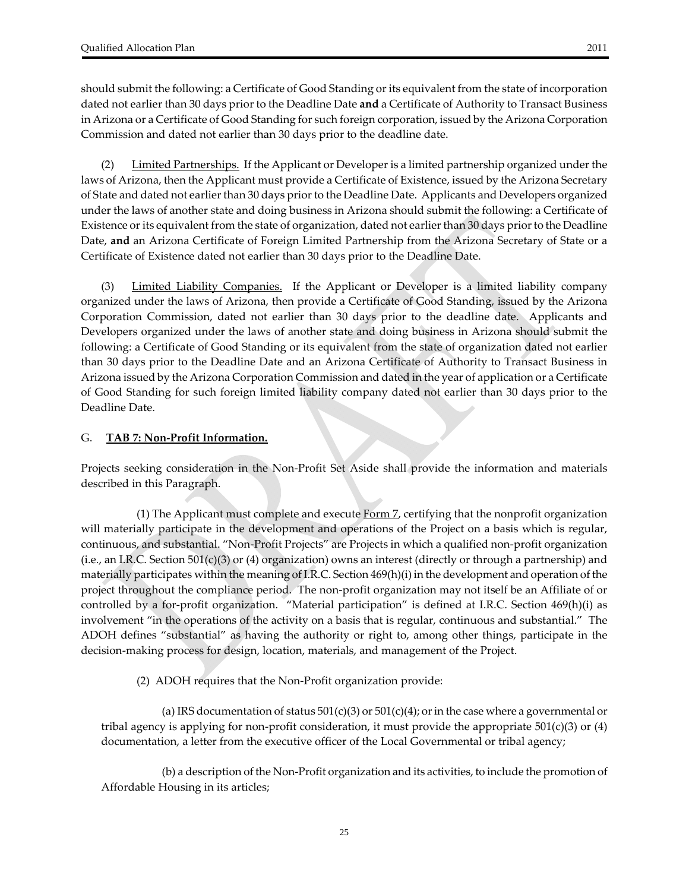should submit the following: a Certificate of Good Standing or its equivalent from the state of incorporation dated not earlier than 30 days prior to the Deadline Date **and** a Certificate of Authority to Transact Business in Arizona or a Certificate of Good Standing for such foreign corporation, issued by the Arizona Corporation Commission and dated not earlier than 30 days prior to the deadline date.

(2) Limited Partnerships. If the Applicant or Developer is a limited partnership organized under the laws of Arizona, then the Applicant must provide a Certificate of Existence, issued by the Arizona Secretary of State and dated not earlier than 30 days prior to the Deadline Date. Applicants and Developers organized under the laws of another state and doing business in Arizona should submit the following: a Certificate of Existence or its equivalent from the state of organization, dated not earlier than 30 days prior to the Deadline Date, **and** an Arizona Certificate of Foreign Limited Partnership from the Arizona Secretary of State or a Certificate of Existence dated not earlier than 30 days prior to the Deadline Date.

(3) Limited Liability Companies. If the Applicant or Developer is a limited liability company organized under the laws of Arizona, then provide a Certificate of Good Standing, issued by the Arizona Corporation Commission, dated not earlier than 30 days prior to the deadline date. Applicants and Developers organized under the laws of another state and doing business in Arizona should submit the following: a Certificate of Good Standing or its equivalent from the state of organization dated not earlier than 30 days prior to the Deadline Date and an Arizona Certificate of Authority to Transact Business in Arizona issued by the Arizona Corporation Commission and dated in the year of application or a Certificate of Good Standing for such foreign limited liability company dated not earlier than 30 days prior to the Deadline Date.

G. **TAB 7: Non-Profit Information.**

Projects seeking consideration in the Non-Profit Set Aside shall provide the information and materials described in this Paragraph.

(1) The Applicant must complete and execute Form 7, certifying that the nonprofit organization will materially participate in the development and operations of the Project on a basis which is regular, continuous, and substantial. "Non-Profit Projects" are Projects in which a qualified non-profit organization (i.e., an I.R.C. Section 501(c)(3) or (4) organization) owns an interest (directly or through a partnership) and materially participates within the meaning of I.R.C. Section 469(h)(i) in the development and operation of the project throughout the compliance period. The non-profit organization may not itself be an Affiliate of or controlled by a for-profit organization. "Material participation" is defined at I.R.C. Section 469(h)(i) as involvement "in the operations of the activity on a basis that is regular, continuous and substantial." The ADOH defines "substantial" as having the authority or right to, among other things, participate in the decision-making process for design, location, materials, and management of the Project.

(2) ADOH requires that the Non-Profit organization provide:

(a) IRS documentation of status 501(c)(3) or 501(c)(4); or in the case where a governmental or tribal agency is applying for non-profit consideration, it must provide the appropriate 501(c)(3) or (4) documentation, a letter from the executive officer of the Local Governmental or tribal agency;

(b) a description of the Non-Profit organization and its activities, to include the promotion of Affordable Housing in its articles;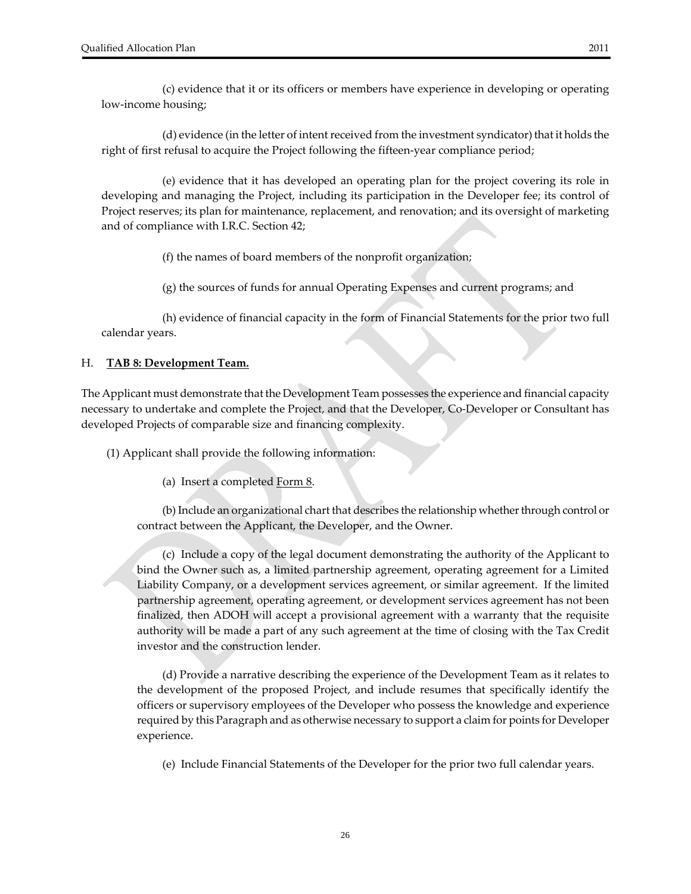(c) evidence that it or its officers or members have experience in developing or operating low-income housing;

(d) evidence (in the letter of intent received from the investment syndicator) that it holds the right of first refusal to acquire the Project following the fifteen-year compliance period;

(e) evidence that it has developed an operating plan for the project covering its role in developing and managing the Project, including its participation in the Developer fee; its control of Project reserves; its plan for maintenance, replacement, and renovation; and its oversight of marketing and of compliance with I.R.C. Section 42;

(f) the names of board members of the nonprofit organization;

(g) the sources of funds for annual Operating Expenses and current programs; and

(h) evidence of financial capacity in the form of Financial Statements for the prior two full calendar years.

H. **TAB 8: Development Team.**

The Applicant must demonstrate that the Development Team possesses the experience and financial capacity necessary to undertake and complete the Project, and that the Developer, Co-Developer or Consultant has developed Projects of comparable size and financing complexity.

(1) Applicant shall provide the following information:

(a) Insert a completed Form 8.

(b) Include an organizational chart that describes the relationship whether through control or contract between the Applicant, the Developer, and the Owner.

(c) Include a copy of the legal document demonstrating the authority of the Applicant to bind the Owner such as, a limited partnership agreement, operating agreement for a Limited Liability Company, or a development services agreement, or similar agreement. If the limited partnership agreement, operating agreement, or development services agreement has not been finalized, then ADOH will accept a provisional agreement with a warranty that the requisite authority will be made a part of any such agreement at the time of closing with the Tax Credit investor and the construction lender.

(d) Provide a narrative describing the experience of the Development Team as it relates to the development of the proposed Project, and include resumes that specifically identify the officers or supervisory employees of the Developer who possess the knowledge and experience required by this Paragraph and as otherwise necessary to support a claim for points for Developer experience.

(e) Include Financial Statements of the Developer for the prior two full calendar years.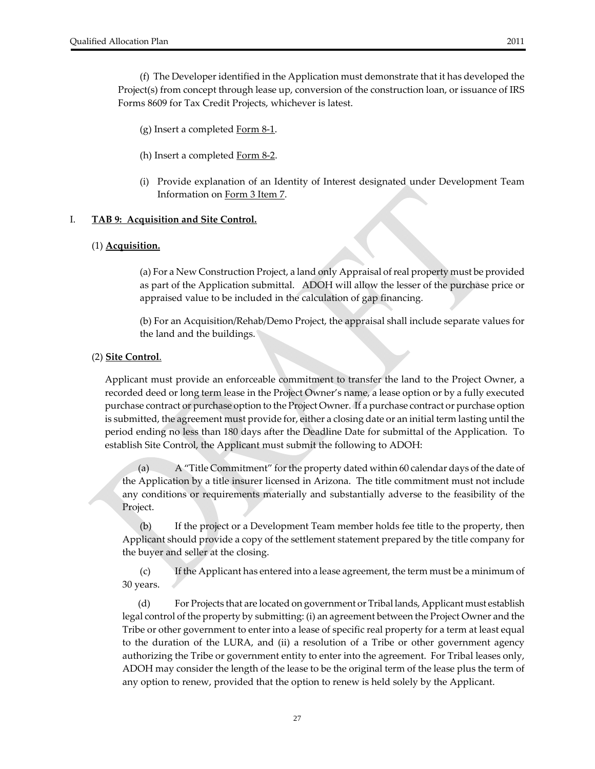(f) The Developer identified in the Application must demonstrate that it has developed the Project(s) from concept through lease up, conversion of the construction loan, or issuance of IRS Forms 8609 for Tax Credit Projects, whichever is latest.

(g) Insert a completed Form 8-1.

(h) Insert a completed Form 8-2.

(i) Provide explanation of an Identity of Interest designated under Development Team Information on Form 3 Item 7.

## I. **TAB 9: Acquisition and Site Control.**

### (1) **Acquisition.**

(a) For a New Construction Project, a land only Appraisal of real property must be provided as part of the Application submittal. ADOH will allow the lesser of the purchase price or appraised value to be included in the calculation of gap financing.

(b) For an Acquisition/Rehab/Demo Project, the appraisal shall include separate values for the land and the buildings.

### (2) **Site Control**.

Applicant must provide an enforceable commitment to transfer the land to the Project Owner, a recorded deed or long term lease in the Project Owner's name, a lease option or by a fully executed purchase contract or purchase option to the Project Owner. If a purchase contract or purchase option is submitted, the agreement must provide for, either a closing date or an initial term lasting until the period ending no less than 180 days after the Deadline Date for submittal of the Application. To establish Site Control, the Applicant must submit the following to ADOH:

(a) A "Title Commitment" for the property dated within 60 calendar days of the date of the Application by a title insurer licensed in Arizona. The title commitment must not include any conditions or requirements materially and substantially adverse to the feasibility of the Project.

(b) If the project or a Development Team member holds fee title to the property, then Applicant should provide a copy of the settlement statement prepared by the title company for the buyer and seller at the closing.

(c) If the Applicant has entered into a lease agreement, the term must be a minimum of 30 years.

(d) For Projects that are located on government or Tribal lands, Applicant must establish legal control of the property by submitting: (i) an agreement between the Project Owner and the Tribe or other government to enter into a lease of specific real property for a term at least equal to the duration of the LURA, and (ii) a resolution of a Tribe or other government agency authorizing the Tribe or government entity to enter into the agreement. For Tribal leases only, ADOH may consider the length of the lease to be the original term of the lease plus the term of any option to renew, provided that the option to renew is held solely by the Applicant.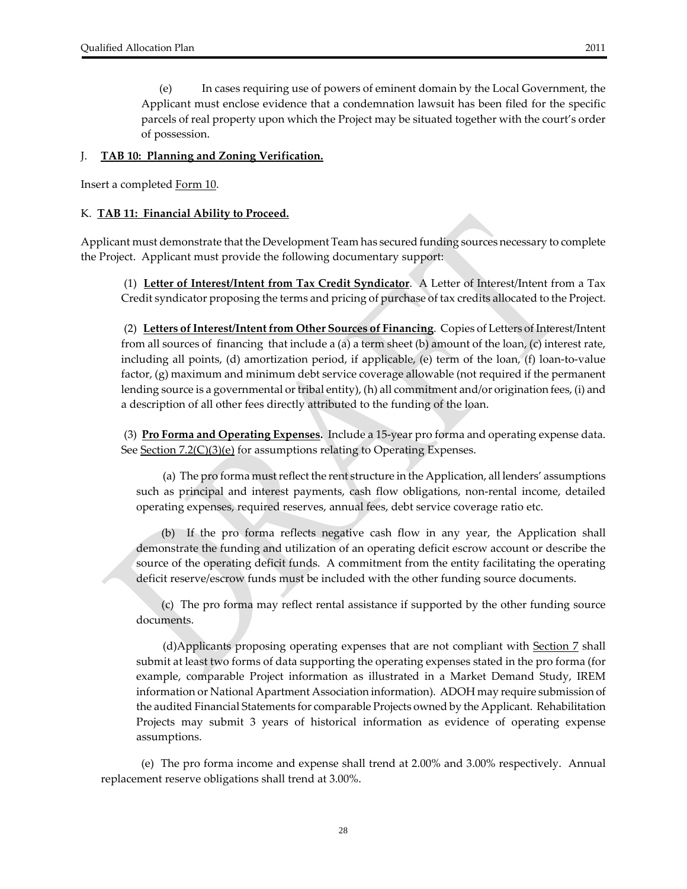(e) In cases requiring use of powers of eminent domain by the Local Government, the Applicant must enclose evidence that a condemnation lawsuit has been filed for the specific parcels of real property upon which the Project may be situated together with the court's order of possession.

J. **TAB 10: Planning and Zoning Verification.**

Insert a completed Form 10.

K. **TAB 11: Financial Ability to Proceed.**

Applicant must demonstrate that the Development Team has secured funding sources necessary to complete the Project. Applicant must provide the following documentary support:

(1) **Letter of Interest/Intent from Tax Credit Syndicator**. A Letter of Interest/Intent from a Tax Credit syndicator proposing the terms and pricing of purchase of tax credits allocated to the Project.

(2) **Letters of Interest/Intent from Other Sources of Financing**. Copies of Letters of Interest/Intent from all sources of financing that include a (a) a term sheet (b) amount of the loan, (c) interest rate, including all points, (d) amortization period, if applicable, (e) term of the loan, (f) loan-to-value factor, (g) maximum and minimum debt service coverage allowable (not required if the permanent lending source is a governmental or tribal entity), (h) all commitment and/or origination fees, (i) and a description of all other fees directly attributed to the funding of the loan.

(3) **Pro Forma and Operating Expenses.** Include a 15-year pro forma and operating expense data. See Section 7.2(C)(3)(e) for assumptions relating to Operating Expenses.

(a) The pro forma must reflect the rent structure in the Application, all lenders' assumptions such as principal and interest payments, cash flow obligations, non-rental income, detailed operating expenses, required reserves, annual fees, debt service coverage ratio etc.

(b) If the pro forma reflects negative cash flow in any year, the Application shall demonstrate the funding and utilization of an operating deficit escrow account or describe the source of the operating deficit funds. A commitment from the entity facilitating the operating deficit reserve/escrow funds must be included with the other funding source documents.

(c) The pro forma may reflect rental assistance if supported by the other funding source documents.

(d)Applicants proposing operating expenses that are not compliant with Section 7 shall submit at least two forms of data supporting the operating expenses stated in the pro forma (for example, comparable Project information as illustrated in a Market Demand Study, IREM information or National Apartment Association information). ADOH may require submission of the audited Financial Statements for comparable Projects owned by the Applicant. Rehabilitation Projects may submit 3 years of historical information as evidence of operating expense assumptions.

(e) The pro forma income and expense shall trend at 2.00% and 3.00% respectively. Annual replacement reserve obligations shall trend at 3.00%.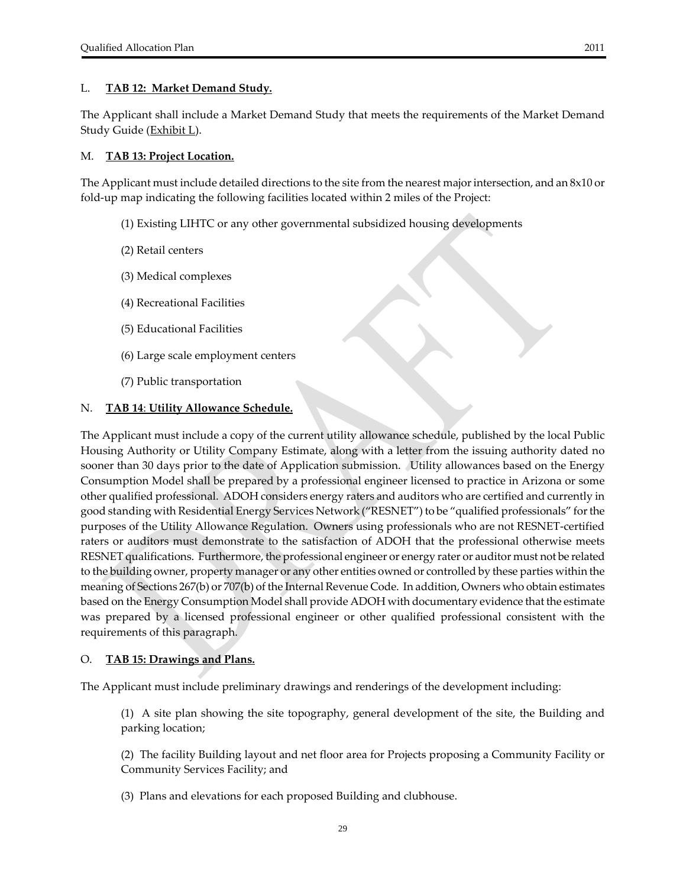L. **TAB 12: Market Demand Study.**

The Applicant shall include a Market Demand Study that meets the requirements of the Market Demand Study Guide (Exhibit L).

M. **TAB 13: Project Location.**

The Applicant must include detailed directions to the site from the nearest major intersection, and an 8x10 or fold-up map indicating the following facilities located within 2 miles of the Project:

(1) Existing LIHTC or any other governmental subsidized housing developments

(2) Retail centers

(3) Medical complexes

(4) Recreational Facilities

(5) Educational Facilities

(6) Large scale employment centers

(7) Public transportation

N. **TAB 14: Utility Allowance Schedule.**

The Applicant must include a copy of the current utility allowance schedule, published by the local Public Housing Authority or Utility Company Estimate, along with a letter from the issuing authority dated no sooner than 30 days prior to the date of Application submission. Utility allowances based on the Energy Consumption Model shall be prepared by a professional engineer licensed to practice in Arizona or some other qualified professional. ADOH considers energy raters and auditors who are certified and currently in good standing with Residential Energy Services Network ("RESNET") to be "qualified professionals" for the purposes of the Utility Allowance Regulation. Owners using professionals who are not RESNET-certified raters or auditors must demonstrate to the satisfaction of ADOH that the professional otherwise meets RESNET qualifications. Furthermore, the professional engineer or energy rater or auditor must not be related to the building owner, property manager or any other entities owned or controlled by these parties within the meaning of Sections 267(b) or 707(b) of the Internal Revenue Code. In addition, Owners who obtain estimates based on the Energy Consumption Model shall provide ADOH with documentary evidence that the estimate was prepared by a licensed professional engineer or other qualified professional consistent with the requirements of this paragraph.

O. **TAB 15: Drawings and Plans.**

The Applicant must include preliminary drawings and renderings of the development including:

(1) A site plan showing the site topography, general development of the site, the Building and parking location;

(2) The facility Building layout and net floor area for Projects proposing a Community Facility or Community Services Facility; and

(3) Plans and elevations for each proposed Building and clubhouse.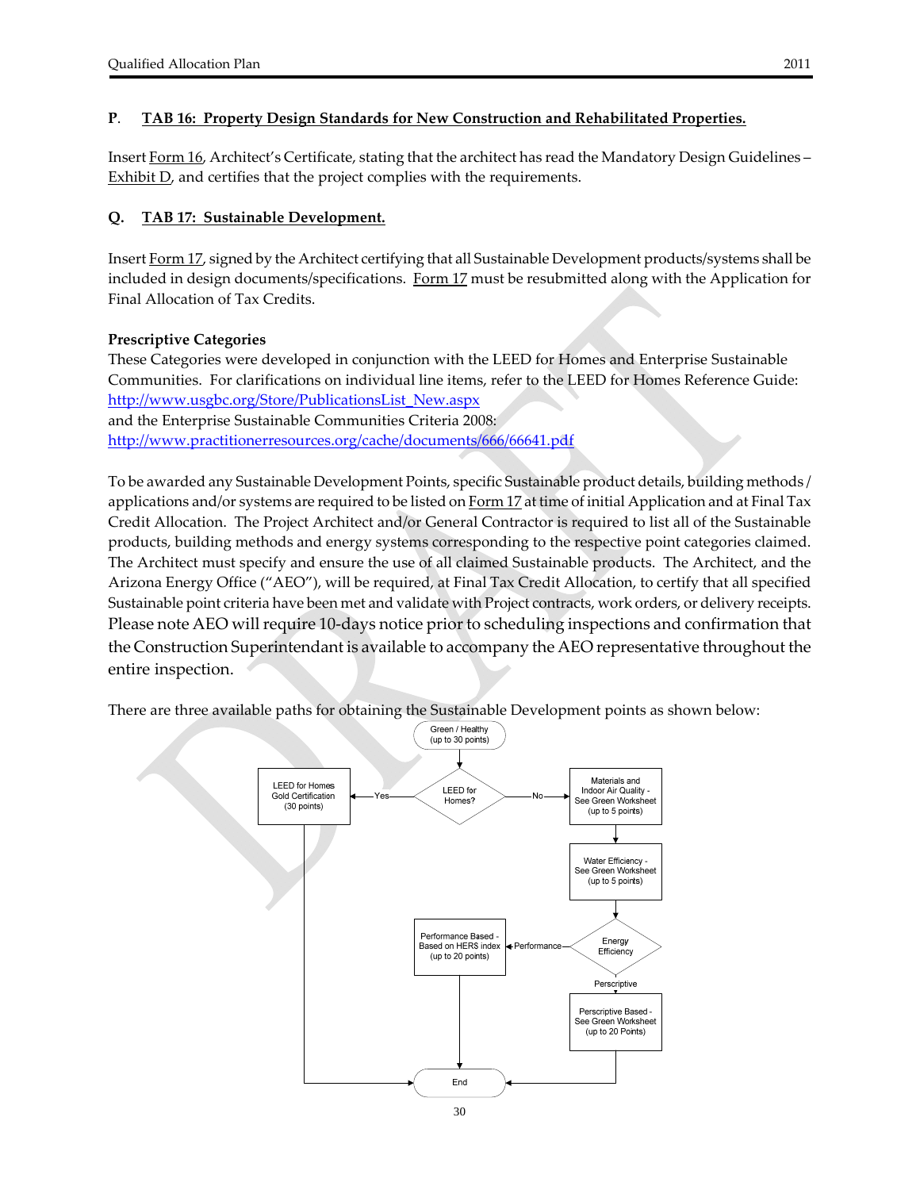## P. TAB 16: Property Design Standards for New Construction and Rehabilitated Properties.

Insert Form 16, Architect's Certificate, stating that the architect has read the Mandatory Design Guidelines – Exhibit D, and certifies that the project complies with the requirements.

## Q. TAB 17: Sustainable Development.

Insert Form 17, signed by the Architect certifying that all Sustainable Development products/systems shall be included in design documents/specifications. Form 17 must be resubmitted along with the Application for Final Allocation of Tax Credits.

**Prescriptive Categories**

These Categories were developed in conjunction with the LEED for Homes and Enterprise Sustainable Communities. For clarifications on individual line items, refer to the LEED for Homes Reference Guide: http://www.usgbc.org/Store/PublicationsList_New.aspx
and the Enterprise Sustainable Communities Criteria 2008:
http://www.practitionerresources.org/cache/documents/666/66641.pdf

To be awarded any Sustainable Development Points, specific Sustainable product details, building methods / applications and/or systems are required to be listed on Form 17 at time of initial Application and at Final Tax Credit Allocation. The Project Architect and/or General Contractor is required to list all of the Sustainable products, building methods and energy systems corresponding to the respective point categories claimed. The Architect must specify and ensure the use of all claimed Sustainable products. The Architect, and the Arizona Energy Office ("AEO"), will be required, at Final Tax Credit Allocation, to certify that all specified Sustainable point criteria have been met and validate with Project contracts, work orders, or delivery receipts. Please note AEO will require 10-days notice prior to scheduling inspections and confirmation that the Construction Superintendant is available to accompany the AEO representative throughout the entire inspection.

There are three available paths for obtaining the Sustainable Development points as shown below:

Green / Healthy (up to 30 points)

LEED for Homes?
- Yes → LEED for Homes Gold Certification (30 points) → End
- No → Materials and Indoor Air Quality - See Green Worksheet (up to 5 points) → Water Efficiency - See Green Worksheet (up to 5 points) → Energy Efficiency
  - Performance → Performance Based - Based on HERS index (up to 20 points) → End
  - Perscriptive → Perscriptive Based - See Green Worksheet (up to 20 Points) → End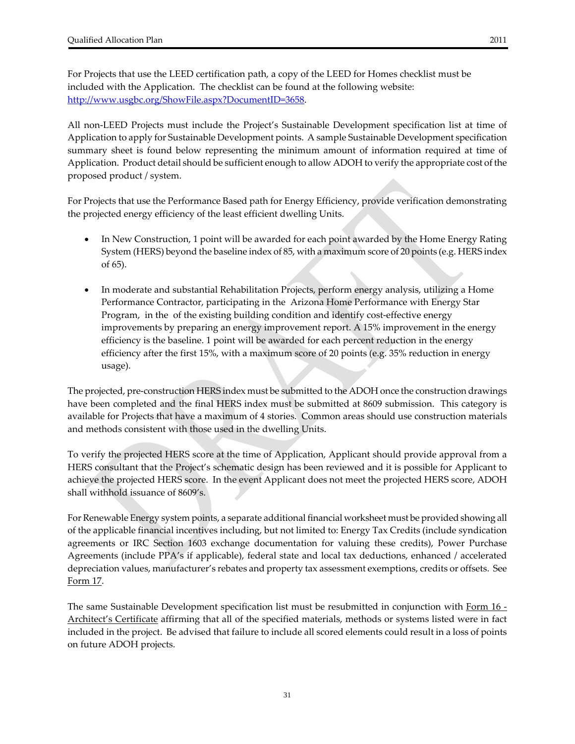For Projects that use the LEED certification path, a copy of the LEED for Homes checklist must be included with the Application. The checklist can be found at the following website: [http://www.usgbc.org/ShowFile.aspx?DocumentID=3658](http://www.usgbc.org/ShowFile.aspx?DocumentID=3658).

All non-LEED Projects must include the Project's Sustainable Development specification list at time of Application to apply for Sustainable Development points. A sample Sustainable Development specification summary sheet is found below representing the minimum amount of information required at time of Application. Product detail should be sufficient enough to allow ADOH to verify the appropriate cost of the proposed product / system.

For Projects that use the Performance Based path for Energy Efficiency, provide verification demonstrating the projected energy efficiency of the least efficient dwelling Units.

- In New Construction, 1 point will be awarded for each point awarded by the Home Energy Rating System (HERS) beyond the baseline index of 85, with a maximum score of 20 points (e.g. HERS index of 65).

- In moderate and substantial Rehabilitation Projects, perform energy analysis, utilizing a Home Performance Contractor, participating in the Arizona Home Performance with Energy Star Program, in the of the existing building condition and identify cost-effective energy improvements by preparing an energy improvement report. A 15% improvement in the energy efficiency is the baseline. 1 point will be awarded for each percent reduction in the energy efficiency after the first 15%, with a maximum score of 20 points (e.g. 35% reduction in energy usage).

The projected, pre-construction HERS index must be submitted to the ADOH once the construction drawings have been completed and the final HERS index must be submitted at 8609 submission. This category is available for Projects that have a maximum of 4 stories. Common areas should use construction materials and methods consistent with those used in the dwelling Units.

To verify the projected HERS score at the time of Application, Applicant should provide approval from a HERS consultant that the Project's schematic design has been reviewed and it is possible for Applicant to achieve the projected HERS score. In the event Applicant does not meet the projected HERS score, ADOH shall withhold issuance of 8609's.

For Renewable Energy system points, a separate additional financial worksheet must be provided showing all of the applicable financial incentives including, but not limited to: Energy Tax Credits (include syndication agreements or IRC Section 1603 exchange documentation for valuing these credits), Power Purchase Agreements (include PPA's if applicable), federal state and local tax deductions, enhanced / accelerated depreciation values, manufacturer's rebates and property tax assessment exemptions, credits or offsets. See Form 17.

The same Sustainable Development specification list must be resubmitted in conjunction with Form 16 - Architect's Certificate affirming that all of the specified materials, methods or systems listed were in fact included in the project. Be advised that failure to include all scored elements could result in a loss of points on future ADOH projects.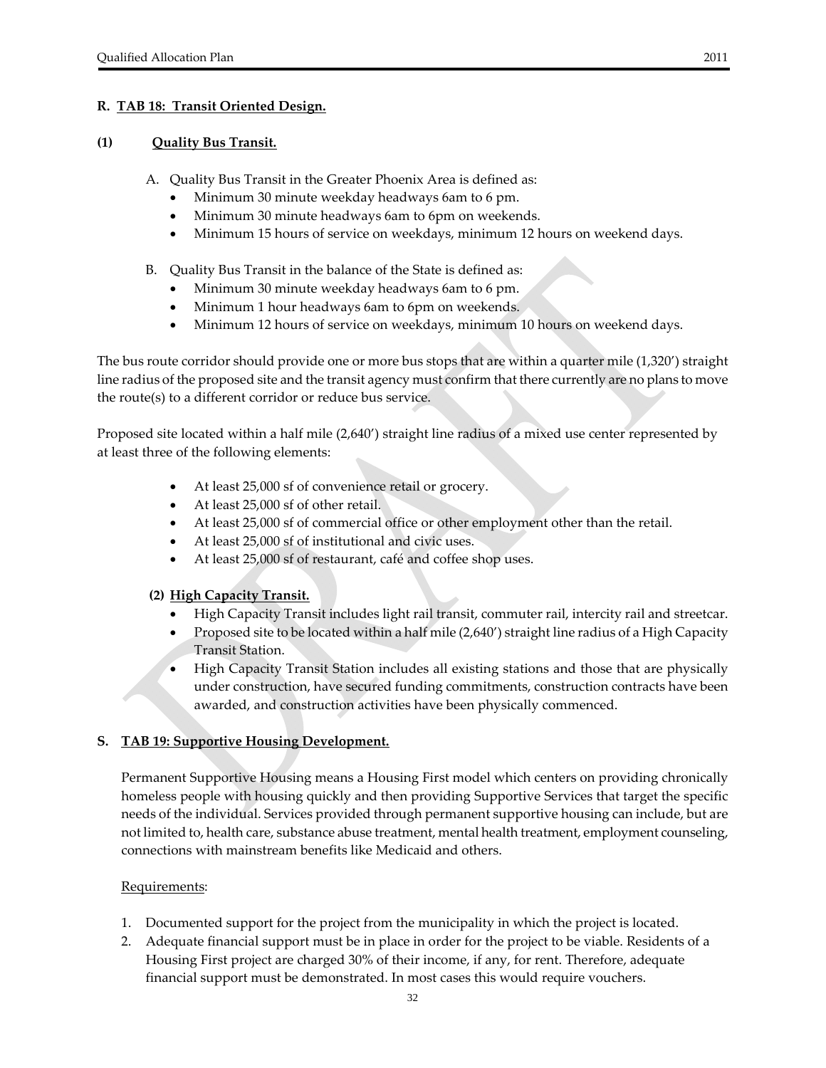## R. TAB 18: Transit Oriented Design.

### (1) Quality Bus Transit.

A. Quality Bus Transit in the Greater Phoenix Area is defined as:
   - Minimum 30 minute weekday headways 6am to 6 pm.
   - Minimum 30 minute headways 6am to 6pm on weekends.
   - Minimum 15 hours of service on weekdays, minimum 12 hours on weekend days.

B. Quality Bus Transit in the balance of the State is defined as:
   - Minimum 30 minute weekday headways 6am to 6 pm.
   - Minimum 1 hour headways 6am to 6pm on weekends.
   - Minimum 12 hours of service on weekdays, minimum 10 hours on weekend days.

The bus route corridor should provide one or more bus stops that are within a quarter mile (1,320') straight line radius of the proposed site and the transit agency must confirm that there currently are no plans to move the route(s) to a different corridor or reduce bus service.

Proposed site located within a half mile (2,640') straight line radius of a mixed use center represented by at least three of the following elements:

- At least 25,000 sf of convenience retail or grocery.
- At least 25,000 sf of other retail.
- At least 25,000 sf of commercial office or other employment other than the retail.
- At least 25,000 sf of institutional and civic uses.
- At least 25,000 sf of restaurant, café and coffee shop uses.

### (2) High Capacity Transit.

- High Capacity Transit includes light rail transit, commuter rail, intercity rail and streetcar.
- Proposed site to be located within a half mile (2,640') straight line radius of a High Capacity Transit Station.
- High Capacity Transit Station includes all existing stations and those that are physically under construction, have secured funding commitments, construction contracts have been awarded, and construction activities have been physically commenced.

## S. TAB 19: Supportive Housing Development.

Permanent Supportive Housing means a Housing First model which centers on providing chronically homeless people with housing quickly and then providing Supportive Services that target the specific needs of the individual. Services provided through permanent supportive housing can include, but are not limited to, health care, substance abuse treatment, mental health treatment, employment counseling, connections with mainstream benefits like Medicaid and others.

Requirements:

1. Documented support for the project from the municipality in which the project is located.
2. Adequate financial support must be in place in order for the project to be viable. Residents of a Housing First project are charged 30% of their income, if any, for rent. Therefore, adequate financial support must be demonstrated. In most cases this would require vouchers.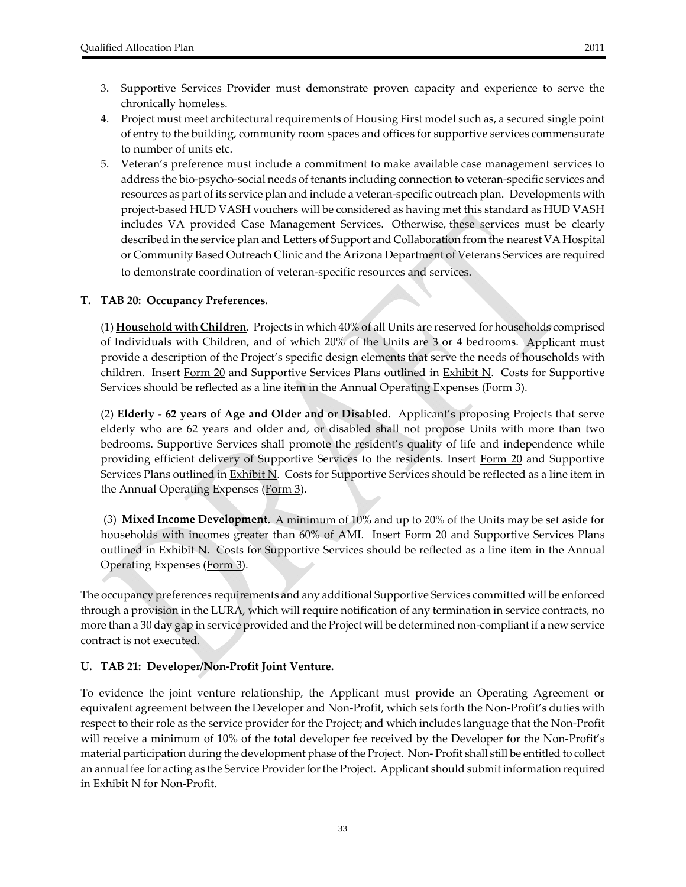3. Supportive Services Provider must demonstrate proven capacity and experience to serve the chronically homeless.
4. Project must meet architectural requirements of Housing First model such as, a secured single point of entry to the building, community room spaces and offices for supportive services commensurate to number of units etc.
5. Veteran's preference must include a commitment to make available case management services to address the bio-psycho-social needs of tenants including connection to veteran-specific services and resources as part of its service plan and include a veteran-specific outreach plan. Developments with project-based HUD VASH vouchers will be considered as having met this standard as HUD VASH includes VA provided Case Management Services. Otherwise, these services must be clearly described in the service plan and Letters of Support and Collaboration from the nearest VA Hospital or Community Based Outreach Clinic <u>and</u> the Arizona Department of Veterans Services are required to demonstrate coordination of veteran-specific resources and services.

**T. <u>TAB 20: Occupancy Preferences.</u>**

(1) **<u>Household with Children</u>**. Projects in which 40% of all Units are reserved for households comprised of Individuals with Children, and of which 20% of the Units are 3 or 4 bedrooms. Applicant must provide a description of the Project's specific design elements that serve the needs of households with children. Insert <u>Form 20</u> and Supportive Services Plans outlined in <u>Exhibit N</u>. Costs for Supportive Services should be reflected as a line item in the Annual Operating Expenses (<u>Form 3</u>).

(2) **<u>Elderly - 62 years of Age and Older and or Disabled</u>.** Applicant's proposing Projects that serve elderly who are 62 years and older and, or disabled shall not propose Units with more than two bedrooms. Supportive Services shall promote the resident's quality of life and independence while providing efficient delivery of Supportive Services to the residents. Insert <u>Form 20</u> and Supportive Services Plans outlined in <u>Exhibit N</u>. Costs for Supportive Services should be reflected as a line item in the Annual Operating Expenses (<u>Form 3</u>).

(3) **<u>Mixed Income Development</u>.** A minimum of 10% and up to 20% of the Units may be set aside for households with incomes greater than 60% of AMI. Insert <u>Form 20</u> and Supportive Services Plans outlined in <u>Exhibit N</u>. Costs for Supportive Services should be reflected as a line item in the Annual Operating Expenses (<u>Form 3</u>).

The occupancy preferences requirements and any additional Supportive Services committed will be enforced through a provision in the LURA, which will require notification of any termination in service contracts, no more than a 30 day gap in service provided and the Project will be determined non-compliant if a new service contract is not executed.

**U. <u>TAB 21: Developer/Non-Profit Joint Venture.</u>**

To evidence the joint venture relationship, the Applicant must provide an Operating Agreement or equivalent agreement between the Developer and Non-Profit, which sets forth the Non-Profit's duties with respect to their role as the service provider for the Project; and which includes language that the Non-Profit will receive a minimum of 10% of the total developer fee received by the Developer for the Non-Profit's material participation during the development phase of the Project. Non- Profit shall still be entitled to collect an annual fee for acting as the Service Provider for the Project. Applicant should submit information required in <u>Exhibit N</u> for Non-Profit.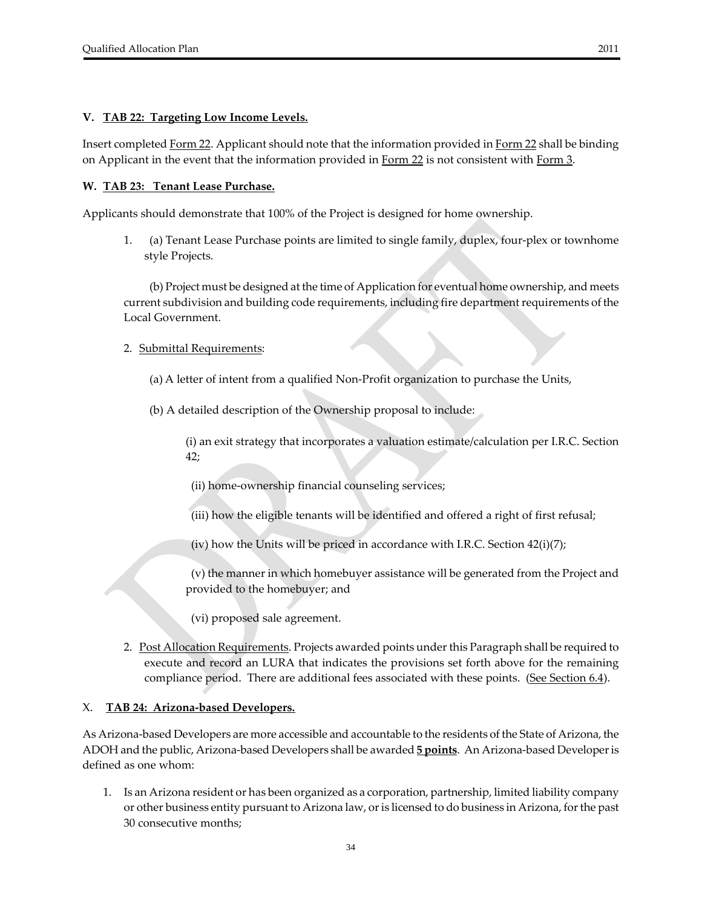**V. TAB 22: Targeting Low Income Levels.**

Insert completed Form 22. Applicant should note that the information provided in Form 22 shall be binding on Applicant in the event that the information provided in Form 22 is not consistent with Form 3.

**W. TAB 23: Tenant Lease Purchase.**

Applicants should demonstrate that 100% of the Project is designed for home ownership.

1. (a) Tenant Lease Purchase points are limited to single family, duplex, four-plex or townhome style Projects.

   (b) Project must be designed at the time of Application for eventual home ownership, and meets current subdivision and building code requirements, including fire department requirements of the Local Government.

2. Submittal Requirements:

   (a) A letter of intent from a qualified Non-Profit organization to purchase the Units,

   (b) A detailed description of the Ownership proposal to include:

      (i) an exit strategy that incorporates a valuation estimate/calculation per I.R.C. Section 42;

      (ii) home-ownership financial counseling services;

      (iii) how the eligible tenants will be identified and offered a right of first refusal;

      (iv) how the Units will be priced in accordance with I.R.C. Section 42(i)(7);

      (v) the manner in which homebuyer assistance will be generated from the Project and provided to the homebuyer; and

      (vi) proposed sale agreement.

2. Post Allocation Requirements. Projects awarded points under this Paragraph shall be required to execute and record an LURA that indicates the provisions set forth above for the remaining compliance period. There are additional fees associated with these points. (See Section 6.4).

X. **TAB 24: Arizona-based Developers.**

As Arizona-based Developers are more accessible and accountable to the residents of the State of Arizona, the ADOH and the public, Arizona-based Developers shall be awarded **5 points**. An Arizona-based Developer is defined as one whom:

1. Is an Arizona resident or has been organized as a corporation, partnership, limited liability company or other business entity pursuant to Arizona law, or is licensed to do business in Arizona, for the past 30 consecutive months;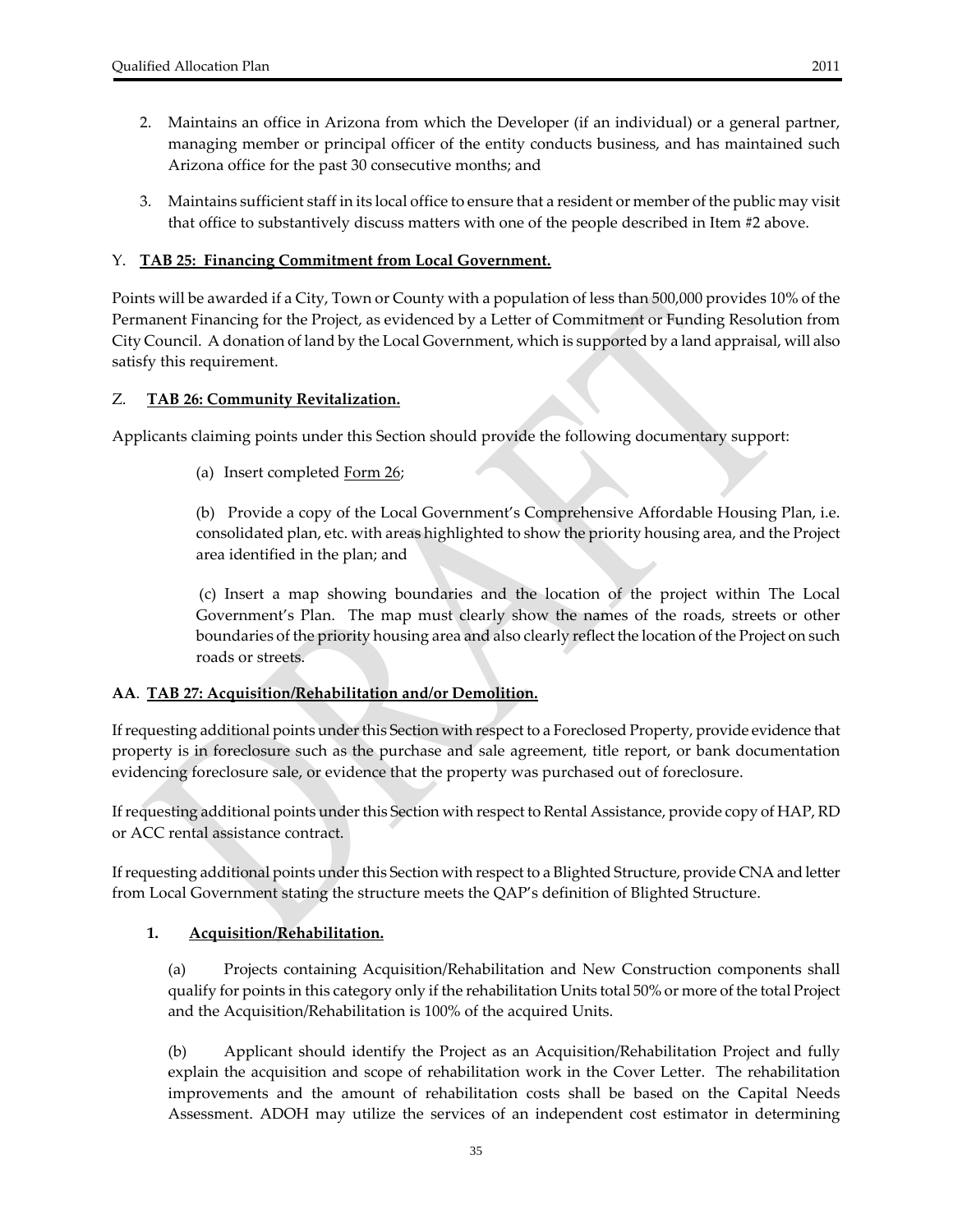2. Maintains an office in Arizona from which the Developer (if an individual) or a general partner, managing member or principal officer of the entity conducts business, and has maintained such Arizona office for the past 30 consecutive months; and

3. Maintains sufficient staff in its local office to ensure that a resident or member of the public may visit that office to substantively discuss matters with one of the people described in Item #2 above.

Y. **TAB 25: Financing Commitment from Local Government.**

Points will be awarded if a City, Town or County with a population of less than 500,000 provides 10% of the Permanent Financing for the Project, as evidenced by a Letter of Commitment or Funding Resolution from City Council. A donation of land by the Local Government, which is supported by a land appraisal, will also satisfy this requirement.

Z. **TAB 26: Community Revitalization.**

Applicants claiming points under this Section should provide the following documentary support:

(a) Insert completed Form 26;

(b) Provide a copy of the Local Government's Comprehensive Affordable Housing Plan, i.e. consolidated plan, etc. with areas highlighted to show the priority housing area, and the Project area identified in the plan; and

(c) Insert a map showing boundaries and the location of the project within The Local Government's Plan. The map must clearly show the names of the roads, streets or other boundaries of the priority housing area and also clearly reflect the location of the Project on such roads or streets.

**AA. TAB 27: Acquisition/Rehabilitation and/or Demolition.**

If requesting additional points under this Section with respect to a Foreclosed Property, provide evidence that property is in foreclosure such as the purchase and sale agreement, title report, or bank documentation evidencing foreclosure sale, or evidence that the property was purchased out of foreclosure.

If requesting additional points under this Section with respect to Rental Assistance, provide copy of HAP, RD or ACC rental assistance contract.

If requesting additional points under this Section with respect to a Blighted Structure, provide CNA and letter from Local Government stating the structure meets the QAP's definition of Blighted Structure.

**1. Acquisition/Rehabilitation.**

(a) Projects containing Acquisition/Rehabilitation and New Construction components shall qualify for points in this category only if the rehabilitation Units total 50% or more of the total Project and the Acquisition/Rehabilitation is 100% of the acquired Units.

(b) Applicant should identify the Project as an Acquisition/Rehabilitation Project and fully explain the acquisition and scope of rehabilitation work in the Cover Letter. The rehabilitation improvements and the amount of rehabilitation costs shall be based on the Capital Needs Assessment. ADOH may utilize the services of an independent cost estimator in determining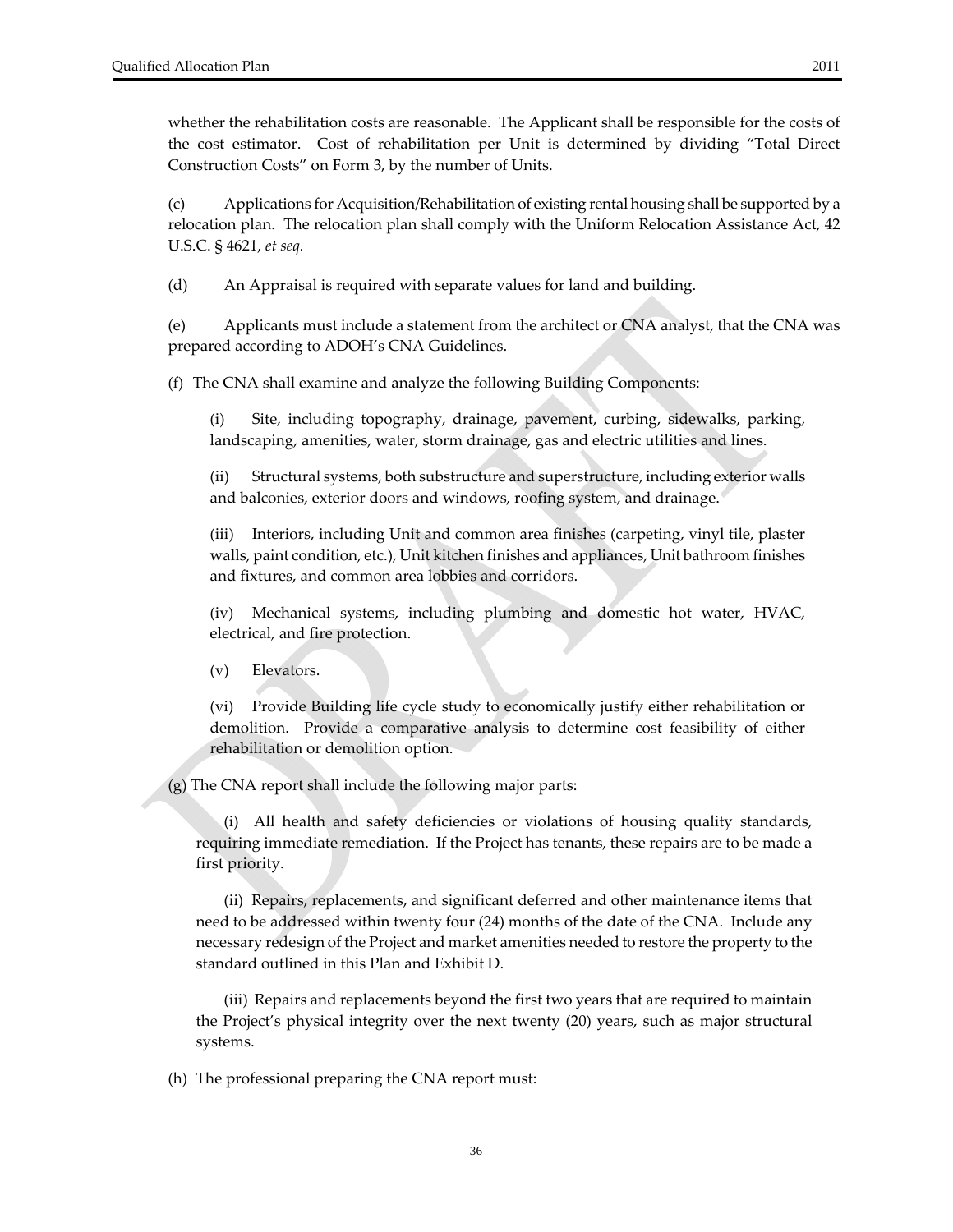whether the rehabilitation costs are reasonable. The Applicant shall be responsible for the costs of the cost estimator. Cost of rehabilitation per Unit is determined by dividing "Total Direct Construction Costs" on Form 3, by the number of Units.

(c) Applications for Acquisition/Rehabilitation of existing rental housing shall be supported by a relocation plan. The relocation plan shall comply with the Uniform Relocation Assistance Act, 42 U.S.C. § 4621, *et seq.*

(d) An Appraisal is required with separate values for land and building.

(e) Applicants must include a statement from the architect or CNA analyst, that the CNA was prepared according to ADOH's CNA Guidelines.

(f) The CNA shall examine and analyze the following Building Components:

(i) Site, including topography, drainage, pavement, curbing, sidewalks, parking, landscaping, amenities, water, storm drainage, gas and electric utilities and lines.

(ii) Structural systems, both substructure and superstructure, including exterior walls and balconies, exterior doors and windows, roofing system, and drainage.

(iii) Interiors, including Unit and common area finishes (carpeting, vinyl tile, plaster walls, paint condition, etc.), Unit kitchen finishes and appliances, Unit bathroom finishes and fixtures, and common area lobbies and corridors.

(iv) Mechanical systems, including plumbing and domestic hot water, HVAC, electrical, and fire protection.

(v) Elevators.

(vi) Provide Building life cycle study to economically justify either rehabilitation or demolition. Provide a comparative analysis to determine cost feasibility of either rehabilitation or demolition option.

(g) The CNA report shall include the following major parts:

(i) All health and safety deficiencies or violations of housing quality standards, requiring immediate remediation. If the Project has tenants, these repairs are to be made a first priority.

(ii) Repairs, replacements, and significant deferred and other maintenance items that need to be addressed within twenty four (24) months of the date of the CNA. Include any necessary redesign of the Project and market amenities needed to restore the property to the standard outlined in this Plan and Exhibit D.

(iii) Repairs and replacements beyond the first two years that are required to maintain the Project's physical integrity over the next twenty (20) years, such as major structural systems.

(h) The professional preparing the CNA report must: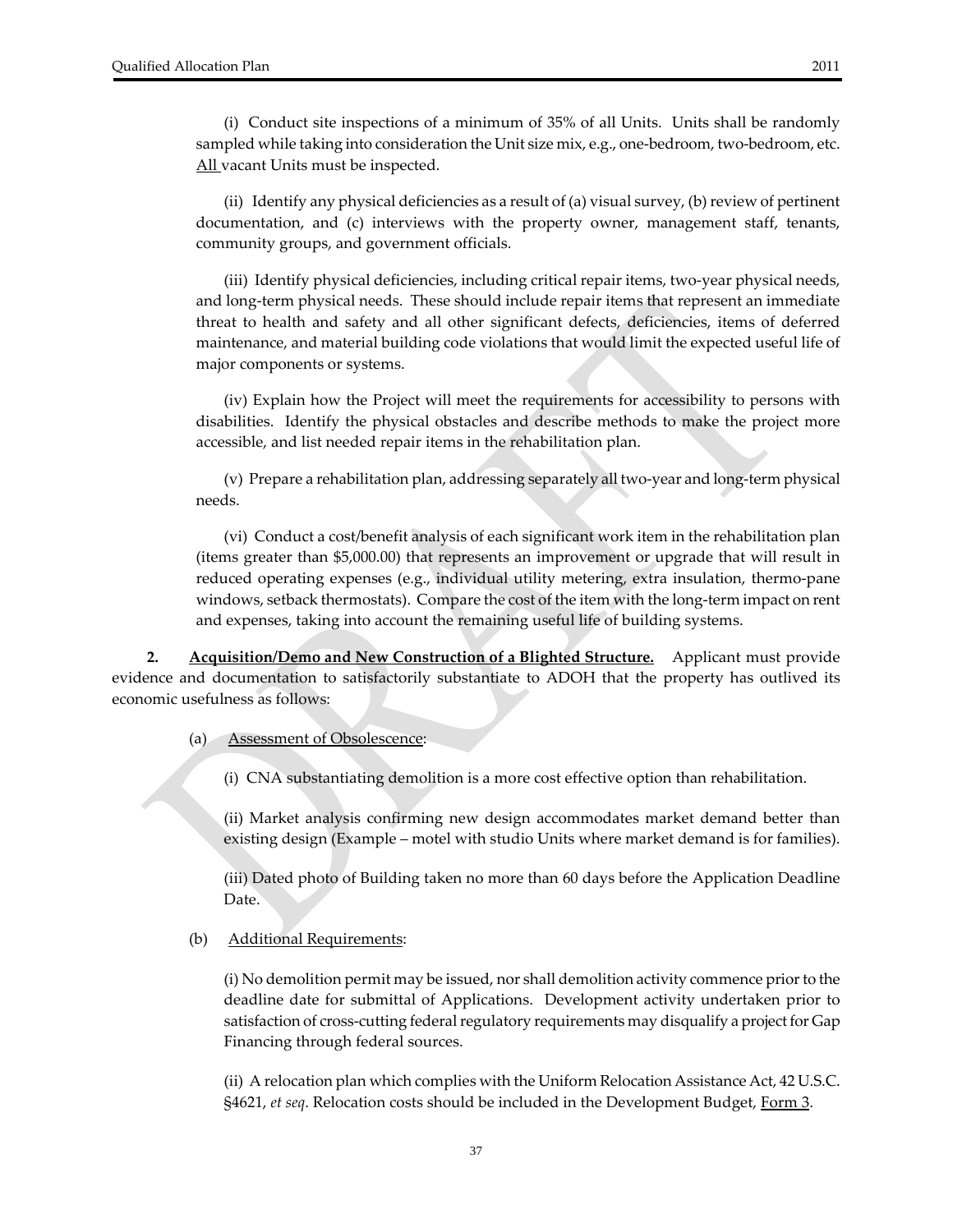(i) Conduct site inspections of a minimum of 35% of all Units. Units shall be randomly sampled while taking into consideration the Unit size mix, e.g., one-bedroom, two-bedroom, etc. All vacant Units must be inspected.

(ii) Identify any physical deficiencies as a result of (a) visual survey, (b) review of pertinent documentation, and (c) interviews with the property owner, management staff, tenants, community groups, and government officials.

(iii) Identify physical deficiencies, including critical repair items, two-year physical needs, and long-term physical needs. These should include repair items that represent an immediate threat to health and safety and all other significant defects, deficiencies, items of deferred maintenance, and material building code violations that would limit the expected useful life of major components or systems.

(iv) Explain how the Project will meet the requirements for accessibility to persons with disabilities. Identify the physical obstacles and describe methods to make the project more accessible, and list needed repair items in the rehabilitation plan.

(v) Prepare a rehabilitation plan, addressing separately all two-year and long-term physical needs.

(vi) Conduct a cost/benefit analysis of each significant work item in the rehabilitation plan (items greater than $5,000.00) that represents an improvement or upgrade that will result in reduced operating expenses (e.g., individual utility metering, extra insulation, thermo-pane windows, setback thermostats). Compare the cost of the item with the long-term impact on rent and expenses, taking into account the remaining useful life of building systems.

**2. Acquisition/Demo and New Construction of a Blighted Structure.** Applicant must provide evidence and documentation to satisfactorily substantiate to ADOH that the property has outlived its economic usefulness as follows:

(a) Assessment of Obsolescence:

(i) CNA substantiating demolition is a more cost effective option than rehabilitation.

(ii) Market analysis confirming new design accommodates market demand better than existing design (Example – motel with studio Units where market demand is for families).

(iii) Dated photo of Building taken no more than 60 days before the Application Deadline Date.

(b) Additional Requirements:

(i) No demolition permit may be issued, nor shall demolition activity commence prior to the deadline date for submittal of Applications. Development activity undertaken prior to satisfaction of cross-cutting federal regulatory requirements may disqualify a project for Gap Financing through federal sources.

(ii) A relocation plan which complies with the Uniform Relocation Assistance Act, 42 U.S.C. §4621, *et seq*. Relocation costs should be included in the Development Budget, Form 3.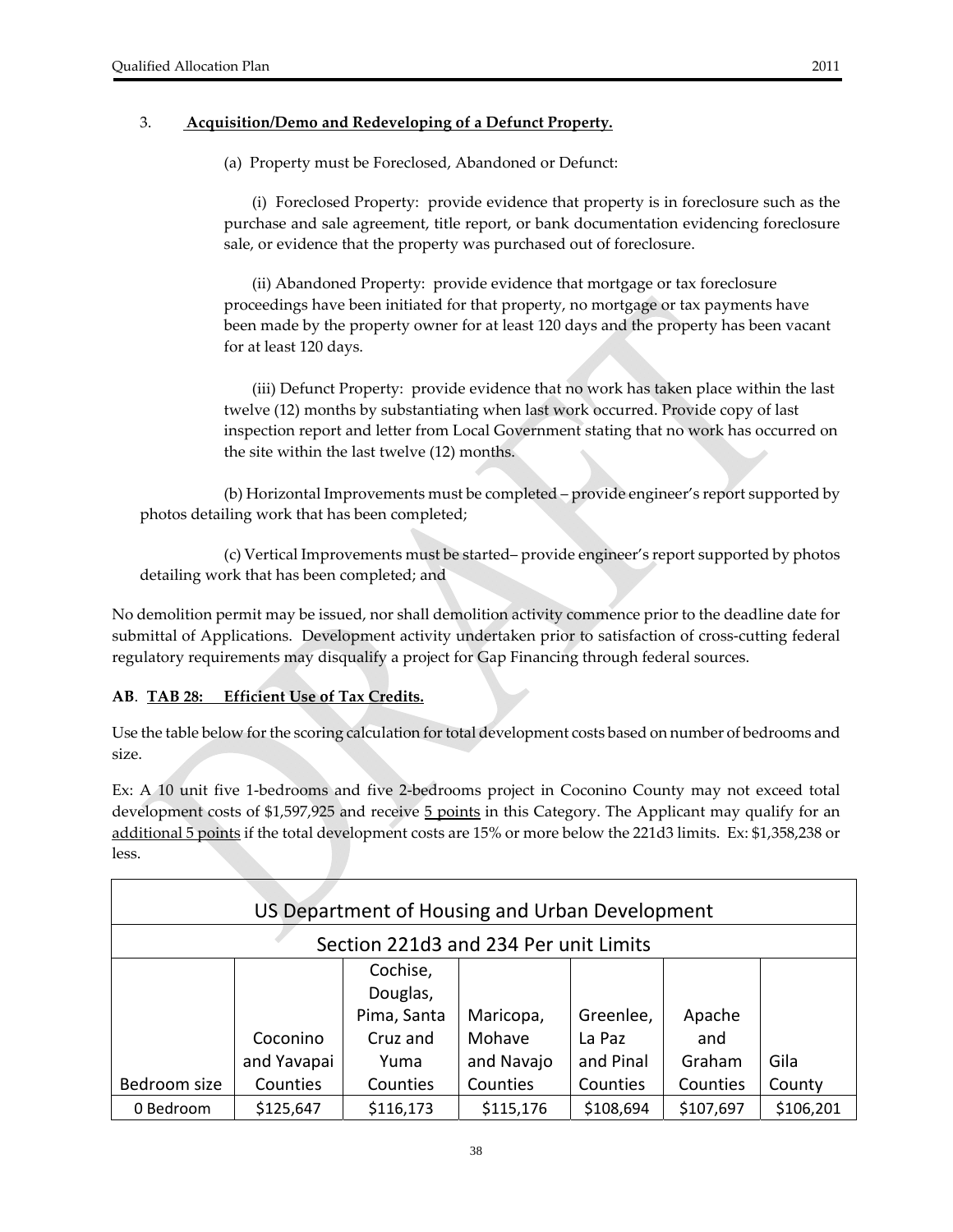3. **Acquisition/Demo and Redeveloping of a Defunct Property.**

(a) Property must be Foreclosed, Abandoned or Defunct:

(i) Foreclosed Property: provide evidence that property is in foreclosure such as the purchase and sale agreement, title report, or bank documentation evidencing foreclosure sale, or evidence that the property was purchased out of foreclosure.

(ii) Abandoned Property: provide evidence that mortgage or tax foreclosure proceedings have been initiated for that property, no mortgage or tax payments have been made by the property owner for at least 120 days and the property has been vacant for at least 120 days.

(iii) Defunct Property: provide evidence that no work has taken place within the last twelve (12) months by substantiating when last work occurred. Provide copy of last inspection report and letter from Local Government stating that no work has occurred on the site within the last twelve (12) months.

(b) Horizontal Improvements must be completed – provide engineer's report supported by photos detailing work that has been completed;

(c) Vertical Improvements must be started– provide engineer's report supported by photos detailing work that has been completed; and

No demolition permit may be issued, nor shall demolition activity commence prior to the deadline date for submittal of Applications. Development activity undertaken prior to satisfaction of cross-cutting federal regulatory requirements may disqualify a project for Gap Financing through federal sources.

**AB**. **TAB 28: Efficient Use of Tax Credits.**

Use the table below for the scoring calculation for total development costs based on number of bedrooms and size.

Ex: A 10 unit five 1-bedrooms and five 2-bedrooms project in Coconino County may not exceed total development costs of $1,597,925 and receive 5 points in this Category. The Applicant may qualify for an additional 5 points if the total development costs are 15% or more below the 221d3 limits. Ex: $1,358,238 or less.

| US Department of Housing and Urban Development | | | | | | |
|---|---|---|---|---|---|---|
| Section 221d3 and 234 Per unit Limits | | | | | | |
| Bedroom size | Coconino and Yavapai Counties | Cochise, Douglas, Pima, Santa Cruz and Yuma Counties | Maricopa, Mohave and Navajo Counties | Greenlee, La Paz and Pinal Counties | Apache and Graham Counties | Gila County |
| 0 Bedroom | $125,647 | $116,173 | $115,176 | $108,694 | $107,697 | $106,201 |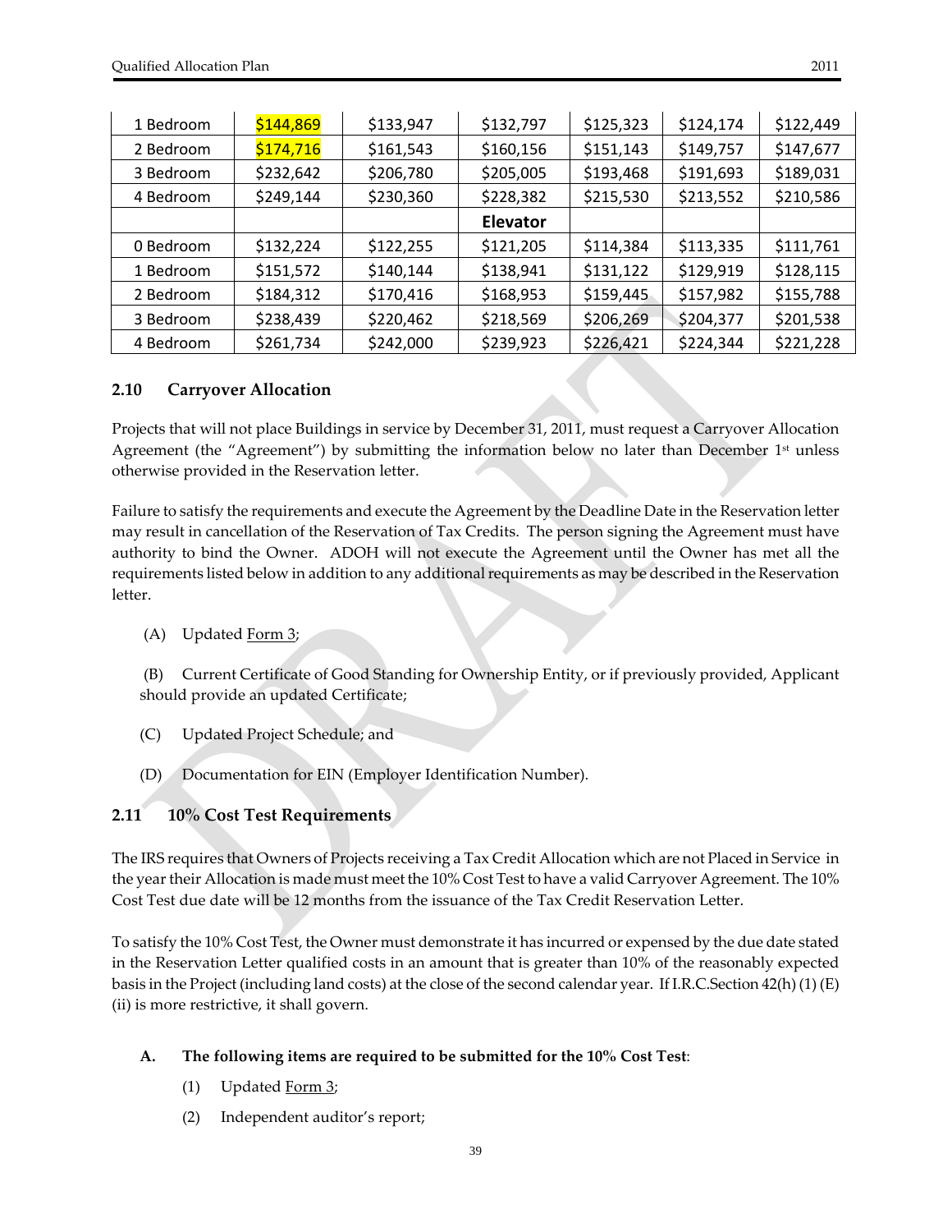| | | | | | | |
|---|---|---|---|---|---|---|
| 1 Bedroom | $144,869 | $133,947 | $132,797 | $125,323 | $124,174 | $122,449 |
| 2 Bedroom | $174,716 | $161,543 | $160,156 | $151,143 | $149,757 | $147,677 |
| 3 Bedroom | $232,642 | $206,780 | $205,005 | $193,468 | $191,693 | $189,031 |
| 4 Bedroom | $249,144 | $230,360 | $228,382 | $215,530 | $213,552 | $210,586 |
| | | | **Elevator** | | | |
| 0 Bedroom | $132,224 | $122,255 | $121,205 | $114,384 | $113,335 | $111,761 |
| 1 Bedroom | $151,572 | $140,144 | $138,941 | $131,122 | $129,919 | $128,115 |
| 2 Bedroom | $184,312 | $170,416 | $168,953 | $159,445 | $157,982 | $155,788 |
| 3 Bedroom | $238,439 | $220,462 | $218,569 | $206,269 | $204,377 | $201,538 |
| 4 Bedroom | $261,734 | $242,000 | $239,923 | $226,421 | $224,344 | $221,228 |

## 2.10 Carryover Allocation

Projects that will not place Buildings in service by December 31, 2011, must request a Carryover Allocation Agreement (the "Agreement") by submitting the information below no later than December 1st unless otherwise provided in the Reservation letter.

Failure to satisfy the requirements and execute the Agreement by the Deadline Date in the Reservation letter may result in cancellation of the Reservation of Tax Credits. The person signing the Agreement must have authority to bind the Owner. ADOH will not execute the Agreement until the Owner has met all the requirements listed below in addition to any additional requirements as may be described in the Reservation letter.

(A) Updated Form 3;

(B) Current Certificate of Good Standing for Ownership Entity, or if previously provided, Applicant should provide an updated Certificate;

(C) Updated Project Schedule; and

(D) Documentation for EIN (Employer Identification Number).

## 2.11 10% Cost Test Requirements

The IRS requires that Owners of Projects receiving a Tax Credit Allocation which are not Placed in Service in the year their Allocation is made must meet the 10% Cost Test to have a valid Carryover Agreement. The 10% Cost Test due date will be 12 months from the issuance of the Tax Credit Reservation Letter.

To satisfy the 10% Cost Test, the Owner must demonstrate it has incurred or expensed by the due date stated in the Reservation Letter qualified costs in an amount that is greater than 10% of the reasonably expected basis in the Project (including land costs) at the close of the second calendar year. If I.R.C.Section 42(h) (1) (E) (ii) is more restrictive, it shall govern.

**A. The following items are required to be submitted for the 10% Cost Test**:

(1) Updated Form 3;

(2) Independent auditor's report;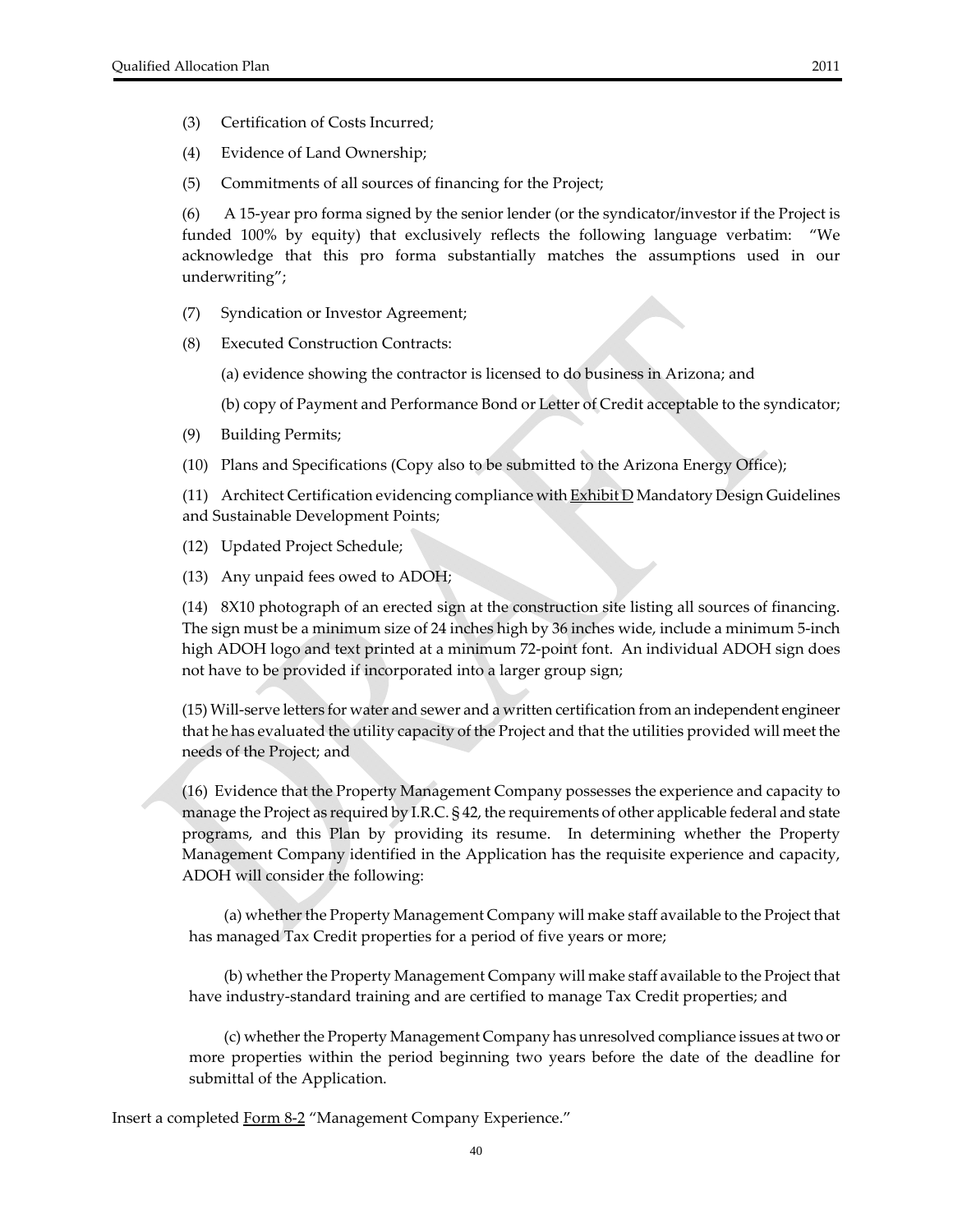(3) Certification of Costs Incurred;

(4) Evidence of Land Ownership;

(5) Commitments of all sources of financing for the Project;

(6) A 15-year pro forma signed by the senior lender (or the syndicator/investor if the Project is funded 100% by equity) that exclusively reflects the following language verbatim: "We acknowledge that this pro forma substantially matches the assumptions used in our underwriting";

(7) Syndication or Investor Agreement;

(8) Executed Construction Contracts:

(a) evidence showing the contractor is licensed to do business in Arizona; and

(b) copy of Payment and Performance Bond or Letter of Credit acceptable to the syndicator;

(9) Building Permits;

(10) Plans and Specifications (Copy also to be submitted to the Arizona Energy Office);

(11) Architect Certification evidencing compliance with Exhibit D Mandatory Design Guidelines and Sustainable Development Points;

(12) Updated Project Schedule;

(13) Any unpaid fees owed to ADOH;

(14) 8X10 photograph of an erected sign at the construction site listing all sources of financing. The sign must be a minimum size of 24 inches high by 36 inches wide, include a minimum 5-inch high ADOH logo and text printed at a minimum 72-point font. An individual ADOH sign does not have to be provided if incorporated into a larger group sign;

(15) Will-serve letters for water and sewer and a written certification from an independent engineer that he has evaluated the utility capacity of the Project and that the utilities provided will meet the needs of the Project; and

(16) Evidence that the Property Management Company possesses the experience and capacity to manage the Project as required by I.R.C. § 42, the requirements of other applicable federal and state programs, and this Plan by providing its resume. In determining whether the Property Management Company identified in the Application has the requisite experience and capacity, ADOH will consider the following:

(a) whether the Property Management Company will make staff available to the Project that has managed Tax Credit properties for a period of five years or more;

(b) whether the Property Management Company will make staff available to the Project that have industry-standard training and are certified to manage Tax Credit properties; and

(c) whether the Property Management Company has unresolved compliance issues at two or more properties within the period beginning two years before the date of the deadline for submittal of the Application.

Insert a completed Form 8-2 "Management Company Experience."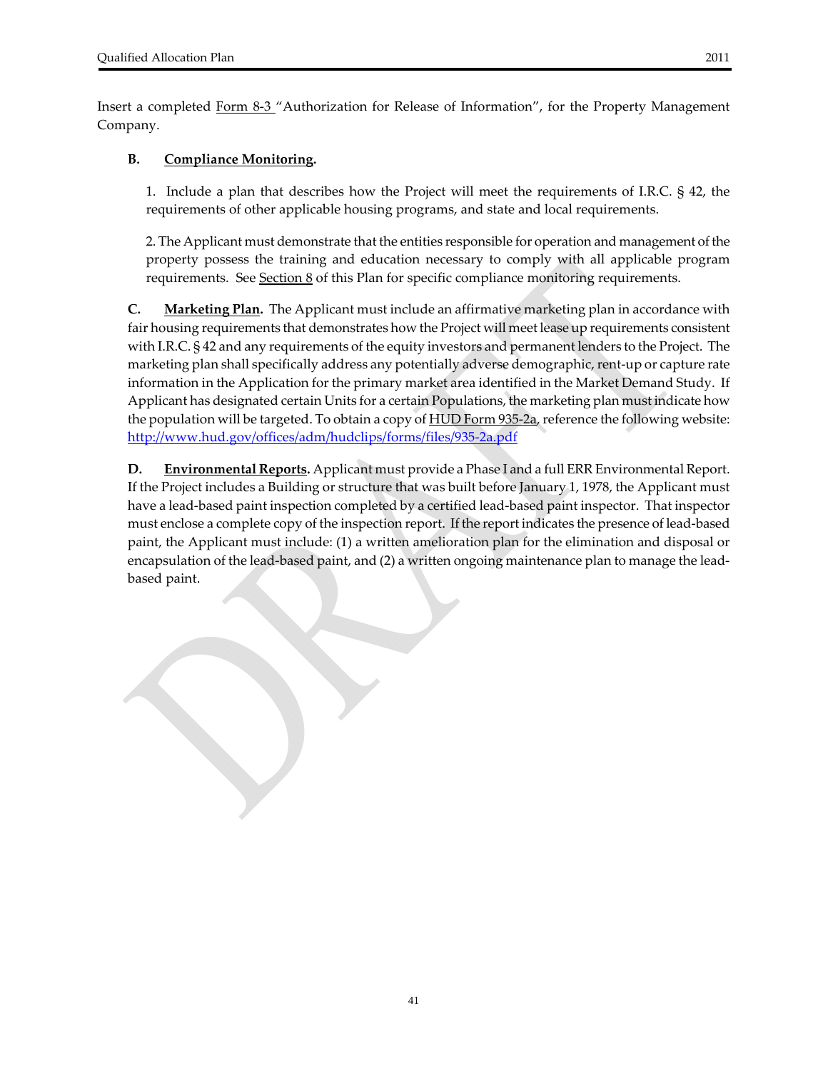Insert a completed Form 8-3 "Authorization for Release of Information", for the Property Management Company.

**B. Compliance Monitoring.**

1. Include a plan that describes how the Project will meet the requirements of I.R.C. § 42, the requirements of other applicable housing programs, and state and local requirements.

2. The Applicant must demonstrate that the entities responsible for operation and management of the property possess the training and education necessary to comply with all applicable program requirements. See Section 8 of this Plan for specific compliance monitoring requirements.

**C. Marketing Plan.** The Applicant must include an affirmative marketing plan in accordance with fair housing requirements that demonstrates how the Project will meet lease up requirements consistent with I.R.C. § 42 and any requirements of the equity investors and permanent lenders to the Project. The marketing plan shall specifically address any potentially adverse demographic, rent-up or capture rate information in the Application for the primary market area identified in the Market Demand Study. If Applicant has designated certain Units for a certain Populations, the marketing plan must indicate how the population will be targeted. To obtain a copy of HUD Form 935-2a, reference the following website: http://www.hud.gov/offices/adm/hudclips/forms/files/935-2a.pdf

**D. Environmental Reports.** Applicant must provide a Phase I and a full ERR Environmental Report. If the Project includes a Building or structure that was built before January 1, 1978, the Applicant must have a lead-based paint inspection completed by a certified lead-based paint inspector. That inspector must enclose a complete copy of the inspection report. If the report indicates the presence of lead-based paint, the Applicant must include: (1) a written amelioration plan for the elimination and disposal or encapsulation of the lead-based paint, and (2) a written ongoing maintenance plan to manage the lead-based paint.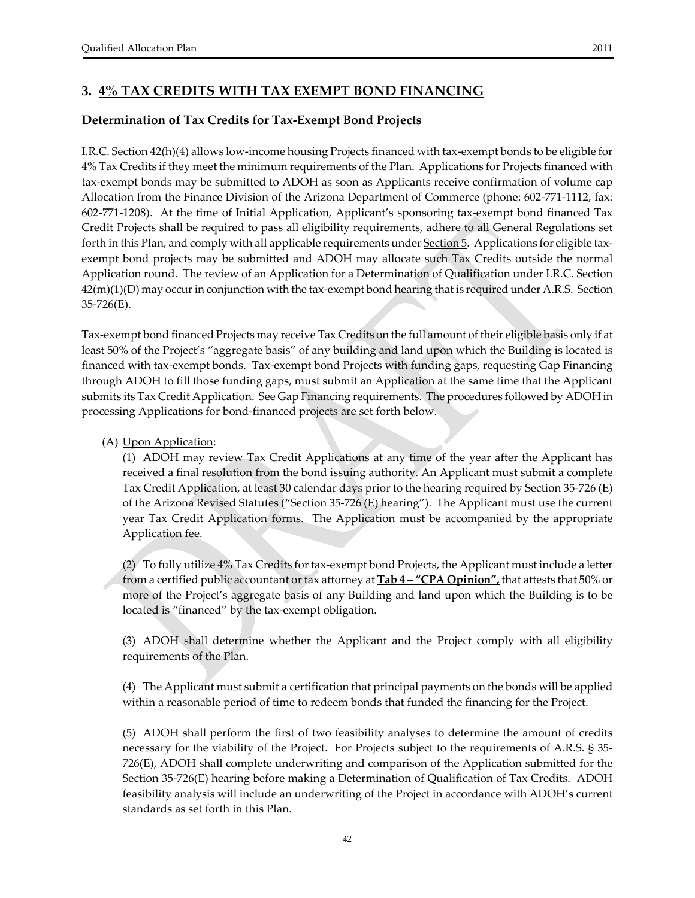## 3. <u>4% TAX CREDITS WITH TAX EXEMPT BOND FINANCING</u>

### <u>Determination of Tax Credits for Tax-Exempt Bond Projects</u>

I.R.C. Section 42(h)(4) allows low-income housing Projects financed with tax-exempt bonds to be eligible for 4% Tax Credits if they meet the minimum requirements of the Plan. Applications for Projects financed with tax-exempt bonds may be submitted to ADOH as soon as Applicants receive confirmation of volume cap Allocation from the Finance Division of the Arizona Department of Commerce (phone: 602-771-1112, fax: 602-771-1208). At the time of Initial Application, Applicant's sponsoring tax-exempt bond financed Tax Credit Projects shall be required to pass all eligibility requirements, adhere to all General Regulations set forth in this Plan, and comply with all applicable requirements under <u>Section 5</u>. Applications for eligible tax-exempt bond projects may be submitted and ADOH may allocate such Tax Credits outside the normal Application round. The review of an Application for a Determination of Qualification under I.R.C. Section 42(m)(1)(D) may occur in conjunction with the tax-exempt bond hearing that is required under A.R.S. Section 35-726(E).

Tax-exempt bond financed Projects may receive Tax Credits on the full amount of their eligible basis only if at least 50% of the Project's "aggregate basis" of any building and land upon which the Building is located is financed with tax-exempt bonds. Tax-exempt bond Projects with funding gaps, requesting Gap Financing through ADOH to fill those funding gaps, must submit an Application at the same time that the Applicant submits its Tax Credit Application. See Gap Financing requirements. The procedures followed by ADOH in processing Applications for bond-financed projects are set forth below.

(A) <u>Upon Application</u>:

(1) ADOH may review Tax Credit Applications at any time of the year after the Applicant has received a final resolution from the bond issuing authority. An Applicant must submit a complete Tax Credit Application, at least 30 calendar days prior to the hearing required by Section 35-726 (E) of the Arizona Revised Statutes ("Section 35-726 (E) hearing"). The Applicant must use the current year Tax Credit Application forms. The Application must be accompanied by the appropriate Application fee.

(2) To fully utilize 4% Tax Credits for tax-exempt bond Projects, the Applicant must include a letter from a certified public accountant or tax attorney at **<u>Tab 4 – "CPA Opinion",</u>** that attests that 50% or more of the Project's aggregate basis of any Building and land upon which the Building is to be located is "financed" by the tax-exempt obligation.

(3) ADOH shall determine whether the Applicant and the Project comply with all eligibility requirements of the Plan.

(4) The Applicant must submit a certification that principal payments on the bonds will be applied within a reasonable period of time to redeem bonds that funded the financing for the Project.

(5) ADOH shall perform the first of two feasibility analyses to determine the amount of credits necessary for the viability of the Project. For Projects subject to the requirements of A.R.S. § 35-726(E), ADOH shall complete underwriting and comparison of the Application submitted for the Section 35-726(E) hearing before making a Determination of Qualification of Tax Credits. ADOH feasibility analysis will include an underwriting of the Project in accordance with ADOH's current standards as set forth in this Plan.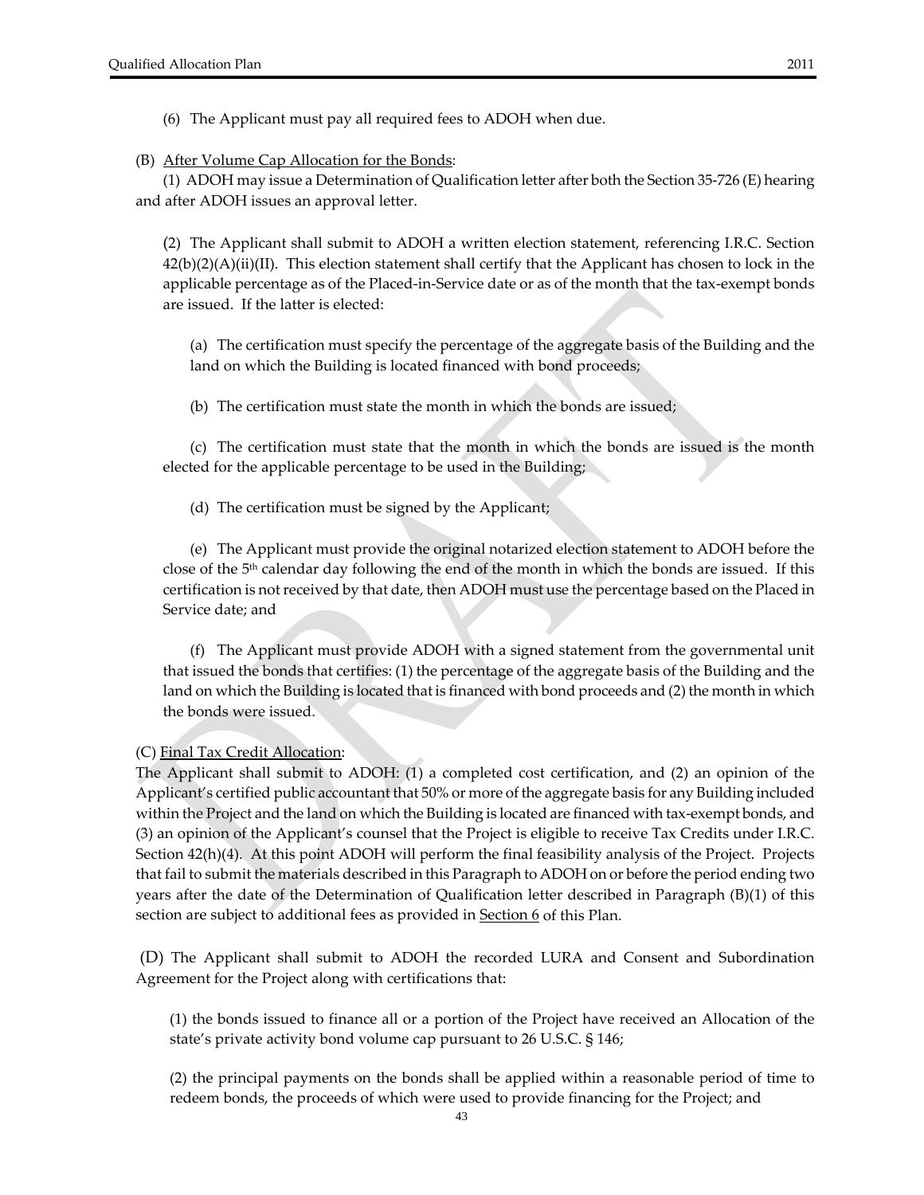(6) The Applicant must pay all required fees to ADOH when due.

(B) <u>After Volume Cap Allocation for the Bonds</u>:

(1) ADOH may issue a Determination of Qualification letter after both the Section 35-726 (E) hearing and after ADOH issues an approval letter.

(2) The Applicant shall submit to ADOH a written election statement, referencing I.R.C. Section 42(b)(2)(A)(ii)(II). This election statement shall certify that the Applicant has chosen to lock in the applicable percentage as of the Placed-in-Service date or as of the month that the tax-exempt bonds are issued. If the latter is elected:

(a) The certification must specify the percentage of the aggregate basis of the Building and the land on which the Building is located financed with bond proceeds;

(b) The certification must state the month in which the bonds are issued;

(c) The certification must state that the month in which the bonds are issued is the month elected for the applicable percentage to be used in the Building;

(d) The certification must be signed by the Applicant;

(e) The Applicant must provide the original notarized election statement to ADOH before the close of the 5th calendar day following the end of the month in which the bonds are issued. If this certification is not received by that date, then ADOH must use the percentage based on the Placed in Service date; and

(f) The Applicant must provide ADOH with a signed statement from the governmental unit that issued the bonds that certifies: (1) the percentage of the aggregate basis of the Building and the land on which the Building is located that is financed with bond proceeds and (2) the month in which the bonds were issued.

(C) <u>Final Tax Credit Allocation</u>:
The Applicant shall submit to ADOH: (1) a completed cost certification, and (2) an opinion of the Applicant's certified public accountant that 50% or more of the aggregate basis for any Building included within the Project and the land on which the Building is located are financed with tax-exempt bonds, and (3) an opinion of the Applicant's counsel that the Project is eligible to receive Tax Credits under I.R.C. Section 42(h)(4). At this point ADOH will perform the final feasibility analysis of the Project. Projects that fail to submit the materials described in this Paragraph to ADOH on or before the period ending two years after the date of the Determination of Qualification letter described in Paragraph (B)(1) of this section are subject to additional fees as provided in <u>Section 6</u> of this Plan.

(D) The Applicant shall submit to ADOH the recorded LURA and Consent and Subordination Agreement for the Project along with certifications that:

(1) the bonds issued to finance all or a portion of the Project have received an Allocation of the state's private activity bond volume cap pursuant to 26 U.S.C. § 146;

(2) the principal payments on the bonds shall be applied within a reasonable period of time to redeem bonds, the proceeds of which were used to provide financing for the Project; and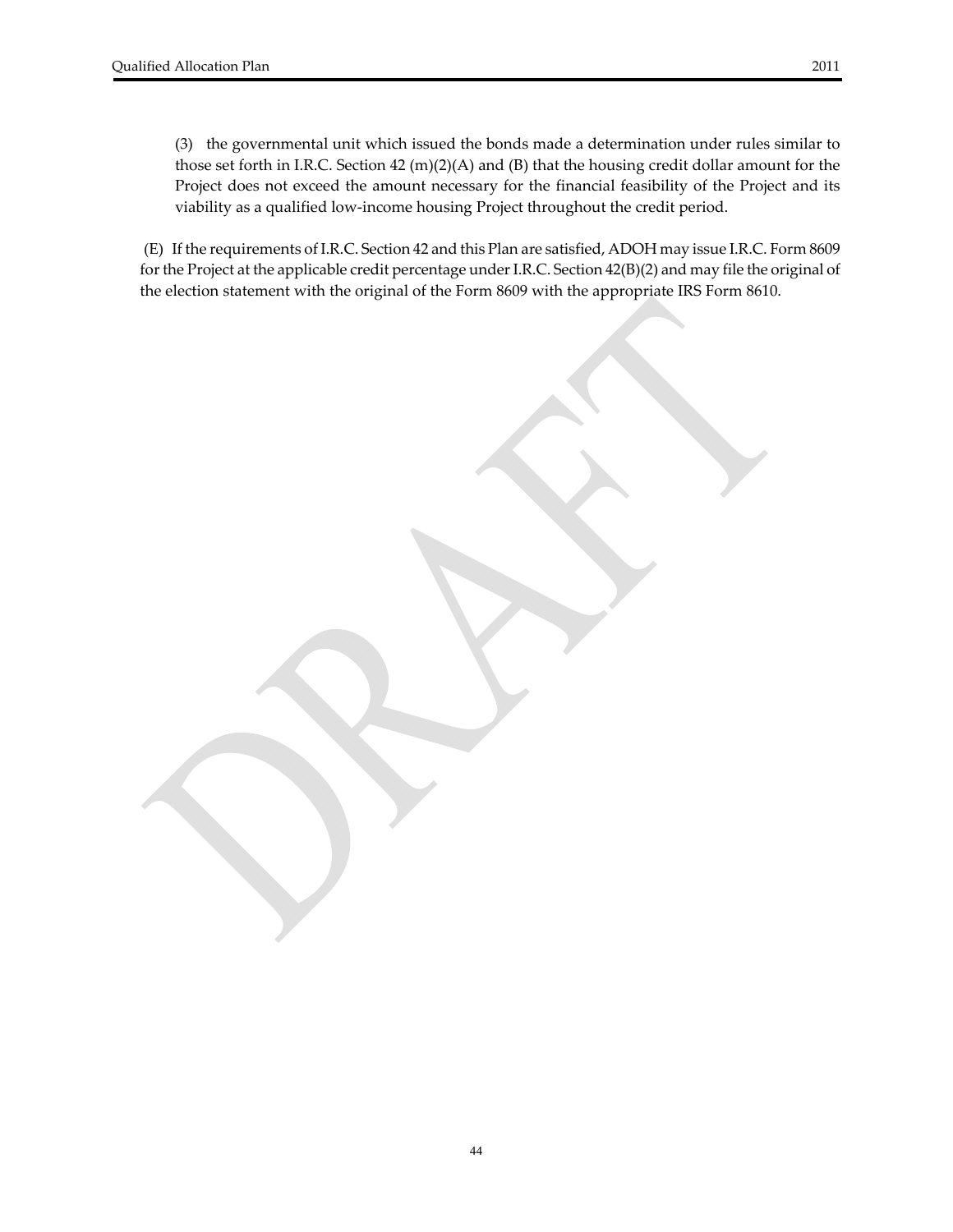(3) the governmental unit which issued the bonds made a determination under rules similar to those set forth in I.R.C. Section 42 (m)(2)(A) and (B) that the housing credit dollar amount for the Project does not exceed the amount necessary for the financial feasibility of the Project and its viability as a qualified low-income housing Project throughout the credit period.

(E) If the requirements of I.R.C. Section 42 and this Plan are satisfied, ADOH may issue I.R.C. Form 8609 for the Project at the applicable credit percentage under I.R.C. Section 42(B)(2) and may file the original of the election statement with the original of the Form 8609 with the appropriate IRS Form 8610.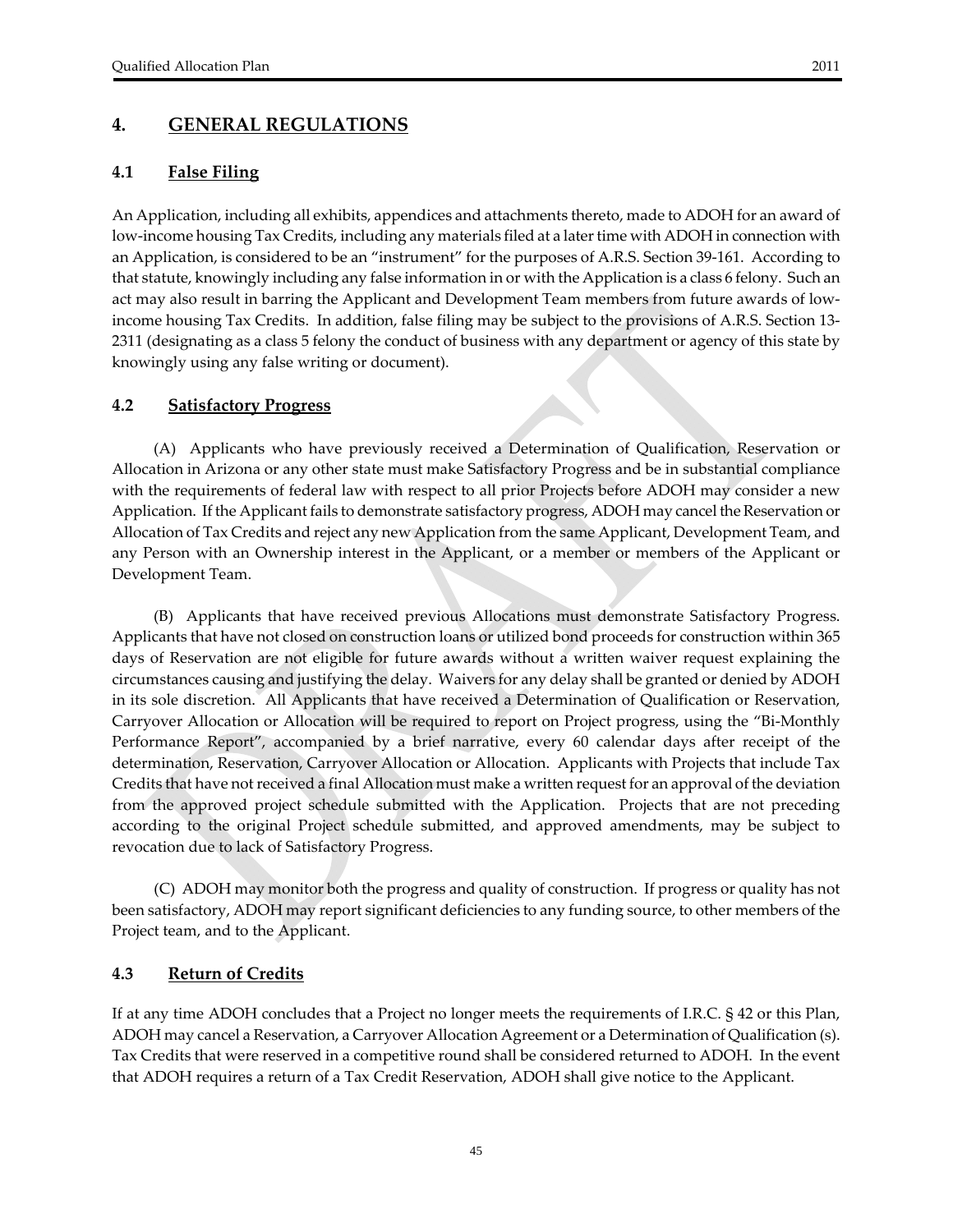## 4. GENERAL REGULATIONS

### 4.1 False Filing

An Application, including all exhibits, appendices and attachments thereto, made to ADOH for an award of low-income housing Tax Credits, including any materials filed at a later time with ADOH in connection with an Application, is considered to be an "instrument" for the purposes of A.R.S. Section 39-161. According to that statute, knowingly including any false information in or with the Application is a class 6 felony. Such an act may also result in barring the Applicant and Development Team members from future awards of low-income housing Tax Credits. In addition, false filing may be subject to the provisions of A.R.S. Section 13-2311 (designating as a class 5 felony the conduct of business with any department or agency of this state by knowingly using any false writing or document).

### 4.2 Satisfactory Progress

(A) Applicants who have previously received a Determination of Qualification, Reservation or Allocation in Arizona or any other state must make Satisfactory Progress and be in substantial compliance with the requirements of federal law with respect to all prior Projects before ADOH may consider a new Application. If the Applicant fails to demonstrate satisfactory progress, ADOH may cancel the Reservation or Allocation of Tax Credits and reject any new Application from the same Applicant, Development Team, and any Person with an Ownership interest in the Applicant, or a member or members of the Applicant or Development Team.

(B) Applicants that have received previous Allocations must demonstrate Satisfactory Progress. Applicants that have not closed on construction loans or utilized bond proceeds for construction within 365 days of Reservation are not eligible for future awards without a written waiver request explaining the circumstances causing and justifying the delay. Waivers for any delay shall be granted or denied by ADOH in its sole discretion. All Applicants that have received a Determination of Qualification or Reservation, Carryover Allocation or Allocation will be required to report on Project progress, using the "Bi-Monthly Performance Report", accompanied by a brief narrative, every 60 calendar days after receipt of the determination, Reservation, Carryover Allocation or Allocation. Applicants with Projects that include Tax Credits that have not received a final Allocation must make a written request for an approval of the deviation from the approved project schedule submitted with the Application. Projects that are not preceding according to the original Project schedule submitted, and approved amendments, may be subject to revocation due to lack of Satisfactory Progress.

(C) ADOH may monitor both the progress and quality of construction. If progress or quality has not been satisfactory, ADOH may report significant deficiencies to any funding source, to other members of the Project team, and to the Applicant.

### 4.3 Return of Credits

If at any time ADOH concludes that a Project no longer meets the requirements of I.R.C. § 42 or this Plan, ADOH may cancel a Reservation, a Carryover Allocation Agreement or a Determination of Qualification (s). Tax Credits that were reserved in a competitive round shall be considered returned to ADOH. In the event that ADOH requires a return of a Tax Credit Reservation, ADOH shall give notice to the Applicant.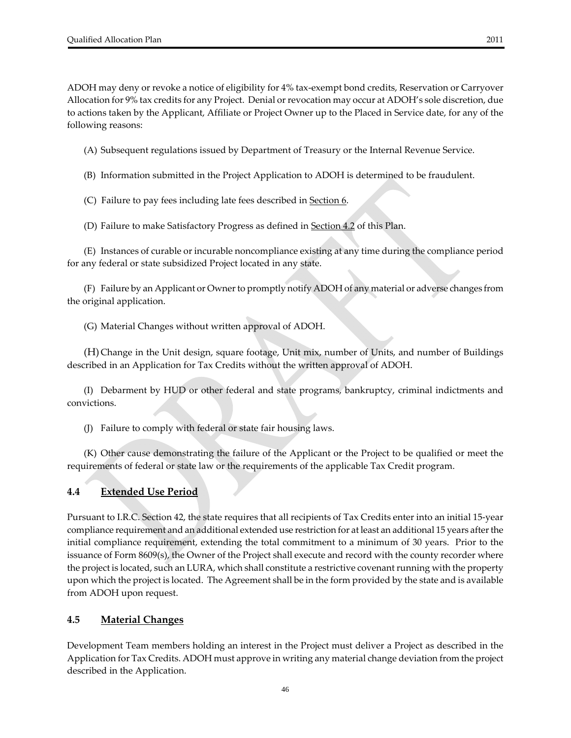ADOH may deny or revoke a notice of eligibility for 4% tax-exempt bond credits, Reservation or Carryover Allocation for 9% tax credits for any Project. Denial or revocation may occur at ADOH's sole discretion, due to actions taken by the Applicant, Affiliate or Project Owner up to the Placed in Service date, for any of the following reasons:

(A) Subsequent regulations issued by Department of Treasury or the Internal Revenue Service.

(B) Information submitted in the Project Application to ADOH is determined to be fraudulent.

(C) Failure to pay fees including late fees described in Section 6.

(D) Failure to make Satisfactory Progress as defined in Section 4.2 of this Plan.

(E) Instances of curable or incurable noncompliance existing at any time during the compliance period for any federal or state subsidized Project located in any state.

(F) Failure by an Applicant or Owner to promptly notify ADOH of any material or adverse changes from the original application.

(G) Material Changes without written approval of ADOH.

(H) Change in the Unit design, square footage, Unit mix, number of Units, and number of Buildings described in an Application for Tax Credits without the written approval of ADOH.

(I) Debarment by HUD or other federal and state programs, bankruptcy, criminal indictments and convictions.

(J) Failure to comply with federal or state fair housing laws.

(K) Other cause demonstrating the failure of the Applicant or the Project to be qualified or meet the requirements of federal or state law or the requirements of the applicable Tax Credit program.

### 4.4 Extended Use Period

Pursuant to I.R.C. Section 42, the state requires that all recipients of Tax Credits enter into an initial 15-year compliance requirement and an additional extended use restriction for at least an additional 15 years after the initial compliance requirement, extending the total commitment to a minimum of 30 years. Prior to the issuance of Form 8609(s), the Owner of the Project shall execute and record with the county recorder where the project is located, such an LURA, which shall constitute a restrictive covenant running with the property upon which the project is located. The Agreement shall be in the form provided by the state and is available from ADOH upon request.

### 4.5 Material Changes

Development Team members holding an interest in the Project must deliver a Project as described in the Application for Tax Credits. ADOH must approve in writing any material change deviation from the project described in the Application.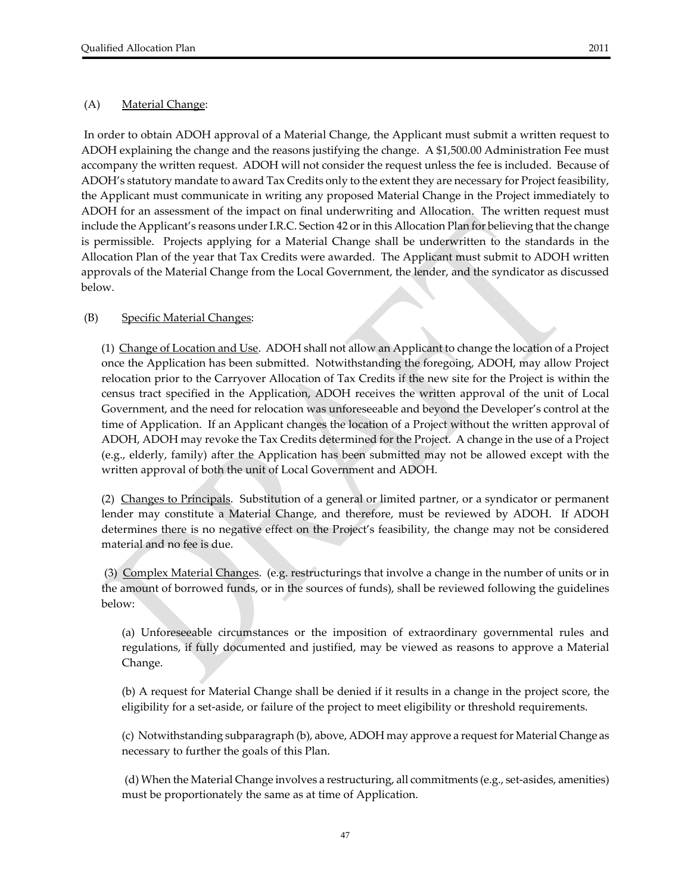(A) Material Change:

In order to obtain ADOH approval of a Material Change, the Applicant must submit a written request to ADOH explaining the change and the reasons justifying the change. A $1,500.00 Administration Fee must accompany the written request. ADOH will not consider the request unless the fee is included. Because of ADOH's statutory mandate to award Tax Credits only to the extent they are necessary for Project feasibility, the Applicant must communicate in writing any proposed Material Change in the Project immediately to ADOH for an assessment of the impact on final underwriting and Allocation. The written request must include the Applicant's reasons under I.R.C. Section 42 or in this Allocation Plan for believing that the change is permissible. Projects applying for a Material Change shall be underwritten to the standards in the Allocation Plan of the year that Tax Credits were awarded. The Applicant must submit to ADOH written approvals of the Material Change from the Local Government, the lender, and the syndicator as discussed below.

(B) Specific Material Changes:

(1) Change of Location and Use. ADOH shall not allow an Applicant to change the location of a Project once the Application has been submitted. Notwithstanding the foregoing, ADOH, may allow Project relocation prior to the Carryover Allocation of Tax Credits if the new site for the Project is within the census tract specified in the Application, ADOH receives the written approval of the unit of Local Government, and the need for relocation was unforeseeable and beyond the Developer's control at the time of Application. If an Applicant changes the location of a Project without the written approval of ADOH, ADOH may revoke the Tax Credits determined for the Project. A change in the use of a Project (e.g., elderly, family) after the Application has been submitted may not be allowed except with the written approval of both the unit of Local Government and ADOH.

(2) Changes to Principals. Substitution of a general or limited partner, or a syndicator or permanent lender may constitute a Material Change, and therefore, must be reviewed by ADOH. If ADOH determines there is no negative effect on the Project's feasibility, the change may not be considered material and no fee is due.

(3) Complex Material Changes. (e.g. restructurings that involve a change in the number of units or in the amount of borrowed funds, or in the sources of funds), shall be reviewed following the guidelines below:

(a) Unforeseeable circumstances or the imposition of extraordinary governmental rules and regulations, if fully documented and justified, may be viewed as reasons to approve a Material Change.

(b) A request for Material Change shall be denied if it results in a change in the project score, the eligibility for a set-aside, or failure of the project to meet eligibility or threshold requirements.

(c) Notwithstanding subparagraph (b), above, ADOH may approve a request for Material Change as necessary to further the goals of this Plan.

(d) When the Material Change involves a restructuring, all commitments (e.g., set-asides, amenities) must be proportionately the same as at time of Application.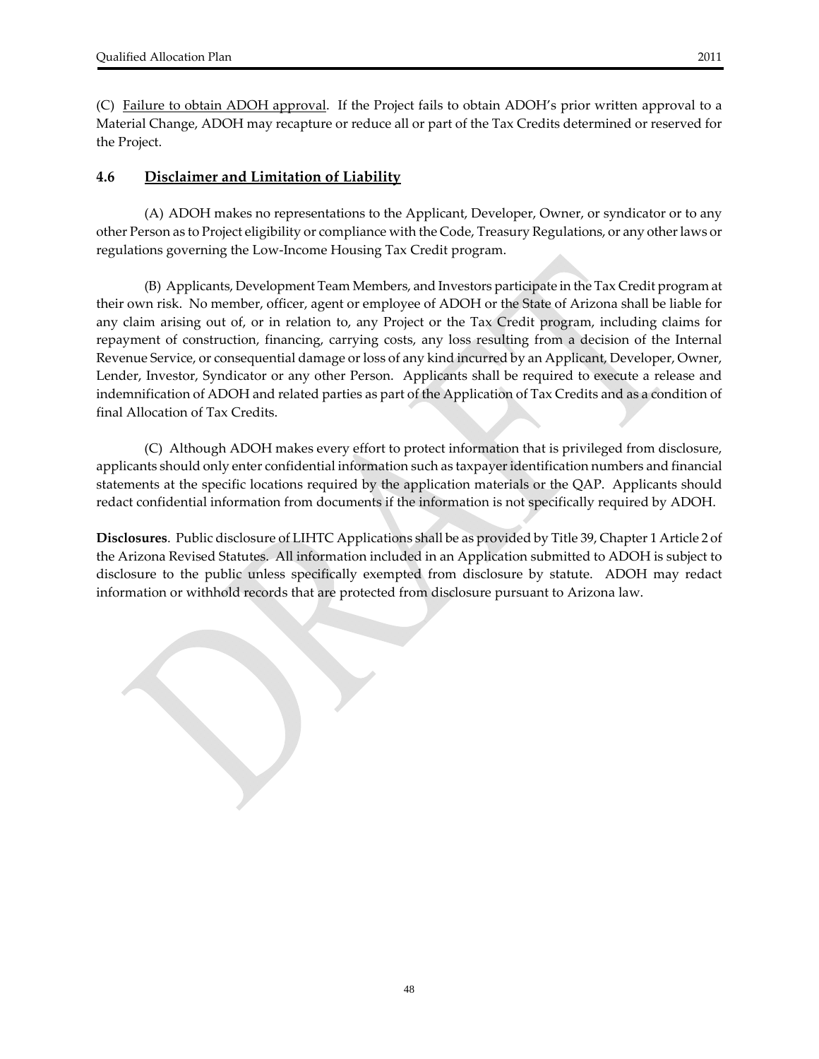(C) Failure to obtain ADOH approval. If the Project fails to obtain ADOH's prior written approval to a Material Change, ADOH may recapture or reduce all or part of the Tax Credits determined or reserved for the Project.

### 4.6 Disclaimer and Limitation of Liability

(A) ADOH makes no representations to the Applicant, Developer, Owner, or syndicator or to any other Person as to Project eligibility or compliance with the Code, Treasury Regulations, or any other laws or regulations governing the Low-Income Housing Tax Credit program.

(B) Applicants, Development Team Members, and Investors participate in the Tax Credit program at their own risk. No member, officer, agent or employee of ADOH or the State of Arizona shall be liable for any claim arising out of, or in relation to, any Project or the Tax Credit program, including claims for repayment of construction, financing, carrying costs, any loss resulting from a decision of the Internal Revenue Service, or consequential damage or loss of any kind incurred by an Applicant, Developer, Owner, Lender, Investor, Syndicator or any other Person. Applicants shall be required to execute a release and indemnification of ADOH and related parties as part of the Application of Tax Credits and as a condition of final Allocation of Tax Credits.

(C) Although ADOH makes every effort to protect information that is privileged from disclosure, applicants should only enter confidential information such as taxpayer identification numbers and financial statements at the specific locations required by the application materials or the QAP. Applicants should redact confidential information from documents if the information is not specifically required by ADOH.

**Disclosures**. Public disclosure of LIHTC Applications shall be as provided by Title 39, Chapter 1 Article 2 of the Arizona Revised Statutes. All information included in an Application submitted to ADOH is subject to disclosure to the public unless specifically exempted from disclosure by statute. ADOH may redact information or withhold records that are protected from disclosure pursuant to Arizona law.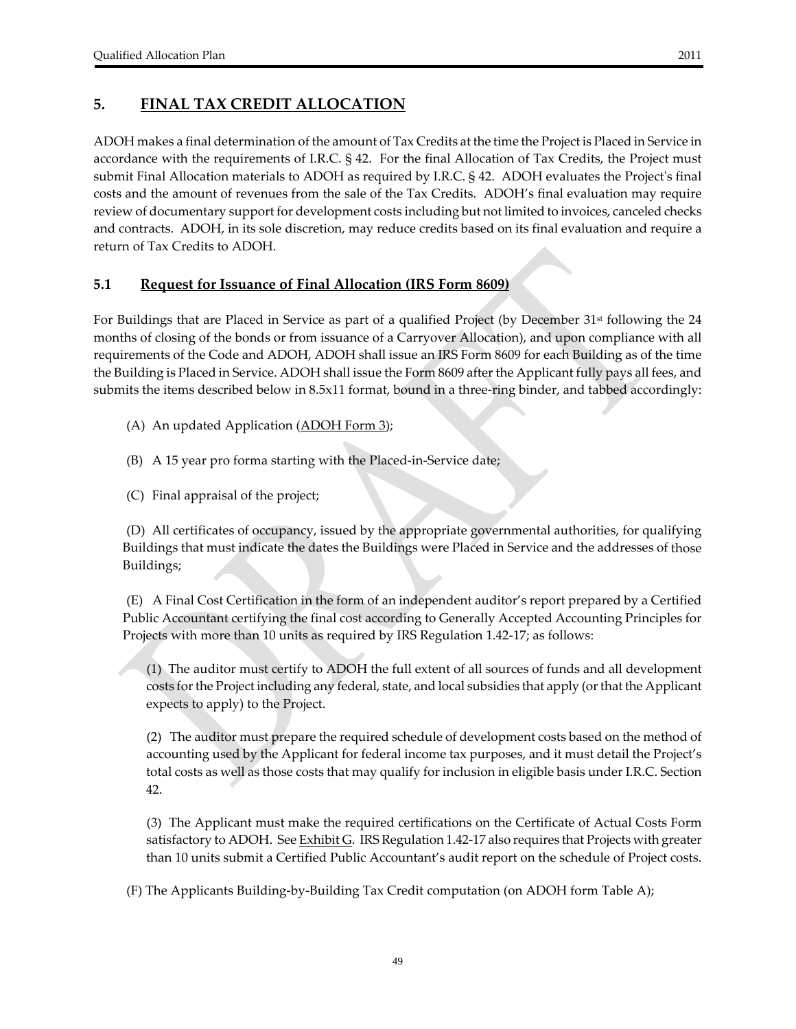## 5. FINAL TAX CREDIT ALLOCATION

ADOH makes a final determination of the amount of Tax Credits at the time the Project is Placed in Service in accordance with the requirements of I.R.C. § 42. For the final Allocation of Tax Credits, the Project must submit Final Allocation materials to ADOH as required by I.R.C. § 42. ADOH evaluates the Project's final costs and the amount of revenues from the sale of the Tax Credits. ADOH's final evaluation may require review of documentary support for development costs including but not limited to invoices, canceled checks and contracts. ADOH, in its sole discretion, may reduce credits based on its final evaluation and require a return of Tax Credits to ADOH.

### 5.1 Request for Issuance of Final Allocation (IRS Form 8609)

For Buildings that are Placed in Service as part of a qualified Project (by December 31st following the 24 months of closing of the bonds or from issuance of a Carryover Allocation), and upon compliance with all requirements of the Code and ADOH, ADOH shall issue an IRS Form 8609 for each Building as of the time the Building is Placed in Service. ADOH shall issue the Form 8609 after the Applicant fully pays all fees, and submits the items described below in 8.5x11 format, bound in a three-ring binder, and tabbed accordingly:

(A) An updated Application (ADOH Form 3);

(B) A 15 year pro forma starting with the Placed-in-Service date;

(C) Final appraisal of the project;

(D) All certificates of occupancy, issued by the appropriate governmental authorities, for qualifying Buildings that must indicate the dates the Buildings were Placed in Service and the addresses of those Buildings;

(E) A Final Cost Certification in the form of an independent auditor's report prepared by a Certified Public Accountant certifying the final cost according to Generally Accepted Accounting Principles for Projects with more than 10 units as required by IRS Regulation 1.42-17; as follows:

(1) The auditor must certify to ADOH the full extent of all sources of funds and all development costs for the Project including any federal, state, and local subsidies that apply (or that the Applicant expects to apply) to the Project.

(2) The auditor must prepare the required schedule of development costs based on the method of accounting used by the Applicant for federal income tax purposes, and it must detail the Project's total costs as well as those costs that may qualify for inclusion in eligible basis under I.R.C. Section 42.

(3) The Applicant must make the required certifications on the Certificate of Actual Costs Form satisfactory to ADOH. See Exhibit G. IRS Regulation 1.42-17 also requires that Projects with greater than 10 units submit a Certified Public Accountant's audit report on the schedule of Project costs.

(F) The Applicants Building-by-Building Tax Credit computation (on ADOH form Table A);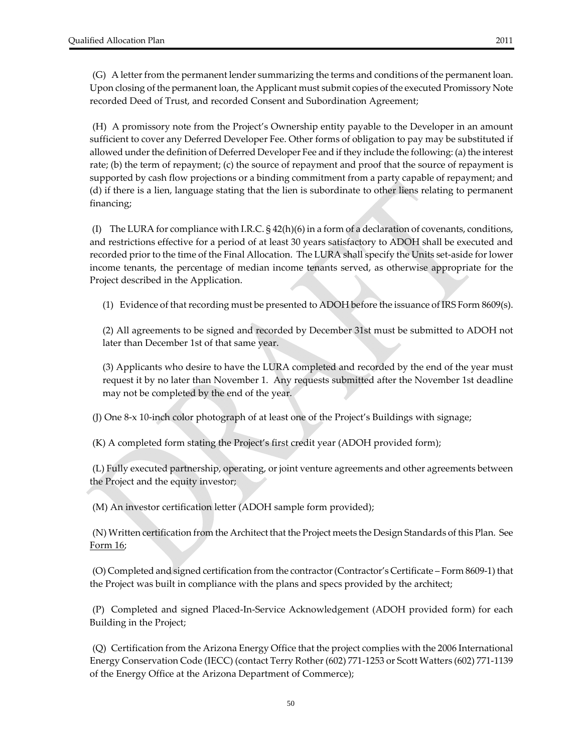(G) A letter from the permanent lender summarizing the terms and conditions of the permanent loan. Upon closing of the permanent loan, the Applicant must submit copies of the executed Promissory Note recorded Deed of Trust, and recorded Consent and Subordination Agreement;

(H) A promissory note from the Project's Ownership entity payable to the Developer in an amount sufficient to cover any Deferred Developer Fee. Other forms of obligation to pay may be substituted if allowed under the definition of Deferred Developer Fee and if they include the following: (a) the interest rate; (b) the term of repayment; (c) the source of repayment and proof that the source of repayment is supported by cash flow projections or a binding commitment from a party capable of repayment; and (d) if there is a lien, language stating that the lien is subordinate to other liens relating to permanent financing;

(I) The LURA for compliance with I.R.C. § 42(h)(6) in a form of a declaration of covenants, conditions, and restrictions effective for a period of at least 30 years satisfactory to ADOH shall be executed and recorded prior to the time of the Final Allocation. The LURA shall specify the Units set-aside for lower income tenants, the percentage of median income tenants served, as otherwise appropriate for the Project described in the Application.

(1) Evidence of that recording must be presented to ADOH before the issuance of IRS Form 8609(s).

(2) All agreements to be signed and recorded by December 31st must be submitted to ADOH not later than December 1st of that same year.

(3) Applicants who desire to have the LURA completed and recorded by the end of the year must request it by no later than November 1. Any requests submitted after the November 1st deadline may not be completed by the end of the year.

(J) One 8-x 10-inch color photograph of at least one of the Project's Buildings with signage;

(K) A completed form stating the Project's first credit year (ADOH provided form);

(L) Fully executed partnership, operating, or joint venture agreements and other agreements between the Project and the equity investor;

(M) An investor certification letter (ADOH sample form provided);

(N) Written certification from the Architect that the Project meets the Design Standards of this Plan. See Form 16;

(O) Completed and signed certification from the contractor (Contractor's Certificate – Form 8609-1) that the Project was built in compliance with the plans and specs provided by the architect;

(P) Completed and signed Placed-In-Service Acknowledgement (ADOH provided form) for each Building in the Project;

(Q) Certification from the Arizona Energy Office that the project complies with the 2006 International Energy Conservation Code (IECC) (contact Terry Rother (602) 771-1253 or Scott Watters (602) 771-1139 of the Energy Office at the Arizona Department of Commerce);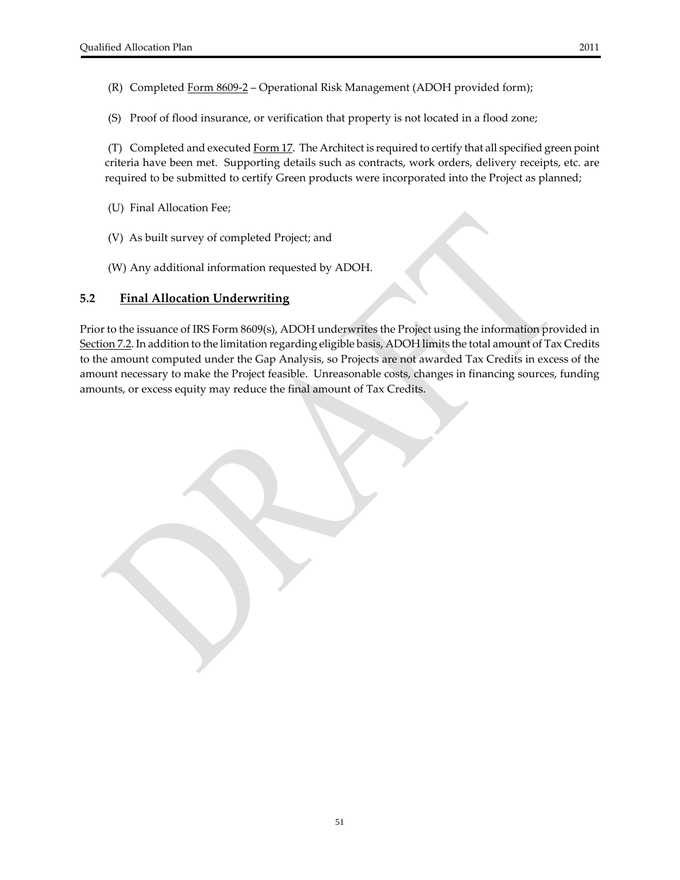(R) Completed Form 8609-2 – Operational Risk Management (ADOH provided form);

(S) Proof of flood insurance, or verification that property is not located in a flood zone;

(T) Completed and executed Form 17. The Architect is required to certify that all specified green point criteria have been met. Supporting details such as contracts, work orders, delivery receipts, etc. are required to be submitted to certify Green products were incorporated into the Project as planned;

(U) Final Allocation Fee;

(V) As built survey of completed Project; and

(W) Any additional information requested by ADOH.

## 5.2 Final Allocation Underwriting

Prior to the issuance of IRS Form 8609(s), ADOH underwrites the Project using the information provided in Section 7.2. In addition to the limitation regarding eligible basis, ADOH limits the total amount of Tax Credits to the amount computed under the Gap Analysis, so Projects are not awarded Tax Credits in excess of the amount necessary to make the Project feasible. Unreasonable costs, changes in financing sources, funding amounts, or excess equity may reduce the final amount of Tax Credits.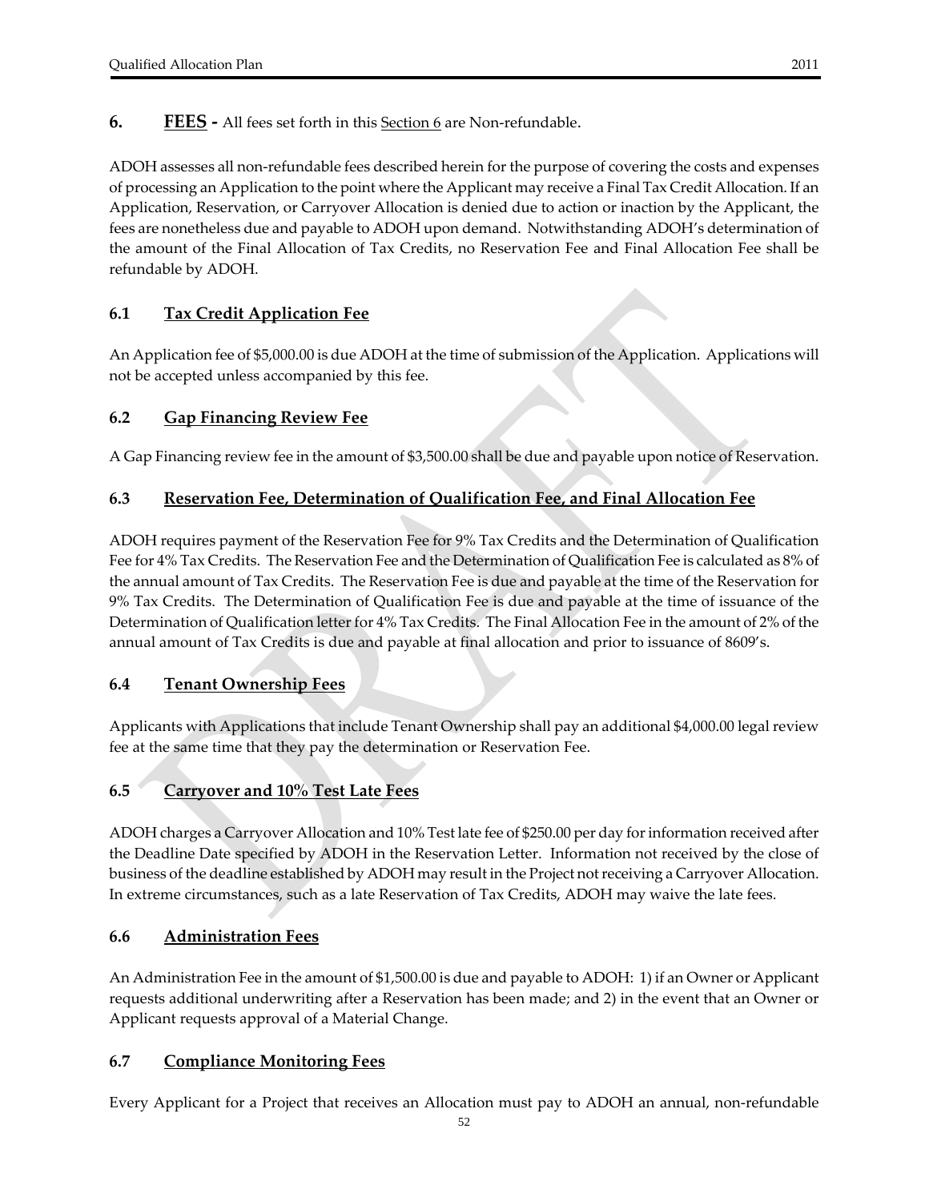## 6. **FEES** - All fees set forth in this Section 6 are Non-refundable.

ADOH assesses all non-refundable fees described herein for the purpose of covering the costs and expenses of processing an Application to the point where the Applicant may receive a Final Tax Credit Allocation. If an Application, Reservation, or Carryover Allocation is denied due to action or inaction by the Applicant, the fees are nonetheless due and payable to ADOH upon demand. Notwithstanding ADOH's determination of the amount of the Final Allocation of Tax Credits, no Reservation Fee and Final Allocation Fee shall be refundable by ADOH.

### 6.1 Tax Credit Application Fee

An Application fee of $5,000.00 is due ADOH at the time of submission of the Application. Applications will not be accepted unless accompanied by this fee.

### 6.2 Gap Financing Review Fee

A Gap Financing review fee in the amount of $3,500.00 shall be due and payable upon notice of Reservation.

### 6.3 Reservation Fee, Determination of Qualification Fee, and Final Allocation Fee

ADOH requires payment of the Reservation Fee for 9% Tax Credits and the Determination of Qualification Fee for 4% Tax Credits. The Reservation Fee and the Determination of Qualification Fee is calculated as 8% of the annual amount of Tax Credits. The Reservation Fee is due and payable at the time of the Reservation for 9% Tax Credits. The Determination of Qualification Fee is due and payable at the time of issuance of the Determination of Qualification letter for 4% Tax Credits. The Final Allocation Fee in the amount of 2% of the annual amount of Tax Credits is due and payable at final allocation and prior to issuance of 8609's.

### 6.4 Tenant Ownership Fees

Applicants with Applications that include Tenant Ownership shall pay an additional $4,000.00 legal review fee at the same time that they pay the determination or Reservation Fee.

### 6.5 Carryover and 10% Test Late Fees

ADOH charges a Carryover Allocation and 10% Test late fee of $250.00 per day for information received after the Deadline Date specified by ADOH in the Reservation Letter. Information not received by the close of business of the deadline established by ADOH may result in the Project not receiving a Carryover Allocation. In extreme circumstances, such as a late Reservation of Tax Credits, ADOH may waive the late fees.

### 6.6 Administration Fees

An Administration Fee in the amount of $1,500.00 is due and payable to ADOH: 1) if an Owner or Applicant requests additional underwriting after a Reservation has been made; and 2) in the event that an Owner or Applicant requests approval of a Material Change.

### 6.7 Compliance Monitoring Fees

Every Applicant for a Project that receives an Allocation must pay to ADOH an annual, non-refundable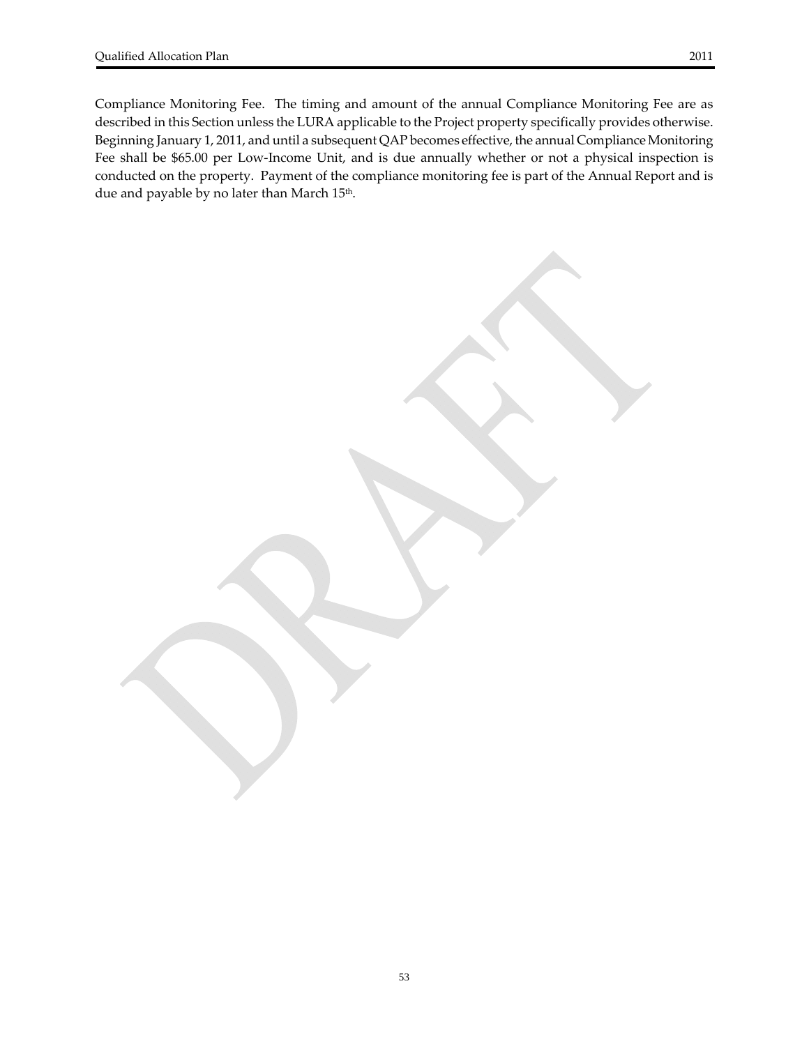Compliance Monitoring Fee. The timing and amount of the annual Compliance Monitoring Fee are as described in this Section unless the LURA applicable to the Project property specifically provides otherwise. Beginning January 1, 2011, and until a subsequent QAP becomes effective, the annual Compliance Monitoring Fee shall be $65.00 per Low-Income Unit, and is due annually whether or not a physical inspection is conducted on the property. Payment of the compliance monitoring fee is part of the Annual Report and is due and payable by no later than March 15th.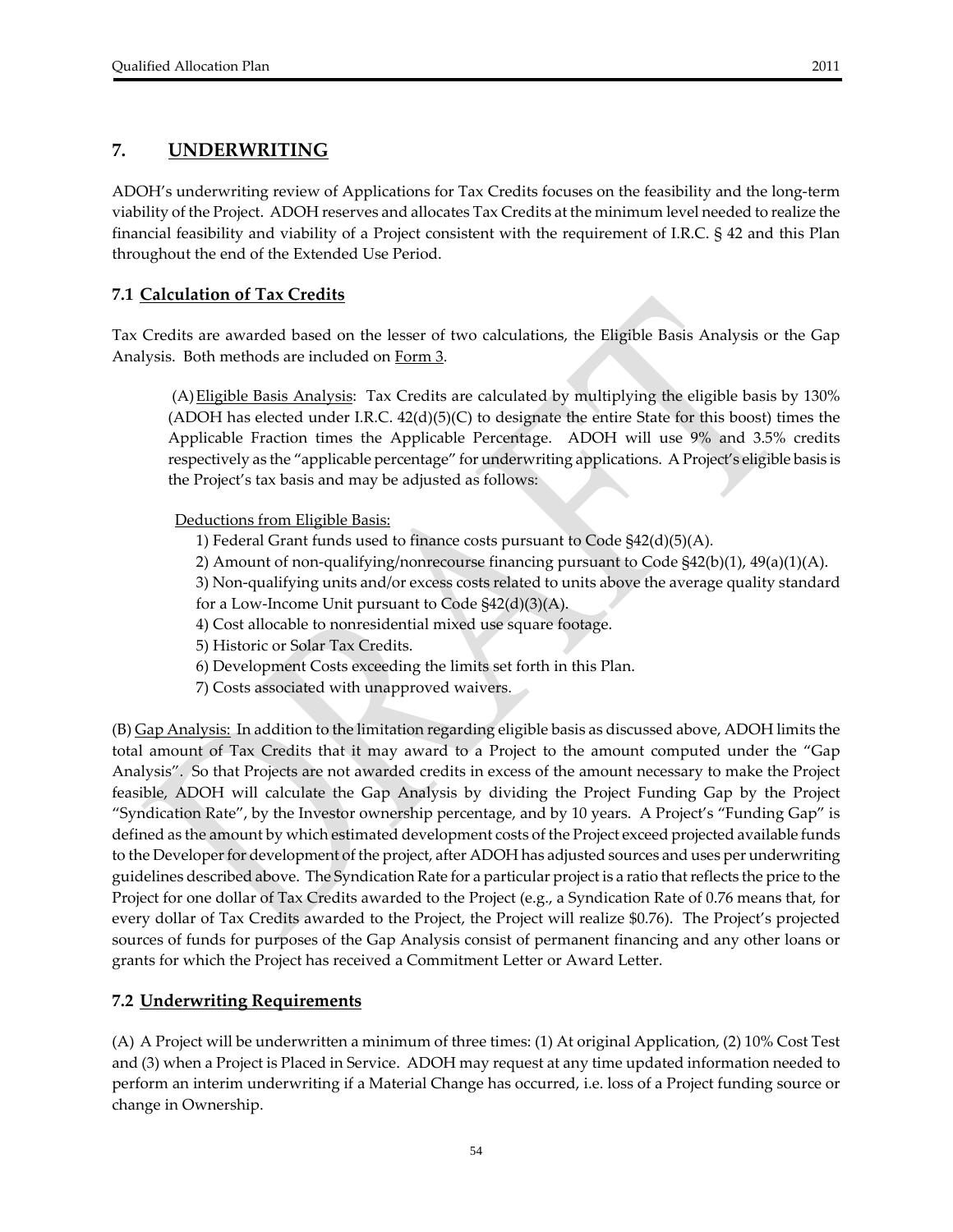## 7. UNDERWRITING

ADOH's underwriting review of Applications for Tax Credits focuses on the feasibility and the long-term viability of the Project. ADOH reserves and allocates Tax Credits at the minimum level needed to realize the financial feasibility and viability of a Project consistent with the requirement of I.R.C. § 42 and this Plan throughout the end of the Extended Use Period.

### 7.1 Calculation of Tax Credits

Tax Credits are awarded based on the lesser of two calculations, the Eligible Basis Analysis or the Gap Analysis. Both methods are included on Form 3.

(A) Eligible Basis Analysis: Tax Credits are calculated by multiplying the eligible basis by 130% (ADOH has elected under I.R.C. 42(d)(5)(C) to designate the entire State for this boost) times the Applicable Fraction times the Applicable Percentage. ADOH will use 9% and 3.5% credits respectively as the "applicable percentage" for underwriting applications. A Project's eligible basis is the Project's tax basis and may be adjusted as follows:

Deductions from Eligible Basis:

1) Federal Grant funds used to finance costs pursuant to Code §42(d)(5)(A).
2) Amount of non-qualifying/nonrecourse financing pursuant to Code §42(b)(1), 49(a)(1)(A).
3) Non-qualifying units and/or excess costs related to units above the average quality standard for a Low-Income Unit pursuant to Code §42(d)(3)(A).
4) Cost allocable to nonresidential mixed use square footage.
5) Historic or Solar Tax Credits.
6) Development Costs exceeding the limits set forth in this Plan.
7) Costs associated with unapproved waivers.

(B) Gap Analysis: In addition to the limitation regarding eligible basis as discussed above, ADOH limits the total amount of Tax Credits that it may award to a Project to the amount computed under the "Gap Analysis". So that Projects are not awarded credits in excess of the amount necessary to make the Project feasible, ADOH will calculate the Gap Analysis by dividing the Project Funding Gap by the Project "Syndication Rate", by the Investor ownership percentage, and by 10 years. A Project's "Funding Gap" is defined as the amount by which estimated development costs of the Project exceed projected available funds to the Developer for development of the project, after ADOH has adjusted sources and uses per underwriting guidelines described above. The Syndication Rate for a particular project is a ratio that reflects the price to the Project for one dollar of Tax Credits awarded to the Project (e.g., a Syndication Rate of 0.76 means that, for every dollar of Tax Credits awarded to the Project, the Project will realize $0.76). The Project's projected sources of funds for purposes of the Gap Analysis consist of permanent financing and any other loans or grants for which the Project has received a Commitment Letter or Award Letter.

### 7.2 Underwriting Requirements

(A) A Project will be underwritten a minimum of three times: (1) At original Application, (2) 10% Cost Test and (3) when a Project is Placed in Service. ADOH may request at any time updated information needed to perform an interim underwriting if a Material Change has occurred, i.e. loss of a Project funding source or change in Ownership.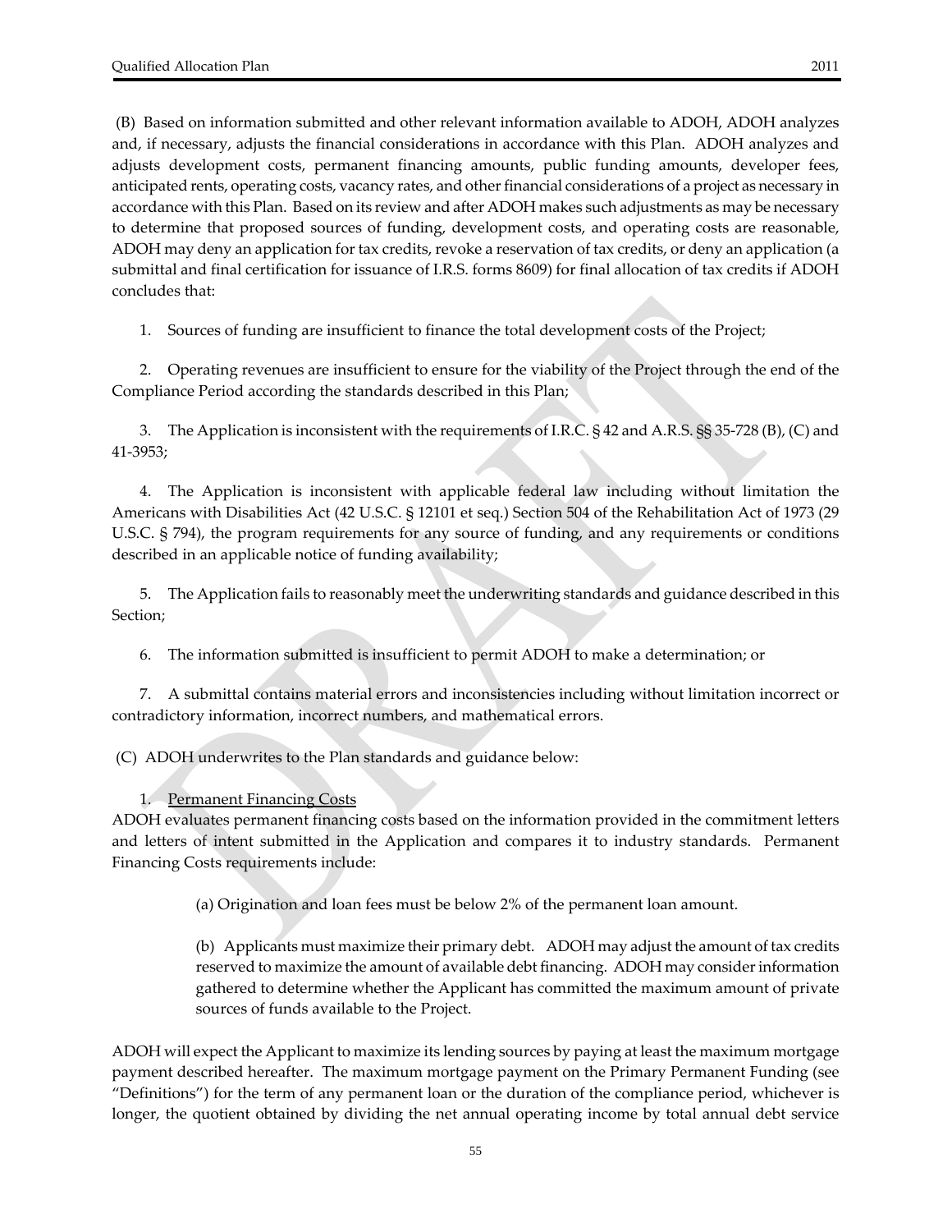(B) Based on information submitted and other relevant information available to ADOH, ADOH analyzes and, if necessary, adjusts the financial considerations in accordance with this Plan. ADOH analyzes and adjusts development costs, permanent financing amounts, public funding amounts, developer fees, anticipated rents, operating costs, vacancy rates, and other financial considerations of a project as necessary in accordance with this Plan. Based on its review and after ADOH makes such adjustments as may be necessary to determine that proposed sources of funding, development costs, and operating costs are reasonable, ADOH may deny an application for tax credits, revoke a reservation of tax credits, or deny an application (a submittal and final certification for issuance of I.R.S. forms 8609) for final allocation of tax credits if ADOH concludes that:

1. Sources of funding are insufficient to finance the total development costs of the Project;

2. Operating revenues are insufficient to ensure for the viability of the Project through the end of the Compliance Period according the standards described in this Plan;

3. The Application is inconsistent with the requirements of I.R.C. § 42 and A.R.S. §§ 35-728 (B), (C) and 41-3953;

4. The Application is inconsistent with applicable federal law including without limitation the Americans with Disabilities Act (42 U.S.C. § 12101 et seq.) Section 504 of the Rehabilitation Act of 1973 (29 U.S.C. § 794), the program requirements for any source of funding, and any requirements or conditions described in an applicable notice of funding availability;

5. The Application fails to reasonably meet the underwriting standards and guidance described in this Section;

6. The information submitted is insufficient to permit ADOH to make a determination; or

7. A submittal contains material errors and inconsistencies including without limitation incorrect or contradictory information, incorrect numbers, and mathematical errors.

(C) ADOH underwrites to the Plan standards and guidance below:

1. Permanent Financing Costs

ADOH evaluates permanent financing costs based on the information provided in the commitment letters and letters of intent submitted in the Application and compares it to industry standards. Permanent Financing Costs requirements include:

(a) Origination and loan fees must be below 2% of the permanent loan amount.

(b) Applicants must maximize their primary debt. ADOH may adjust the amount of tax credits reserved to maximize the amount of available debt financing. ADOH may consider information gathered to determine whether the Applicant has committed the maximum amount of private sources of funds available to the Project.

ADOH will expect the Applicant to maximize its lending sources by paying at least the maximum mortgage payment described hereafter. The maximum mortgage payment on the Primary Permanent Funding (see "Definitions") for the term of any permanent loan or the duration of the compliance period, whichever is longer, the quotient obtained by dividing the net annual operating income by total annual debt service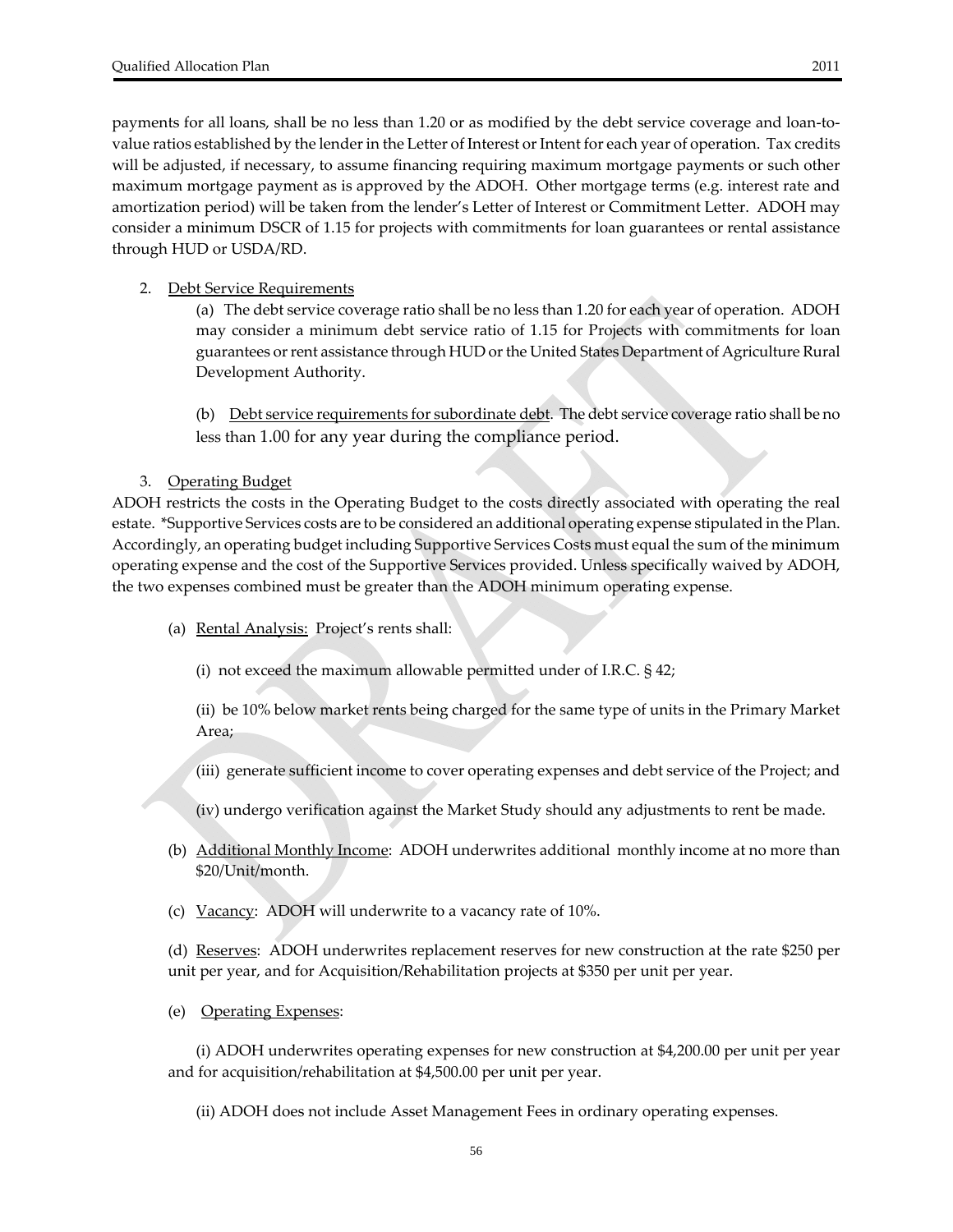payments for all loans, shall be no less than 1.20 or as modified by the debt service coverage and loan-to-value ratios established by the lender in the Letter of Interest or Intent for each year of operation. Tax credits will be adjusted, if necessary, to assume financing requiring maximum mortgage payments or such other maximum mortgage payment as is approved by the ADOH. Other mortgage terms (e.g. interest rate and amortization period) will be taken from the lender's Letter of Interest or Commitment Letter. ADOH may consider a minimum DSCR of 1.15 for projects with commitments for loan guarantees or rental assistance through HUD or USDA/RD.

2. Debt Service Requirements

   (a) The debt service coverage ratio shall be no less than 1.20 for each year of operation. ADOH may consider a minimum debt service ratio of 1.15 for Projects with commitments for loan guarantees or rent assistance through HUD or the United States Department of Agriculture Rural Development Authority.

   (b) Debt service requirements for subordinate debt. The debt service coverage ratio shall be no less than 1.00 for any year during the compliance period.

3. Operating Budget

ADOH restricts the costs in the Operating Budget to the costs directly associated with operating the real estate. *Supportive Services costs are to be considered an additional operating expense stipulated in the Plan. Accordingly, an operating budget including Supportive Services Costs must equal the sum of the minimum operating expense and the cost of the Supportive Services provided. Unless specifically waived by ADOH, the two expenses combined must be greater than the ADOH minimum operating expense.

(a) Rental Analysis: Project's rents shall:

   (i) not exceed the maximum allowable permitted under of I.R.C. § 42;

   (ii) be 10% below market rents being charged for the same type of units in the Primary Market Area;

   (iii) generate sufficient income to cover operating expenses and debt service of the Project; and

   (iv) undergo verification against the Market Study should any adjustments to rent be made.

(b) Additional Monthly Income: ADOH underwrites additional monthly income at no more than $20/Unit/month.

(c) Vacancy: ADOH will underwrite to a vacancy rate of 10%.

(d) Reserves: ADOH underwrites replacement reserves for new construction at the rate $250 per unit per year, and for Acquisition/Rehabilitation projects at $350 per unit per year.

(e) Operating Expenses:

   (i) ADOH underwrites operating expenses for new construction at $4,200.00 per unit per year and for acquisition/rehabilitation at $4,500.00 per unit per year.

   (ii) ADOH does not include Asset Management Fees in ordinary operating expenses.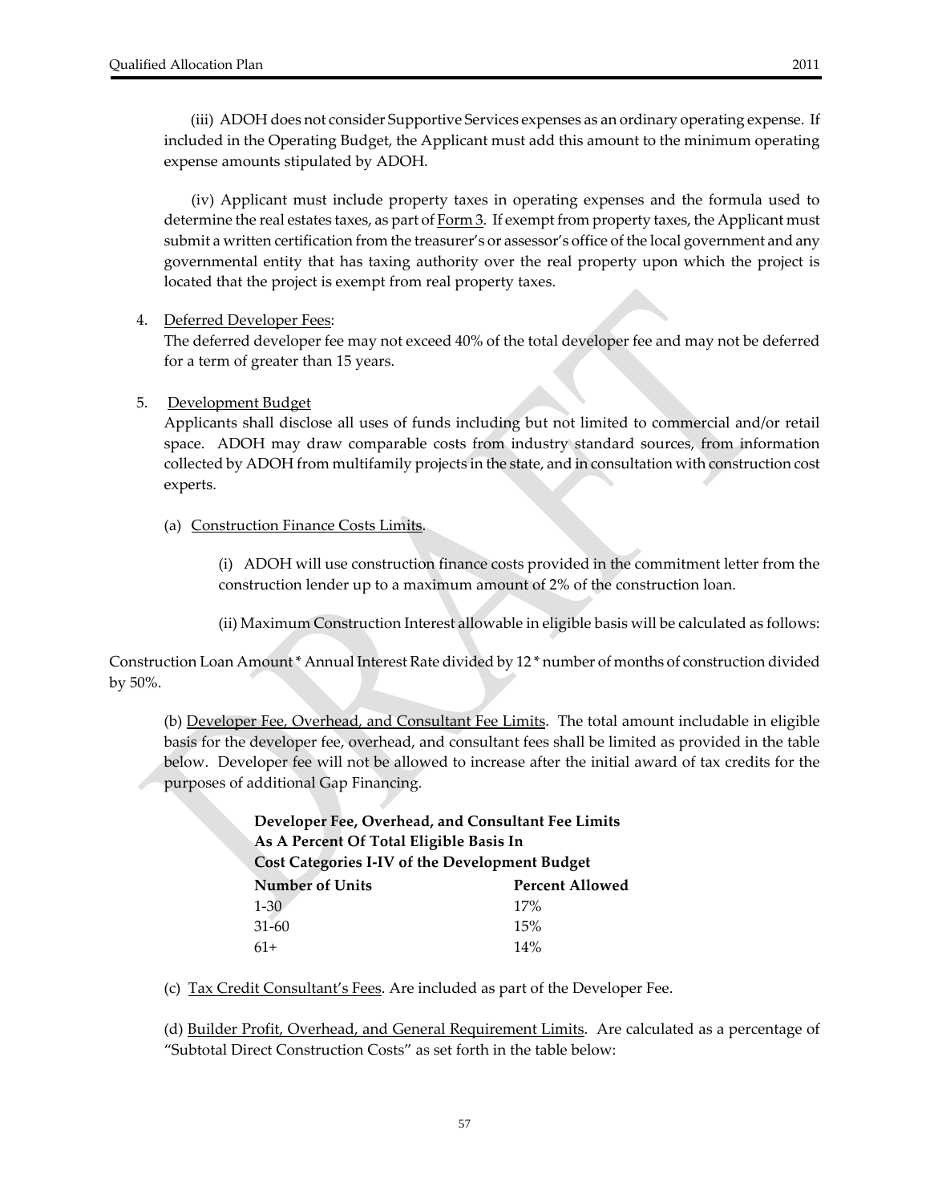(iii) ADOH does not consider Supportive Services expenses as an ordinary operating expense. If included in the Operating Budget, the Applicant must add this amount to the minimum operating expense amounts stipulated by ADOH.

(iv) Applicant must include property taxes in operating expenses and the formula used to determine the real estates taxes, as part of Form 3. If exempt from property taxes, the Applicant must submit a written certification from the treasurer's or assessor's office of the local government and any governmental entity that has taxing authority over the real property upon which the project is located that the project is exempt from real property taxes.

4. Deferred Developer Fees:
   The deferred developer fee may not exceed 40% of the total developer fee and may not be deferred for a term of greater than 15 years.

5. Development Budget
   Applicants shall disclose all uses of funds including but not limited to commercial and/or retail space. ADOH may draw comparable costs from industry standard sources, from information collected by ADOH from multifamily projects in the state, and in consultation with construction cost experts.

   (a) Construction Finance Costs Limits.

   (i) ADOH will use construction finance costs provided in the commitment letter from the construction lender up to a maximum amount of 2% of the construction loan.

   (ii) Maximum Construction Interest allowable in eligible basis will be calculated as follows:

Construction Loan Amount * Annual Interest Rate divided by 12 * number of months of construction divided by 50%.

(b) Developer Fee, Overhead, and Consultant Fee Limits. The total amount includable in eligible basis for the developer fee, overhead, and consultant fees shall be limited as provided in the table below. Developer fee will not be allowed to increase after the initial award of tax credits for the purposes of additional Gap Financing.

**Developer Fee, Overhead, and Consultant Fee Limits**
**As A Percent Of Total Eligible Basis In**
**Cost Categories I-IV of the Development Budget**

| Number of Units | Percent Allowed |
|---|---|
| 1-30 | 17% |
| 31-60 | 15% |
| 61+ | 14% |

(c) Tax Credit Consultant's Fees. Are included as part of the Developer Fee.

(d) Builder Profit, Overhead, and General Requirement Limits. Are calculated as a percentage of "Subtotal Direct Construction Costs" as set forth in the table below: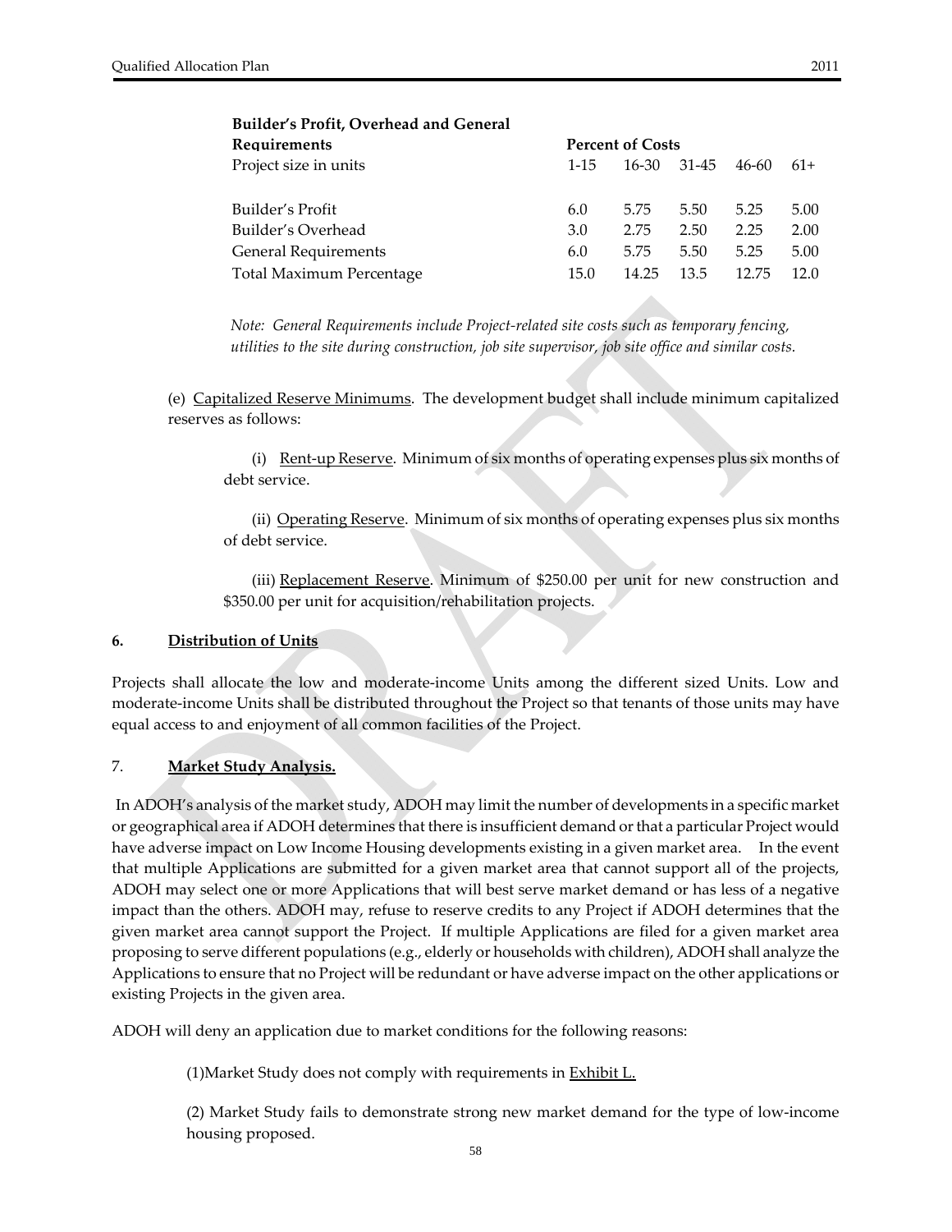| **Builder's Profit, Overhead and General Requirements** | **Percent of Costs** | | | | |
|---|---|---|---|---|---|
| Project size in units | 1-15 | 16-30 | 31-45 | 46-60 | 61+ |
| Builder's Profit | 6.0 | 5.75 | 5.50 | 5.25 | 5.00 |
| Builder's Overhead | 3.0 | 2.75 | 2.50 | 2.25 | 2.00 |
| General Requirements | 6.0 | 5.75 | 5.50 | 5.25 | 5.00 |
| Total Maximum Percentage | 15.0 | 14.25 | 13.5 | 12.75 | 12.0 |

*Note: General Requirements include Project-related site costs such as temporary fencing, utilities to the site during construction, job site supervisor, job site office and similar costs.*

(e) Capitalized Reserve Minimums. The development budget shall include minimum capitalized reserves as follows:

(i) Rent-up Reserve. Minimum of six months of operating expenses plus six months of debt service.

(ii) Operating Reserve. Minimum of six months of operating expenses plus six months of debt service.

(iii) Replacement Reserve. Minimum of $250.00 per unit for new construction and $350.00 per unit for acquisition/rehabilitation projects.

**6. Distribution of Units**

Projects shall allocate the low and moderate-income Units among the different sized Units. Low and moderate-income Units shall be distributed throughout the Project so that tenants of those units may have equal access to and enjoyment of all common facilities of the Project.

7. **Market Study Analysis.**

In ADOH's analysis of the market study, ADOH may limit the number of developments in a specific market or geographical area if ADOH determines that there is insufficient demand or that a particular Project would have adverse impact on Low Income Housing developments existing in a given market area. In the event that multiple Applications are submitted for a given market area that cannot support all of the projects, ADOH may select one or more Applications that will best serve market demand or has less of a negative impact than the others. ADOH may, refuse to reserve credits to any Project if ADOH determines that the given market area cannot support the Project. If multiple Applications are filed for a given market area proposing to serve different populations (e.g., elderly or households with children), ADOH shall analyze the Applications to ensure that no Project will be redundant or have adverse impact on the other applications or existing Projects in the given area.

ADOH will deny an application due to market conditions for the following reasons:

(1)Market Study does not comply with requirements in Exhibit L.

(2) Market Study fails to demonstrate strong new market demand for the type of low-income housing proposed.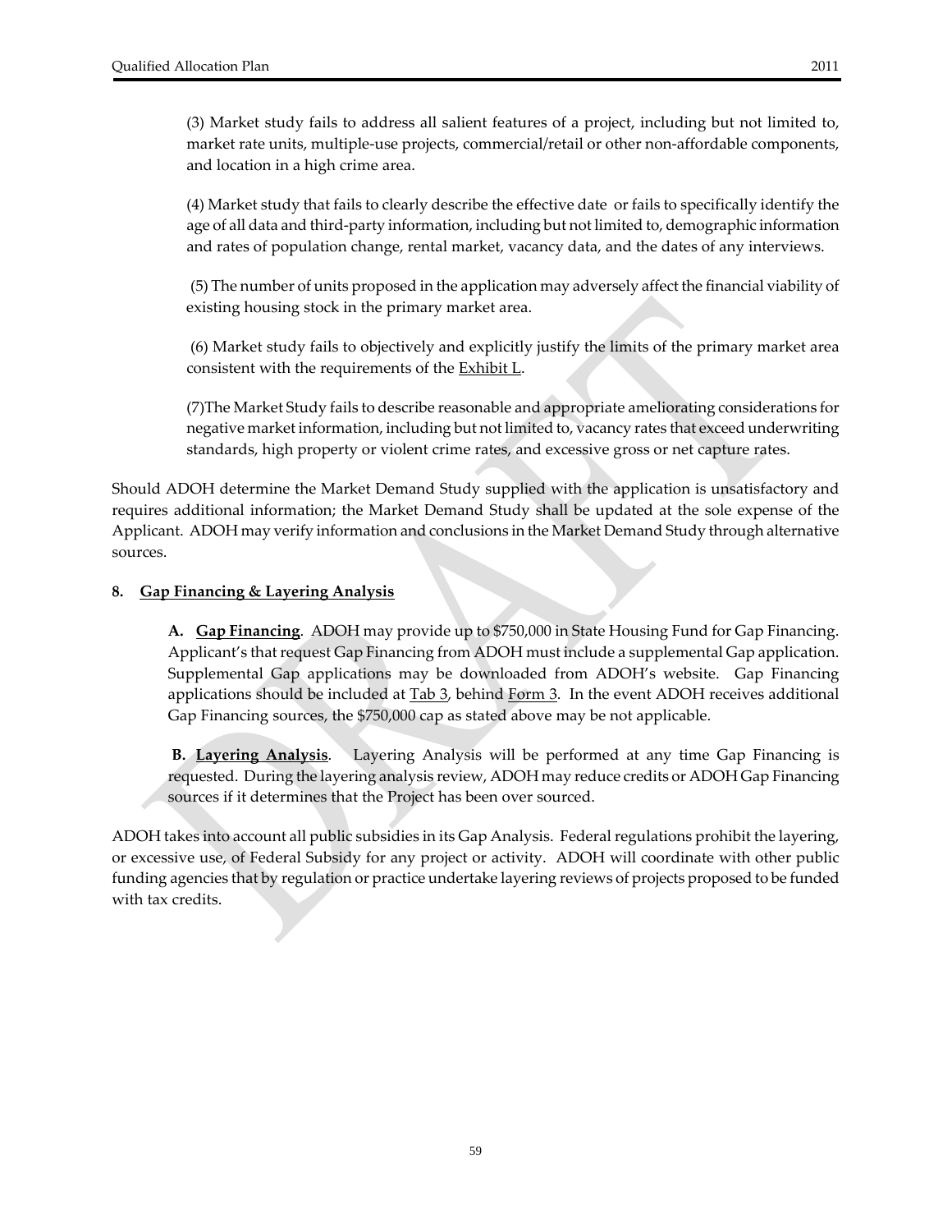(3) Market study fails to address all salient features of a project, including but not limited to, market rate units, multiple-use projects, commercial/retail or other non-affordable components, and location in a high crime area.

(4) Market study that fails to clearly describe the effective date or fails to specifically identify the age of all data and third-party information, including but not limited to, demographic information and rates of population change, rental market, vacancy data, and the dates of any interviews.

(5) The number of units proposed in the application may adversely affect the financial viability of existing housing stock in the primary market area.

(6) Market study fails to objectively and explicitly justify the limits of the primary market area consistent with the requirements of the Exhibit L.

(7)The Market Study fails to describe reasonable and appropriate ameliorating considerations for negative market information, including but not limited to, vacancy rates that exceed underwriting standards, high property or violent crime rates, and excessive gross or net capture rates.

Should ADOH determine the Market Demand Study supplied with the application is unsatisfactory and requires additional information; the Market Demand Study shall be updated at the sole expense of the Applicant. ADOH may verify information and conclusions in the Market Demand Study through alternative sources.

**8. Gap Financing & Layering Analysis**

**A. Gap Financing**. ADOH may provide up to $750,000 in State Housing Fund for Gap Financing. Applicant's that request Gap Financing from ADOH must include a supplemental Gap application. Supplemental Gap applications may be downloaded from ADOH's website. Gap Financing applications should be included at Tab 3, behind Form 3. In the event ADOH receives additional Gap Financing sources, the $750,000 cap as stated above may be not applicable.

**B. Layering Analysis**. Layering Analysis will be performed at any time Gap Financing is requested. During the layering analysis review, ADOH may reduce credits or ADOH Gap Financing sources if it determines that the Project has been over sourced.

ADOH takes into account all public subsidies in its Gap Analysis. Federal regulations prohibit the layering, or excessive use, of Federal Subsidy for any project or activity. ADOH will coordinate with other public funding agencies that by regulation or practice undertake layering reviews of projects proposed to be funded with tax credits.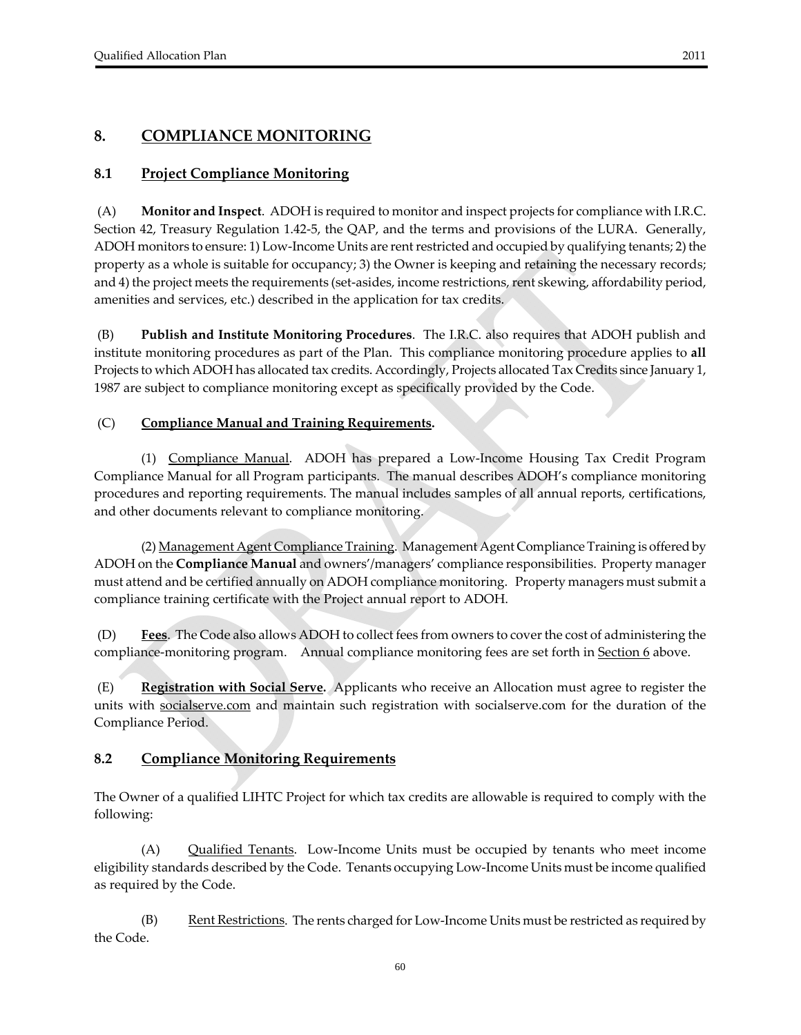## 8. COMPLIANCE MONITORING

### 8.1 Project Compliance Monitoring

(A) **Monitor and Inspect**. ADOH is required to monitor and inspect projects for compliance with I.R.C. Section 42, Treasury Regulation 1.42-5, the QAP, and the terms and provisions of the LURA. Generally, ADOH monitors to ensure: 1) Low-Income Units are rent restricted and occupied by qualifying tenants; 2) the property as a whole is suitable for occupancy; 3) the Owner is keeping and retaining the necessary records; and 4) the project meets the requirements (set-asides, income restrictions, rent skewing, affordability period, amenities and services, etc.) described in the application for tax credits.

(B) **Publish and Institute Monitoring Procedures**. The I.R.C. also requires that ADOH publish and institute monitoring procedures as part of the Plan. This compliance monitoring procedure applies to **all** Projects to which ADOH has allocated tax credits. Accordingly, Projects allocated Tax Credits since January 1, 1987 are subject to compliance monitoring except as specifically provided by the Code.

(C) **Compliance Manual and Training Requirements.**

(1) Compliance Manual. ADOH has prepared a Low-Income Housing Tax Credit Program Compliance Manual for all Program participants. The manual describes ADOH's compliance monitoring procedures and reporting requirements. The manual includes samples of all annual reports, certifications, and other documents relevant to compliance monitoring.

(2) Management Agent Compliance Training. Management Agent Compliance Training is offered by ADOH on the **Compliance Manual** and owners'/managers' compliance responsibilities. Property manager must attend and be certified annually on ADOH compliance monitoring. Property managers must submit a compliance training certificate with the Project annual report to ADOH.

(D) **Fees**. The Code also allows ADOH to collect fees from owners to cover the cost of administering the compliance-monitoring program. Annual compliance monitoring fees are set forth in Section 6 above.

(E) **Registration with Social Serve.** Applicants who receive an Allocation must agree to register the units with socialserve.com and maintain such registration with socialserve.com for the duration of the Compliance Period.

### 8.2 Compliance Monitoring Requirements

The Owner of a qualified LIHTC Project for which tax credits are allowable is required to comply with the following:

(A) Qualified Tenants. Low-Income Units must be occupied by tenants who meet income eligibility standards described by the Code. Tenants occupying Low-Income Units must be income qualified as required by the Code.

(B) Rent Restrictions. The rents charged for Low-Income Units must be restricted as required by the Code.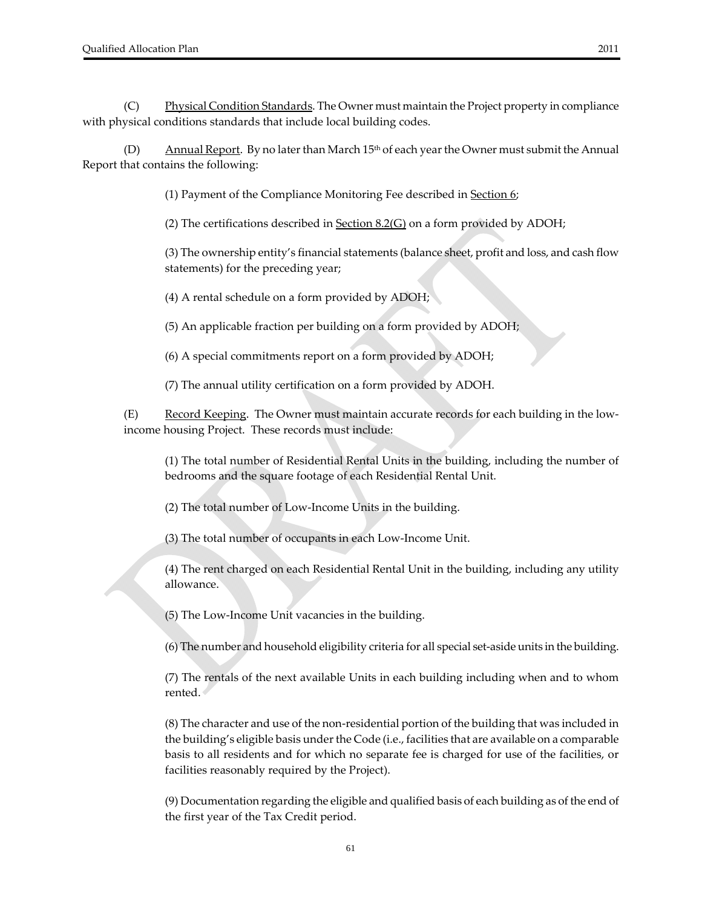(C) Physical Condition Standards. The Owner must maintain the Project property in compliance with physical conditions standards that include local building codes.

(D) Annual Report. By no later than March 15th of each year the Owner must submit the Annual Report that contains the following:

(1) Payment of the Compliance Monitoring Fee described in Section 6;

(2) The certifications described in Section 8.2(G) on a form provided by ADOH;

(3) The ownership entity's financial statements (balance sheet, profit and loss, and cash flow statements) for the preceding year;

(4) A rental schedule on a form provided by ADOH;

(5) An applicable fraction per building on a form provided by ADOH;

(6) A special commitments report on a form provided by ADOH;

(7) The annual utility certification on a form provided by ADOH.

(E) Record Keeping. The Owner must maintain accurate records for each building in the low-income housing Project. These records must include:

(1) The total number of Residential Rental Units in the building, including the number of bedrooms and the square footage of each Residential Rental Unit.

(2) The total number of Low-Income Units in the building.

(3) The total number of occupants in each Low-Income Unit.

(4) The rent charged on each Residential Rental Unit in the building, including any utility allowance.

(5) The Low-Income Unit vacancies in the building.

(6) The number and household eligibility criteria for all special set-aside units in the building.

(7) The rentals of the next available Units in each building including when and to whom rented.

(8) The character and use of the non-residential portion of the building that was included in the building's eligible basis under the Code (i.e., facilities that are available on a comparable basis to all residents and for which no separate fee is charged for use of the facilities, or facilities reasonably required by the Project).

(9) Documentation regarding the eligible and qualified basis of each building as of the end of the first year of the Tax Credit period.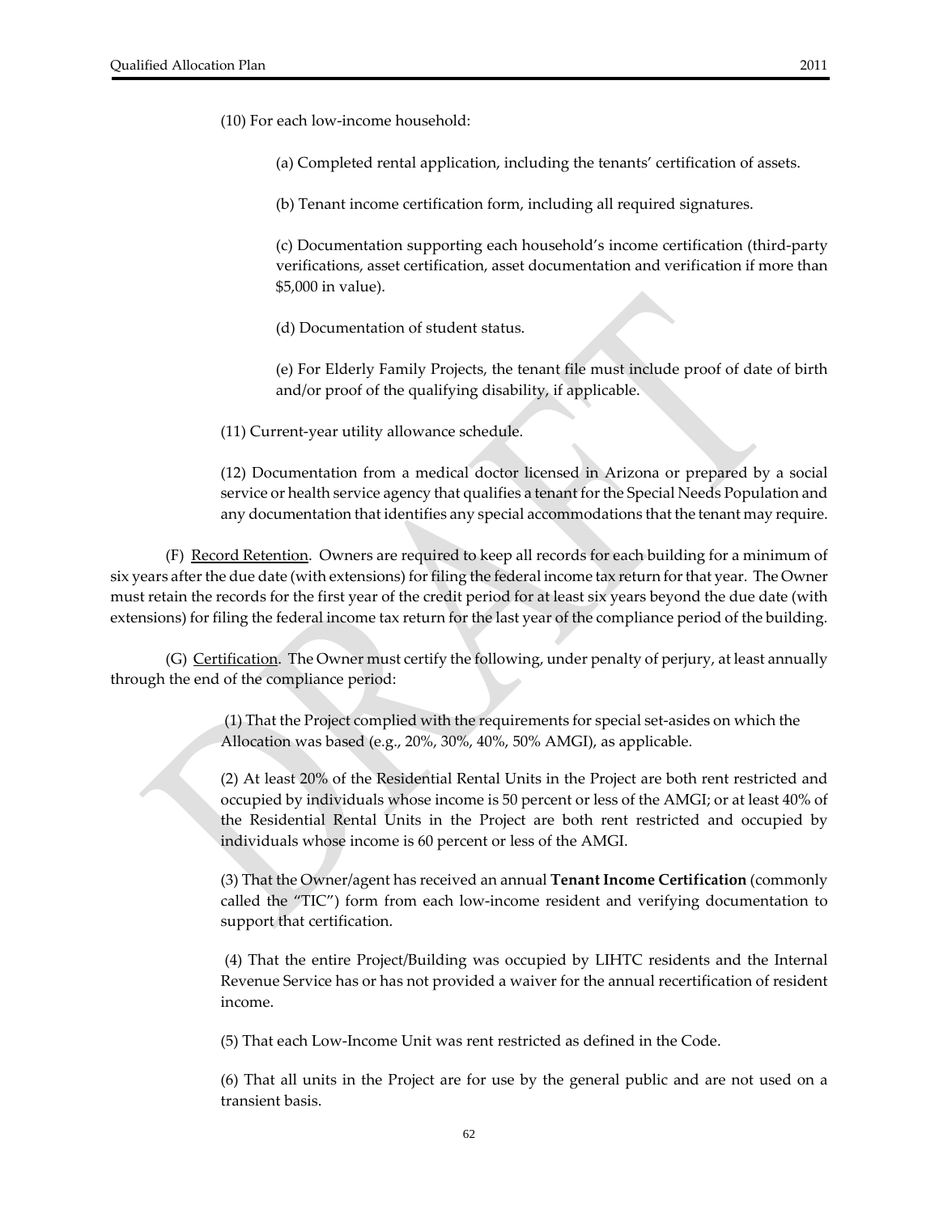(10) For each low-income household:

(a) Completed rental application, including the tenants' certification of assets.

(b) Tenant income certification form, including all required signatures.

(c) Documentation supporting each household's income certification (third-party verifications, asset certification, asset documentation and verification if more than \$5,000 in value).

(d) Documentation of student status.

(e) For Elderly Family Projects, the tenant file must include proof of date of birth and/or proof of the qualifying disability, if applicable.

(11) Current-year utility allowance schedule.

(12) Documentation from a medical doctor licensed in Arizona or prepared by a social service or health service agency that qualifies a tenant for the Special Needs Population and any documentation that identifies any special accommodations that the tenant may require.

(F) <u>Record Retention</u>. Owners are required to keep all records for each building for a minimum of six years after the due date (with extensions) for filing the federal income tax return for that year. The Owner must retain the records for the first year of the credit period for at least six years beyond the due date (with extensions) for filing the federal income tax return for the last year of the compliance period of the building.

(G) <u>Certification</u>. The Owner must certify the following, under penalty of perjury, at least annually through the end of the compliance period:

(1) That the Project complied with the requirements for special set-asides on which the Allocation was based (e.g., 20%, 30%, 40%, 50% AMGI), as applicable.

(2) At least 20% of the Residential Rental Units in the Project are both rent restricted and occupied by individuals whose income is 50 percent or less of the AMGI; or at least 40% of the Residential Rental Units in the Project are both rent restricted and occupied by individuals whose income is 60 percent or less of the AMGI.

(3) That the Owner/agent has received an annual **Tenant Income Certification** (commonly called the "TIC") form from each low-income resident and verifying documentation to support that certification.

(4) That the entire Project/Building was occupied by LIHTC residents and the Internal Revenue Service has or has not provided a waiver for the annual recertification of resident income.

(5) That each Low-Income Unit was rent restricted as defined in the Code.

(6) That all units in the Project are for use by the general public and are not used on a transient basis.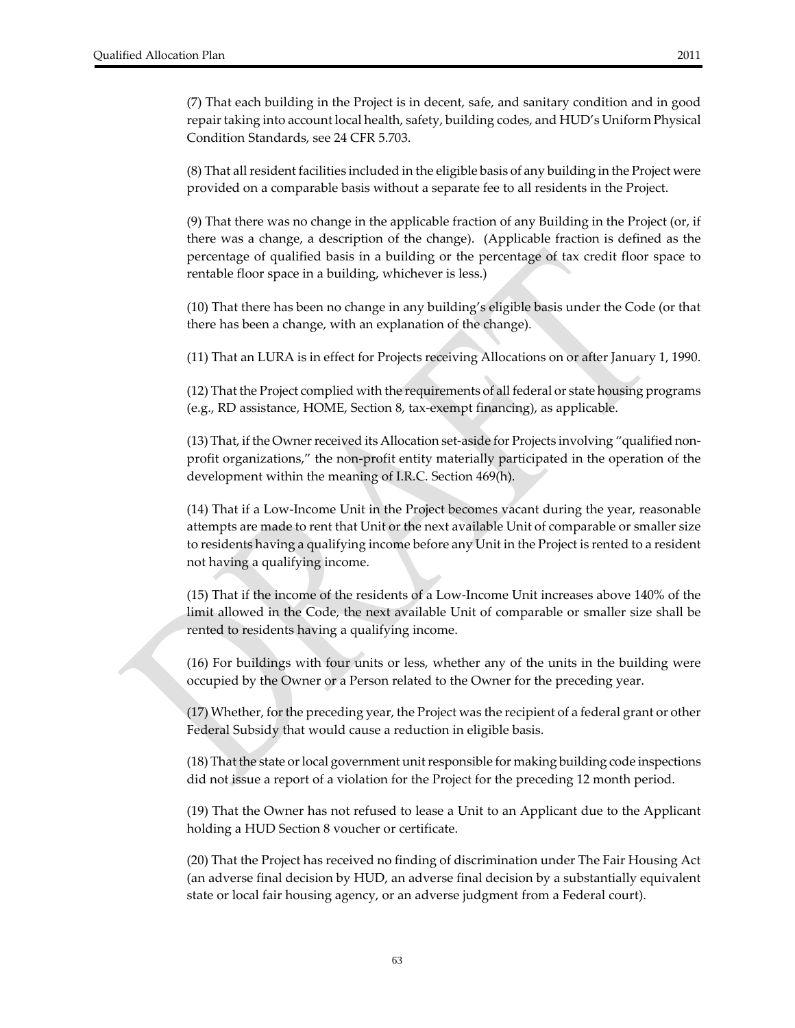(7) That each building in the Project is in decent, safe, and sanitary condition and in good repair taking into account local health, safety, building codes, and HUD's Uniform Physical Condition Standards, see 24 CFR 5.703.

(8) That all resident facilities included in the eligible basis of any building in the Project were provided on a comparable basis without a separate fee to all residents in the Project.

(9) That there was no change in the applicable fraction of any Building in the Project (or, if there was a change, a description of the change). (Applicable fraction is defined as the percentage of qualified basis in a building or the percentage of tax credit floor space to rentable floor space in a building, whichever is less.)

(10) That there has been no change in any building's eligible basis under the Code (or that there has been a change, with an explanation of the change).

(11) That an LURA is in effect for Projects receiving Allocations on or after January 1, 1990.

(12) That the Project complied with the requirements of all federal or state housing programs (e.g., RD assistance, HOME, Section 8, tax-exempt financing), as applicable.

(13) That, if the Owner received its Allocation set-aside for Projects involving "qualified non-profit organizations," the non-profit entity materially participated in the operation of the development within the meaning of I.R.C. Section 469(h).

(14) That if a Low-Income Unit in the Project becomes vacant during the year, reasonable attempts are made to rent that Unit or the next available Unit of comparable or smaller size to residents having a qualifying income before any Unit in the Project is rented to a resident not having a qualifying income.

(15) That if the income of the residents of a Low-Income Unit increases above 140% of the limit allowed in the Code, the next available Unit of comparable or smaller size shall be rented to residents having a qualifying income.

(16) For buildings with four units or less, whether any of the units in the building were occupied by the Owner or a Person related to the Owner for the preceding year.

(17) Whether, for the preceding year, the Project was the recipient of a federal grant or other Federal Subsidy that would cause a reduction in eligible basis.

(18) That the state or local government unit responsible for making building code inspections did not issue a report of a violation for the Project for the preceding 12 month period.

(19) That the Owner has not refused to lease a Unit to an Applicant due to the Applicant holding a HUD Section 8 voucher or certificate.

(20) That the Project has received no finding of discrimination under The Fair Housing Act (an adverse final decision by HUD, an adverse final decision by a substantially equivalent state or local fair housing agency, or an adverse judgment from a Federal court).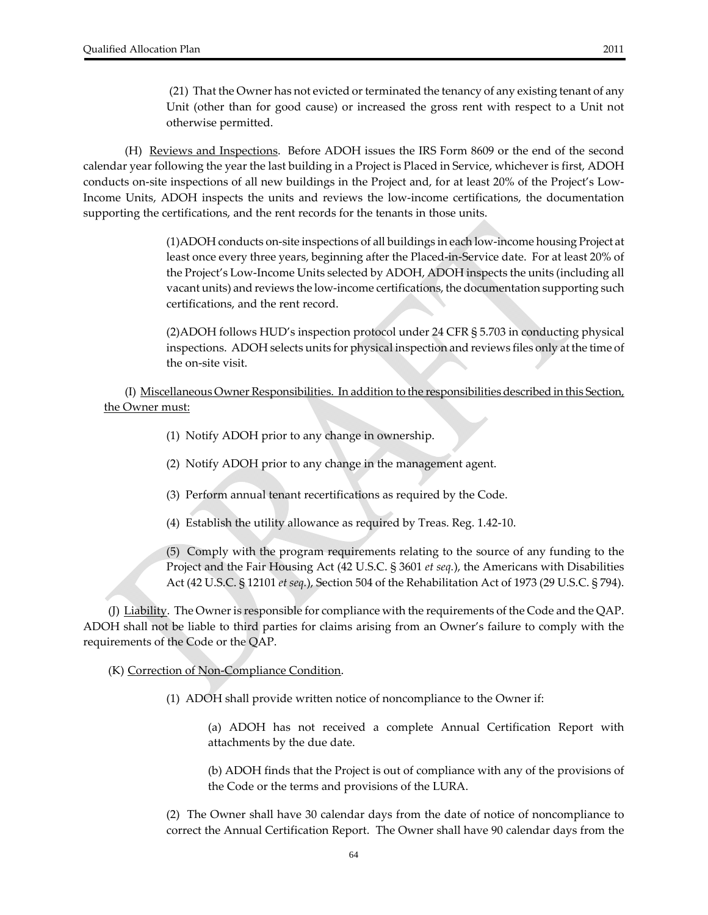(21) That the Owner has not evicted or terminated the tenancy of any existing tenant of any Unit (other than for good cause) or increased the gross rent with respect to a Unit not otherwise permitted.

(H) Reviews and Inspections. Before ADOH issues the IRS Form 8609 or the end of the second calendar year following the year the last building in a Project is Placed in Service, whichever is first, ADOH conducts on-site inspections of all new buildings in the Project and, for at least 20% of the Project's Low-Income Units, ADOH inspects the units and reviews the low-income certifications, the documentation supporting the certifications, and the rent records for the tenants in those units.

(1)ADOH conducts on-site inspections of all buildings in each low-income housing Project at least once every three years, beginning after the Placed-in-Service date. For at least 20% of the Project's Low-Income Units selected by ADOH, ADOH inspects the units (including all vacant units) and reviews the low-income certifications, the documentation supporting such certifications, and the rent record.

(2)ADOH follows HUD's inspection protocol under 24 CFR § 5.703 in conducting physical inspections. ADOH selects units for physical inspection and reviews files only at the time of the on-site visit.

(I) Miscellaneous Owner Responsibilities. In addition to the responsibilities described in this Section, the Owner must:

(1) Notify ADOH prior to any change in ownership.

(2) Notify ADOH prior to any change in the management agent.

(3) Perform annual tenant recertifications as required by the Code.

(4) Establish the utility allowance as required by Treas. Reg. 1.42-10.

(5) Comply with the program requirements relating to the source of any funding to the Project and the Fair Housing Act (42 U.S.C. § 3601 *et seq.*), the Americans with Disabilities Act (42 U.S.C. § 12101 *et seq.*), Section 504 of the Rehabilitation Act of 1973 (29 U.S.C. § 794).

(J) Liability. The Owner is responsible for compliance with the requirements of the Code and the QAP. ADOH shall not be liable to third parties for claims arising from an Owner's failure to comply with the requirements of the Code or the QAP.

(K) Correction of Non-Compliance Condition.

(1) ADOH shall provide written notice of noncompliance to the Owner if:

(a) ADOH has not received a complete Annual Certification Report with attachments by the due date.

(b) ADOH finds that the Project is out of compliance with any of the provisions of the Code or the terms and provisions of the LURA.

(2) The Owner shall have 30 calendar days from the date of notice of noncompliance to correct the Annual Certification Report. The Owner shall have 90 calendar days from the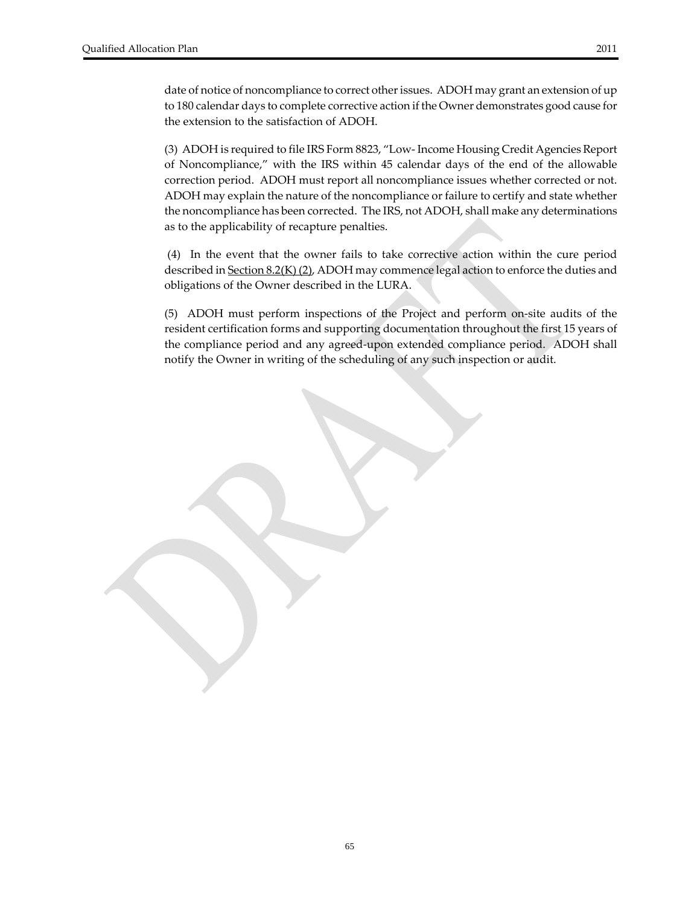date of notice of noncompliance to correct other issues. ADOH may grant an extension of up to 180 calendar days to complete corrective action if the Owner demonstrates good cause for the extension to the satisfaction of ADOH.

(3) ADOH is required to file IRS Form 8823, "Low- Income Housing Credit Agencies Report of Noncompliance," with the IRS within 45 calendar days of the end of the allowable correction period. ADOH must report all noncompliance issues whether corrected or not. ADOH may explain the nature of the noncompliance or failure to certify and state whether the noncompliance has been corrected. The IRS, not ADOH, shall make any determinations as to the applicability of recapture penalties.

(4) In the event that the owner fails to take corrective action within the cure period described in Section 8.2(K) (2), ADOH may commence legal action to enforce the duties and obligations of the Owner described in the LURA.

(5) ADOH must perform inspections of the Project and perform on-site audits of the resident certification forms and supporting documentation throughout the first 15 years of the compliance period and any agreed-upon extended compliance period. ADOH shall notify the Owner in writing of the scheduling of any such inspection or audit.